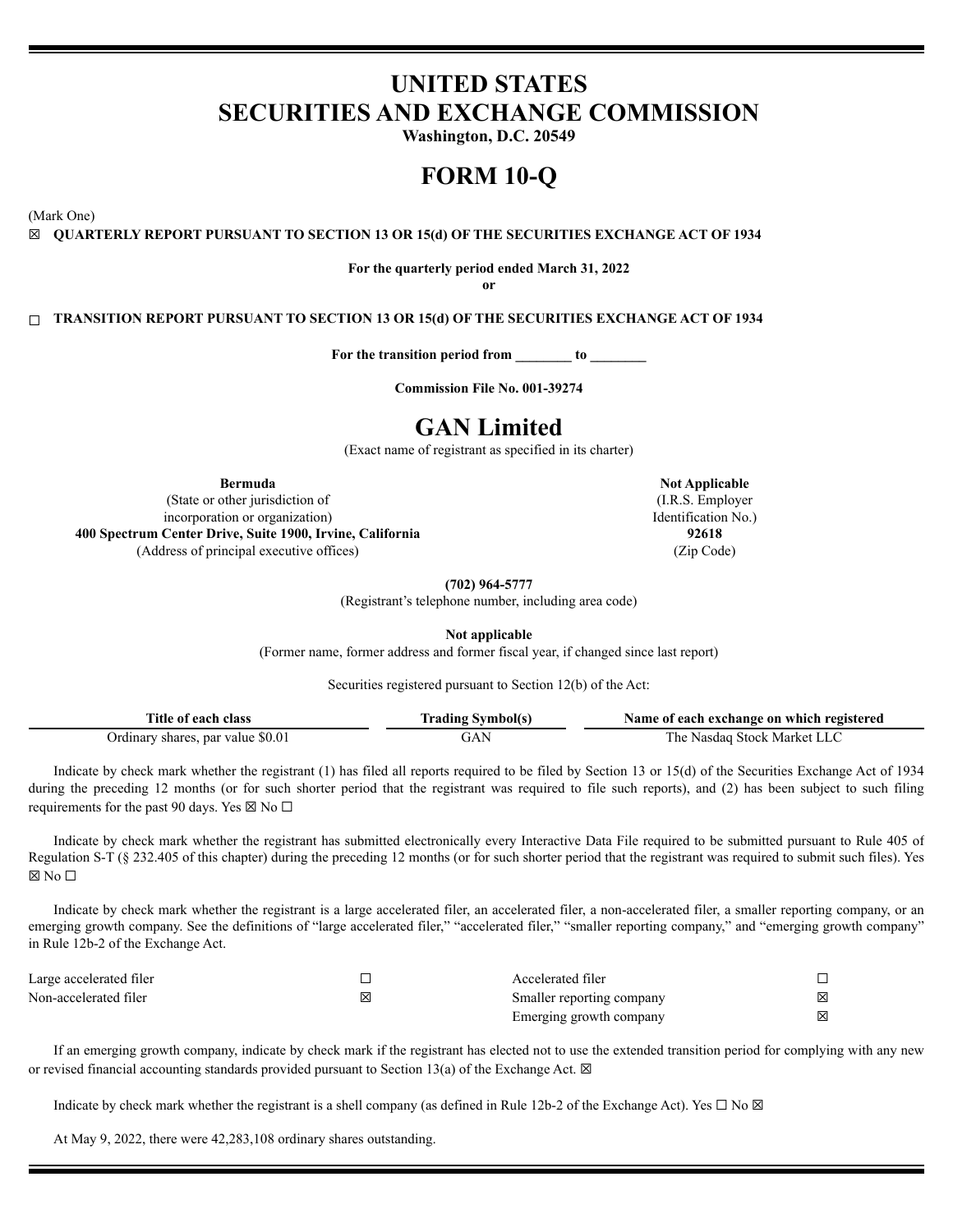# UNITED STATES
# SECURITIES AND EXCHANGE COMMISSION

**Washington, D.C. 20549**

# FORM 10-Q

(Mark One)

☒ **QUARTERLY REPORT PURSUANT TO SECTION 13 OR 15(d) OF THE SECURITIES EXCHANGE ACT OF 1934**

**For the quarterly period ended March 31, 2022**

**or**

☐ **TRANSITION REPORT PURSUANT TO SECTION 13 OR 15(d) OF THE SECURITIES EXCHANGE ACT OF 1934**

**For the transition period from ________ to ________**

**Commission File No. 001-39274**

# GAN Limited

(Exact name of registrant as specified in its charter)

| | |
|---|---|
| **Bermuda** | **Not Applicable** |
| (State or other jurisdiction of incorporation or organization) | (I.R.S. Employer Identification No.) |
| **400 Spectrum Center Drive, Suite 1900, Irvine, California** | **92618** |
| (Address of principal executive offices) | (Zip Code) |

**(702) 964-5777**

(Registrant's telephone number, including area code)

**Not applicable**

(Former name, former address and former fiscal year, if changed since last report)

Securities registered pursuant to Section 12(b) of the Act:

| Title of each class | Trading Symbol(s) | Name of each exchange on which registered |
|---|---|---|
| Ordinary shares, par value $0.01 | GAN | The Nasdaq Stock Market LLC |

Indicate by check mark whether the registrant (1) has filed all reports required to be filed by Section 13 or 15(d) of the Securities Exchange Act of 1934 during the preceding 12 months (or for such shorter period that the registrant was required to file such reports), and (2) has been subject to such filing requirements for the past 90 days. Yes ☒ No ☐

Indicate by check mark whether the registrant has submitted electronically every Interactive Data File required to be submitted pursuant to Rule 405 of Regulation S-T (§ 232.405 of this chapter) during the preceding 12 months (or for such shorter period that the registrant was required to submit such files). Yes ☒ No ☐

Indicate by check mark whether the registrant is a large accelerated filer, an accelerated filer, a non-accelerated filer, a smaller reporting company, or an emerging growth company. See the definitions of "large accelerated filer," "accelerated filer," "smaller reporting company," and "emerging growth company" in Rule 12b-2 of the Exchange Act.

| | | | |
|---|---|---|---|
| Large accelerated filer | ☐ | Accelerated filer | ☐ |
| Non-accelerated filer | ☒ | Smaller reporting company | ☒ |
| | | Emerging growth company | ☒ |

If an emerging growth company, indicate by check mark if the registrant has elected not to use the extended transition period for complying with any new or revised financial accounting standards provided pursuant to Section 13(a) of the Exchange Act. ☒

Indicate by check mark whether the registrant is a shell company (as defined in Rule 12b-2 of the Exchange Act). Yes ☐ No ☒

At May 9, 2022, there were 42,283,108 ordinary shares outstanding.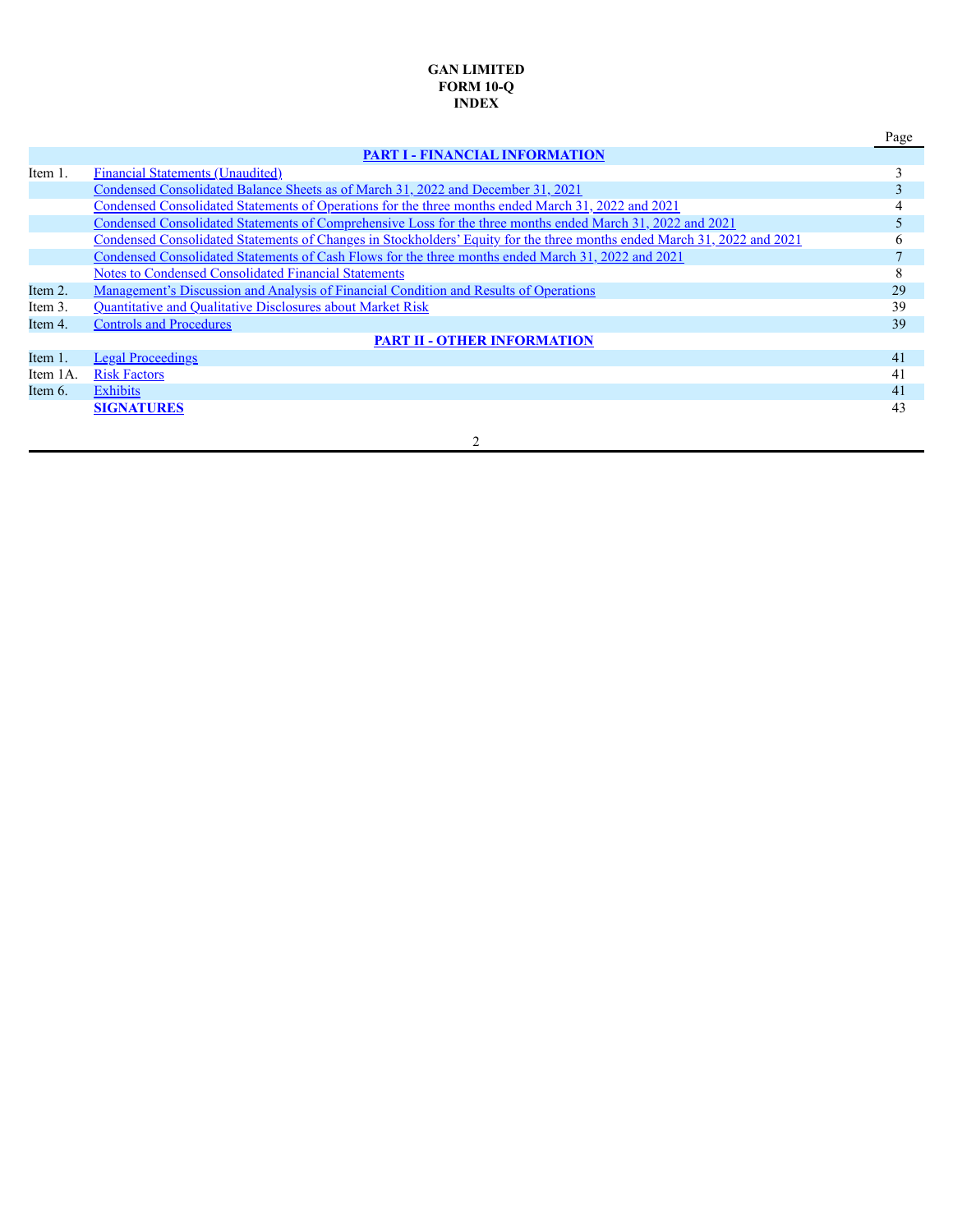**GAN LIMITED**
**FORM 10-Q**
**INDEX**

| | | Page |
|---|---|---|
| | **PART I - FINANCIAL INFORMATION** | |
| Item 1. | Financial Statements (Unaudited) | 3 |
| | Condensed Consolidated Balance Sheets as of March 31, 2022 and December 31, 2021 | 3 |
| | Condensed Consolidated Statements of Operations for the three months ended March 31, 2022 and 2021 | 4 |
| | Condensed Consolidated Statements of Comprehensive Loss for the three months ended March 31, 2022 and 2021 | 5 |
| | Condensed Consolidated Statements of Changes in Stockholders' Equity for the three months ended March 31, 2022 and 2021 | 6 |
| | Condensed Consolidated Statements of Cash Flows for the three months ended March 31, 2022 and 2021 | 7 |
| | Notes to Condensed Consolidated Financial Statements | 8 |
| Item 2. | Management's Discussion and Analysis of Financial Condition and Results of Operations | 29 |
| Item 3. | Quantitative and Qualitative Disclosures about Market Risk | 39 |
| Item 4. | Controls and Procedures | 39 |
| | **PART II - OTHER INFORMATION** | |
| Item 1. | Legal Proceedings | 41 |
| Item 1A. | Risk Factors | 41 |
| Item 6. | Exhibits | 41 |
| | **SIGNATURES** | 43 |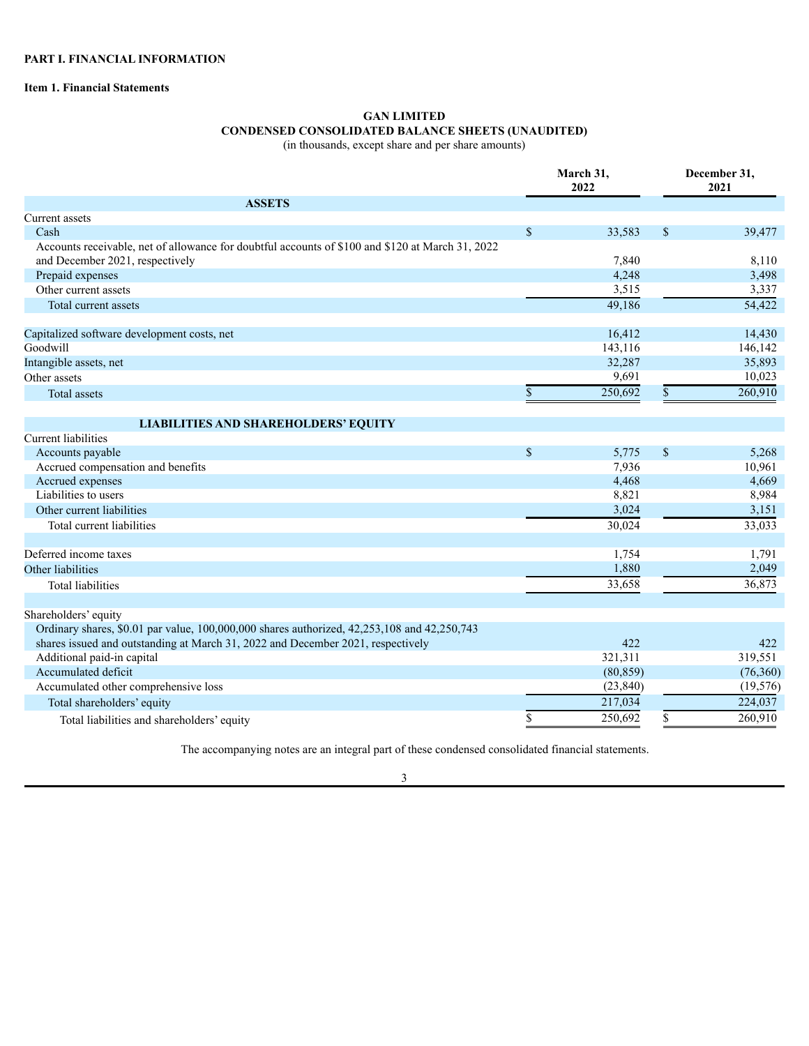**PART I. FINANCIAL INFORMATION**

**Item 1. Financial Statements**

**GAN LIMITED**
**CONDENSED CONSOLIDATED BALANCE SHEETS (UNAUDITED)**
(in thousands, except share and per share amounts)

| | March 31, 2022 | December 31, 2021 |
|---|---|---|
| **ASSETS** | | |
| Current assets | | |
| Cash | $ 33,583 | $ 39,477 |
| Accounts receivable, net of allowance for doubtful accounts of $100 and $120 at March 31, 2022 and December 2021, respectively | 7,840 | 8,110 |
| Prepaid expenses | 4,248 | 3,498 |
| Other current assets | 3,515 | 3,337 |
| Total current assets | 49,186 | 54,422 |
| | | |
| Capitalized software development costs, net | 16,412 | 14,430 |
| Goodwill | 143,116 | 146,142 |
| Intangible assets, net | 32,287 | 35,893 |
| Other assets | 9,691 | 10,023 |
| Total assets | $ 250,692 | $ 260,910 |
| | | |
| **LIABILITIES AND SHAREHOLDERS' EQUITY** | | |
| Current liabilities | | |
| Accounts payable | $ 5,775 | $ 5,268 |
| Accrued compensation and benefits | 7,936 | 10,961 |
| Accrued expenses | 4,468 | 4,669 |
| Liabilities to users | 8,821 | 8,984 |
| Other current liabilities | 3,024 | 3,151 |
| Total current liabilities | 30,024 | 33,033 |
| | | |
| Deferred income taxes | 1,754 | 1,791 |
| Other liabilities | 1,880 | 2,049 |
| Total liabilities | 33,658 | 36,873 |
| | | |
| Shareholders' equity | | |
| Ordinary shares, $0.01 par value, 100,000,000 shares authorized, 42,253,108 and 42,250,743 shares issued and outstanding at March 31, 2022 and December 2021, respectively | 422 | 422 |
| Additional paid-in capital | 321,311 | 319,551 |
| Accumulated deficit | (80,859) | (76,360) |
| Accumulated other comprehensive loss | (23,840) | (19,576) |
| Total shareholders' equity | 217,034 | 224,037 |
| Total liabilities and shareholders' equity | $ 250,692 | $ 260,910 |

The accompanying notes are an integral part of these condensed consolidated financial statements.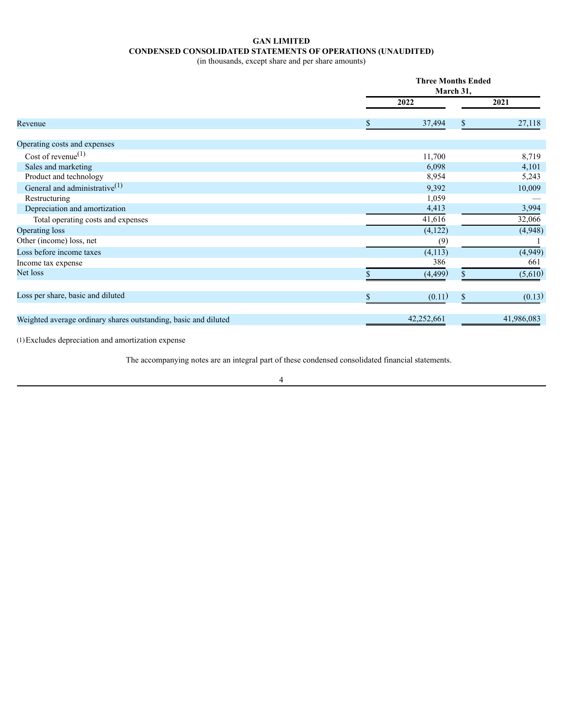# GAN LIMITED

## CONDENSED CONSOLIDATED STATEMENTS OF OPERATIONS (UNAUDITED)

(in thousands, except share and per share amounts)

| | Three Months Ended March 31, | |
|---|---|---|
| | 2022 | 2021 |
| Revenue | $ 37,494 | $ 27,118 |
| Operating costs and expenses | | |
| Cost of revenue[(1)] | 11,700 | 8,719 |
| Sales and marketing | 6,098 | 4,101 |
| Product and technology | 8,954 | 5,243 |
| General and administrative[(1)] | 9,392 | 10,009 |
| Restructuring | 1,059 | — |
| Depreciation and amortization | 4,413 | 3,994 |
| Total operating costs and expenses | 41,616 | 32,066 |
| Operating loss | (4,122) | (4,948) |
| Other (income) loss, net | (9) | 1 |
| Loss before income taxes | (4,113) | (4,949) |
| Income tax expense | 386 | 661 |
| Net loss | $ (4,499) | $ (5,610) |
| Loss per share, basic and diluted | $ (0.11) | $ (0.13) |
| Weighted average ordinary shares outstanding, basic and diluted | 42,252,661 | 41,986,083 |

(1) Excludes depreciation and amortization expense

The accompanying notes are an integral part of these condensed consolidated financial statements.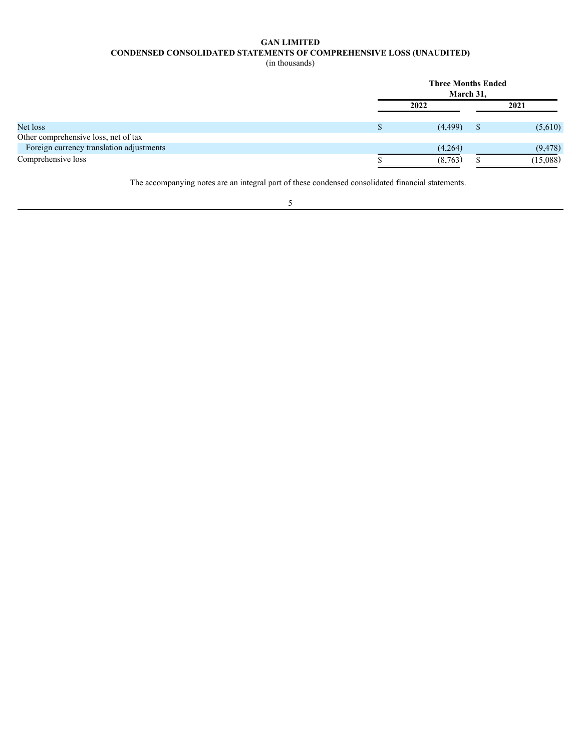# GAN LIMITED

## CONDENSED CONSOLIDATED STATEMENTS OF COMPREHENSIVE LOSS (UNAUDITED)

(in thousands)

| | Three Months Ended March 31, | |
|---|---|---|
| | 2022 | 2021 |
| Net loss | $ (4,499) | $ (5,610) |
| Other comprehensive loss, net of tax | | |
| Foreign currency translation adjustments | (4,264) | (9,478) |
| Comprehensive loss | $ (8,763) | $ (15,088) |

The accompanying notes are an integral part of these condensed consolidated financial statements.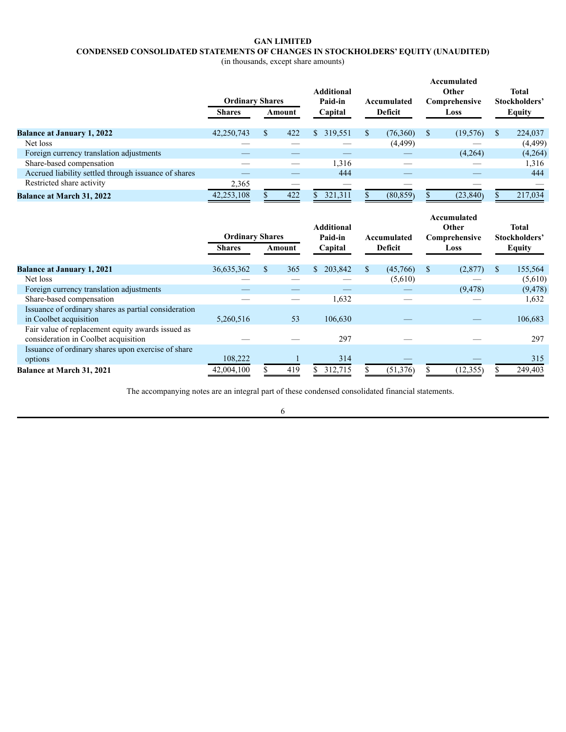**GAN LIMITED**

**CONDENSED CONSOLIDATED STATEMENTS OF CHANGES IN STOCKHOLDERS' EQUITY (UNAUDITED)**

(in thousands, except share amounts)

| | Ordinary Shares | | Additional Paid-in Capital | Accumulated Deficit | Accumulated Other Comprehensive Loss | Total Stockholders' Equity |
|---|---|---|---|---|---|---|
| | Shares | Amount | | | | |
| **Balance at January 1, 2022** | 42,250,743 | $ 422 | $ 319,551 | $ (76,360) | $ (19,576) | $ 224,037 |
| Net loss | — | — | — | (4,499) | — | (4,499) |
| Foreign currency translation adjustments | — | — | — | — | (4,264) | (4,264) |
| Share-based compensation | — | — | 1,316 | — | — | 1,316 |
| Accrued liability settled through issuance of shares | — | — | 444 | — | — | 444 |
| Restricted share activity | 2,365 | — | — | — | — | — |
| **Balance at March 31, 2022** | 42,253,108 | $ 422 | $ 321,311 | $ (80,859) | $ (23,840) | $ 217,034 |

| | Ordinary Shares | | Additional Paid-in Capital | Accumulated Deficit | Accumulated Other Comprehensive Loss | Total Stockholders' Equity |
|---|---|---|---|---|---|---|
| | Shares | Amount | | | | |
| **Balance at January 1, 2021** | 36,635,362 | $ 365 | $ 203,842 | $ (45,766) | $ (2,877) | $ 155,564 |
| Net loss | — | — | — | (5,610) | — | (5,610) |
| Foreign currency translation adjustments | — | — | — | — | (9,478) | (9,478) |
| Share-based compensation | — | — | 1,632 | — | — | 1,632 |
| Issuance of ordinary shares as partial consideration in Coolbet acquisition | 5,260,516 | 53 | 106,630 | — | — | 106,683 |
| Fair value of replacement equity awards issued as consideration in Coolbet acquisition | — | — | 297 | — | — | 297 |
| Issuance of ordinary shares upon exercise of share options | 108,222 | 1 | 314 | — | — | 315 |
| **Balance at March 31, 2021** | 42,004,100 | $ 419 | $ 312,715 | $ (51,376) | $ (12,355) | $ 249,403 |

The accompanying notes are an integral part of these condensed consolidated financial statements.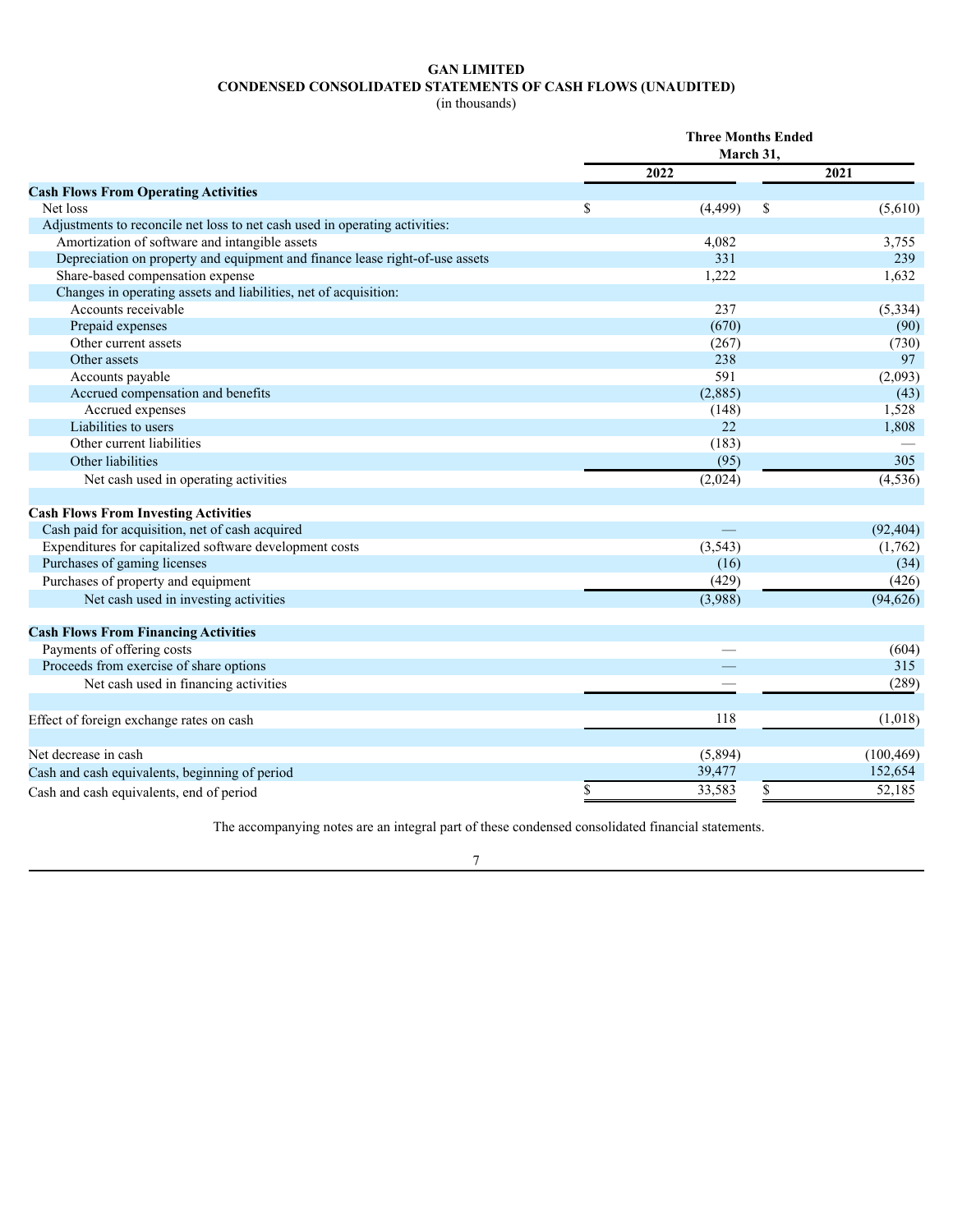# GAN LIMITED

## CONDENSED CONSOLIDATED STATEMENTS OF CASH FLOWS (UNAUDITED)

(in thousands)

| | Three Months Ended March 31, | |
|---|---|---|
| | 2022 | 2021 |
| **Cash Flows From Operating Activities** | | |
| Net loss | $ (4,499) | $ (5,610) |
| Adjustments to reconcile net loss to net cash used in operating activities: | | |
| Amortization of software and intangible assets | 4,082 | 3,755 |
| Depreciation on property and equipment and finance lease right-of-use assets | 331 | 239 |
| Share-based compensation expense | 1,222 | 1,632 |
| Changes in operating assets and liabilities, net of acquisition: | | |
| Accounts receivable | 237 | (5,334) |
| Prepaid expenses | (670) | (90) |
| Other current assets | (267) | (730) |
| Other assets | 238 | 97 |
| Accounts payable | 591 | (2,093) |
| Accrued compensation and benefits | (2,885) | (43) |
| Accrued expenses | (148) | 1,528 |
| Liabilities to users | 22 | 1,808 |
| Other current liabilities | (183) | — |
| Other liabilities | (95) | 305 |
| Net cash used in operating activities | (2,024) | (4,536) |
| | | |
| **Cash Flows From Investing Activities** | | |
| Cash paid for acquisition, net of cash acquired | — | (92,404) |
| Expenditures for capitalized software development costs | (3,543) | (1,762) |
| Purchases of gaming licenses | (16) | (34) |
| Purchases of property and equipment | (429) | (426) |
| Net cash used in investing activities | (3,988) | (94,626) |
| | | |
| **Cash Flows From Financing Activities** | | |
| Payments of offering costs | — | (604) |
| Proceeds from exercise of share options | — | 315 |
| Net cash used in financing activities | — | (289) |
| | | |
| Effect of foreign exchange rates on cash | 118 | (1,018) |
| | | |
| Net decrease in cash | (5,894) | (100,469) |
| Cash and cash equivalents, beginning of period | 39,477 | 152,654 |
| Cash and cash equivalents, end of period | $ 33,583 | $ 52,185 |

The accompanying notes are an integral part of these condensed consolidated financial statements.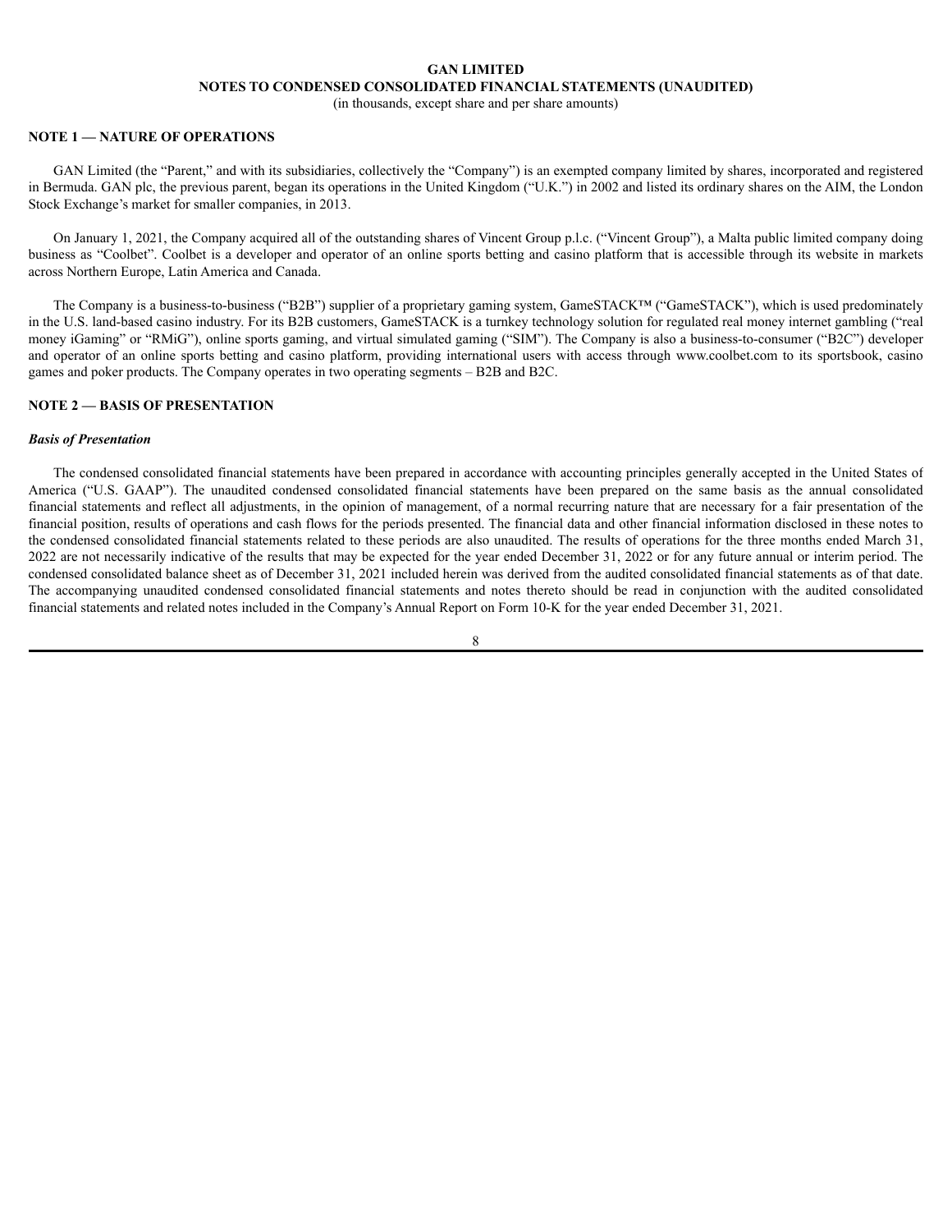# GAN LIMITED

## NOTES TO CONDENSED CONSOLIDATED FINANCIAL STATEMENTS (UNAUDITED)

(in thousands, except share and per share amounts)

### NOTE 1 — NATURE OF OPERATIONS

GAN Limited (the "Parent," and with its subsidiaries, collectively the "Company") is an exempted company limited by shares, incorporated and registered in Bermuda. GAN plc, the previous parent, began its operations in the United Kingdom ("U.K.") in 2002 and listed its ordinary shares on the AIM, the London Stock Exchange's market for smaller companies, in 2013.

On January 1, 2021, the Company acquired all of the outstanding shares of Vincent Group p.l.c. ("Vincent Group"), a Malta public limited company doing business as "Coolbet". Coolbet is a developer and operator of an online sports betting and casino platform that is accessible through its website in markets across Northern Europe, Latin America and Canada.

The Company is a business-to-business ("B2B") supplier of a proprietary gaming system, GameSTACK™ ("GameSTACK"), which is used predominately in the U.S. land-based casino industry. For its B2B customers, GameSTACK is a turnkey technology solution for regulated real money internet gambling ("real money iGaming" or "RMiG"), online sports gaming, and virtual simulated gaming ("SIM"). The Company is also a business-to-consumer ("B2C") developer and operator of an online sports betting and casino platform, providing international users with access through www.coolbet.com to its sportsbook, casino games and poker products. The Company operates in two operating segments – B2B and B2C.

### NOTE 2 — BASIS OF PRESENTATION

***Basis of Presentation***

The condensed consolidated financial statements have been prepared in accordance with accounting principles generally accepted in the United States of America ("U.S. GAAP"). The unaudited condensed consolidated financial statements have been prepared on the same basis as the annual consolidated financial statements and reflect all adjustments, in the opinion of management, of a normal recurring nature that are necessary for a fair presentation of the financial position, results of operations and cash flows for the periods presented. The financial data and other financial information disclosed in these notes to the condensed consolidated financial statements related to these periods are also unaudited. The results of operations for the three months ended March 31, 2022 are not necessarily indicative of the results that may be expected for the year ended December 31, 2022 or for any future annual or interim period. The condensed consolidated balance sheet as of December 31, 2021 included herein was derived from the audited consolidated financial statements as of that date. The accompanying unaudited condensed consolidated financial statements and notes thereto should be read in conjunction with the audited consolidated financial statements and related notes included in the Company's Annual Report on Form 10-K for the year ended December 31, 2021.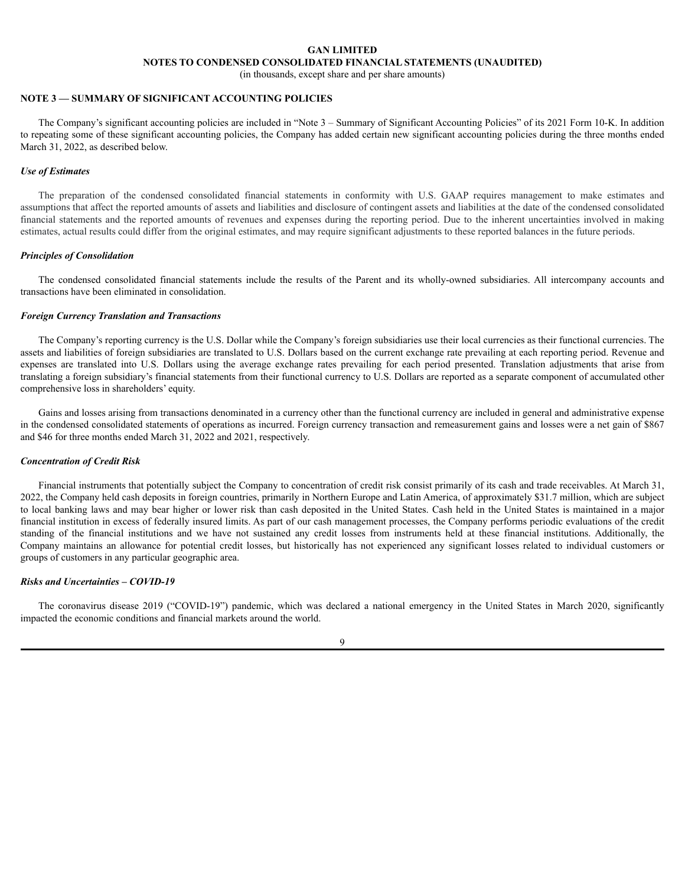**GAN LIMITED**

**NOTES TO CONDENSED CONSOLIDATED FINANCIAL STATEMENTS (UNAUDITED)**

(in thousands, except share and per share amounts)

## NOTE 3 — SUMMARY OF SIGNIFICANT ACCOUNTING POLICIES

The Company's significant accounting policies are included in "Note 3 – Summary of Significant Accounting Policies" of its 2021 Form 10-K. In addition to repeating some of these significant accounting policies, the Company has added certain new significant accounting policies during the three months ended March 31, 2022, as described below.

### *Use of Estimates*

The preparation of the condensed consolidated financial statements in conformity with U.S. GAAP requires management to make estimates and assumptions that affect the reported amounts of assets and liabilities and disclosure of contingent assets and liabilities at the date of the condensed consolidated financial statements and the reported amounts of revenues and expenses during the reporting period. Due to the inherent uncertainties involved in making estimates, actual results could differ from the original estimates, and may require significant adjustments to these reported balances in the future periods.

### *Principles of Consolidation*

The condensed consolidated financial statements include the results of the Parent and its wholly-owned subsidiaries. All intercompany accounts and transactions have been eliminated in consolidation.

### *Foreign Currency Translation and Transactions*

The Company's reporting currency is the U.S. Dollar while the Company's foreign subsidiaries use their local currencies as their functional currencies. The assets and liabilities of foreign subsidiaries are translated to U.S. Dollars based on the current exchange rate prevailing at each reporting period. Revenue and expenses are translated into U.S. Dollars using the average exchange rates prevailing for each period presented. Translation adjustments that arise from translating a foreign subsidiary's financial statements from their functional currency to U.S. Dollars are reported as a separate component of accumulated other comprehensive loss in shareholders' equity.

Gains and losses arising from transactions denominated in a currency other than the functional currency are included in general and administrative expense in the condensed consolidated statements of operations as incurred. Foreign currency transaction and remeasurement gains and losses were a net gain of $867 and $46 for three months ended March 31, 2022 and 2021, respectively.

### *Concentration of Credit Risk*

Financial instruments that potentially subject the Company to concentration of credit risk consist primarily of its cash and trade receivables. At March 31, 2022, the Company held cash deposits in foreign countries, primarily in Northern Europe and Latin America, of approximately $31.7 million, which are subject to local banking laws and may bear higher or lower risk than cash deposited in the United States. Cash held in the United States is maintained in a major financial institution in excess of federally insured limits. As part of our cash management processes, the Company performs periodic evaluations of the credit standing of the financial institutions and we have not sustained any credit losses from instruments held at these financial institutions. Additionally, the Company maintains an allowance for potential credit losses, but historically has not experienced any significant losses related to individual customers or groups of customers in any particular geographic area.

### *Risks and Uncertainties – COVID-19*

The coronavirus disease 2019 ("COVID-19") pandemic, which was declared a national emergency in the United States in March 2020, significantly impacted the economic conditions and financial markets around the world.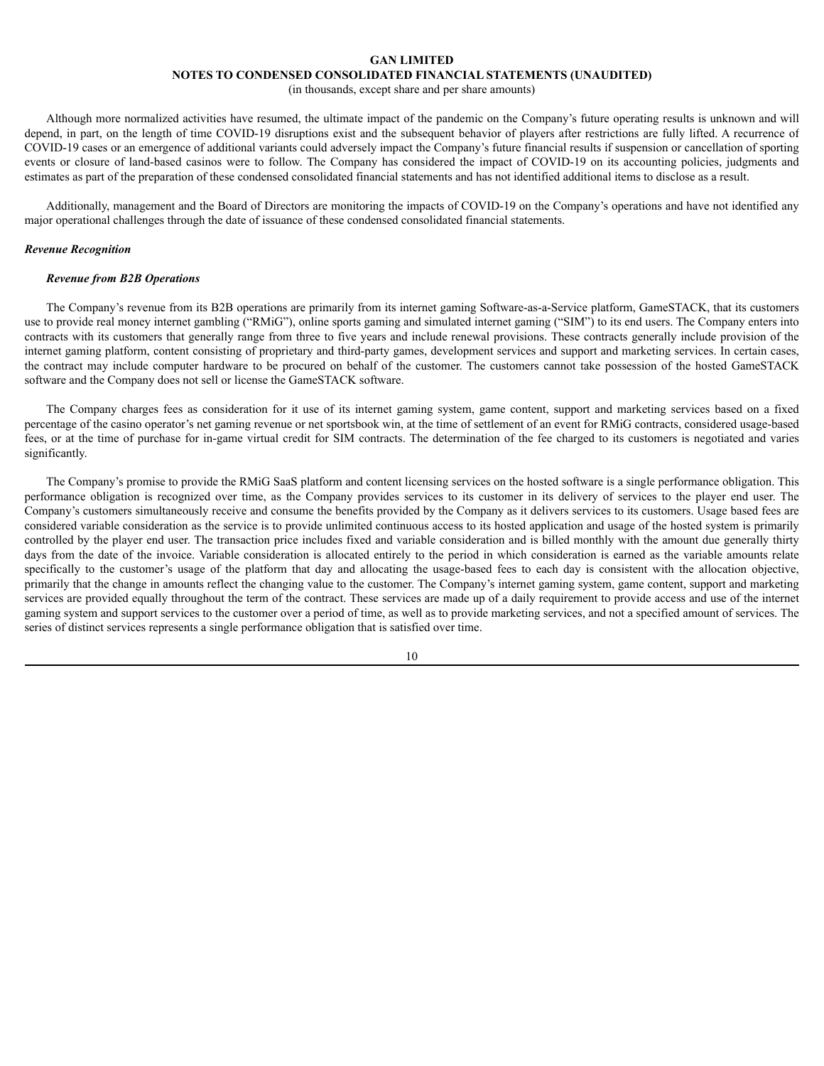Although more normalized activities have resumed, the ultimate impact of the pandemic on the Company's future operating results is unknown and will depend, in part, on the length of time COVID-19 disruptions exist and the subsequent behavior of players after restrictions are fully lifted. A recurrence of COVID-19 cases or an emergence of additional variants could adversely impact the Company's future financial results if suspension or cancellation of sporting events or closure of land-based casinos were to follow. The Company has considered the impact of COVID-19 on its accounting policies, judgments and estimates as part of the preparation of these condensed consolidated financial statements and has not identified additional items to disclose as a result.

Additionally, management and the Board of Directors are monitoring the impacts of COVID-19 on the Company's operations and have not identified any major operational challenges through the date of issuance of these condensed consolidated financial statements.

***Revenue Recognition***

***Revenue from B2B Operations***

The Company's revenue from its B2B operations are primarily from its internet gaming Software-as-a-Service platform, GameSTACK, that its customers use to provide real money internet gambling ("RMiG"), online sports gaming and simulated internet gaming ("SIM") to its end users. The Company enters into contracts with its customers that generally range from three to five years and include renewal provisions. These contracts generally include provision of the internet gaming platform, content consisting of proprietary and third-party games, development services and support and marketing services. In certain cases, the contract may include computer hardware to be procured on behalf of the customer. The customers cannot take possession of the hosted GameSTACK software and the Company does not sell or license the GameSTACK software.

The Company charges fees as consideration for it use of its internet gaming system, game content, support and marketing services based on a fixed percentage of the casino operator's net gaming revenue or net sportsbook win, at the time of settlement of an event for RMiG contracts, considered usage-based fees, or at the time of purchase for in-game virtual credit for SIM contracts. The determination of the fee charged to its customers is negotiated and varies significantly.

The Company's promise to provide the RMiG SaaS platform and content licensing services on the hosted software is a single performance obligation. This performance obligation is recognized over time, as the Company provides services to its customer in its delivery of services to the player end user. The Company's customers simultaneously receive and consume the benefits provided by the Company as it delivers services to its customers. Usage based fees are considered variable consideration as the service is to provide unlimited continuous access to its hosted application and usage of the hosted system is primarily controlled by the player end user. The transaction price includes fixed and variable consideration and is billed monthly with the amount due generally thirty days from the date of the invoice. Variable consideration is allocated entirely to the period in which consideration is earned as the variable amounts relate specifically to the customer's usage of the platform that day and allocating the usage-based fees to each day is consistent with the allocation objective, primarily that the change in amounts reflect the changing value to the customer. The Company's internet gaming system, game content, support and marketing services are provided equally throughout the term of the contract. These services are made up of a daily requirement to provide access and use of the internet gaming system and support services to the customer over a period of time, as well as to provide marketing services, and not a specified amount of services. The series of distinct services represents a single performance obligation that is satisfied over time.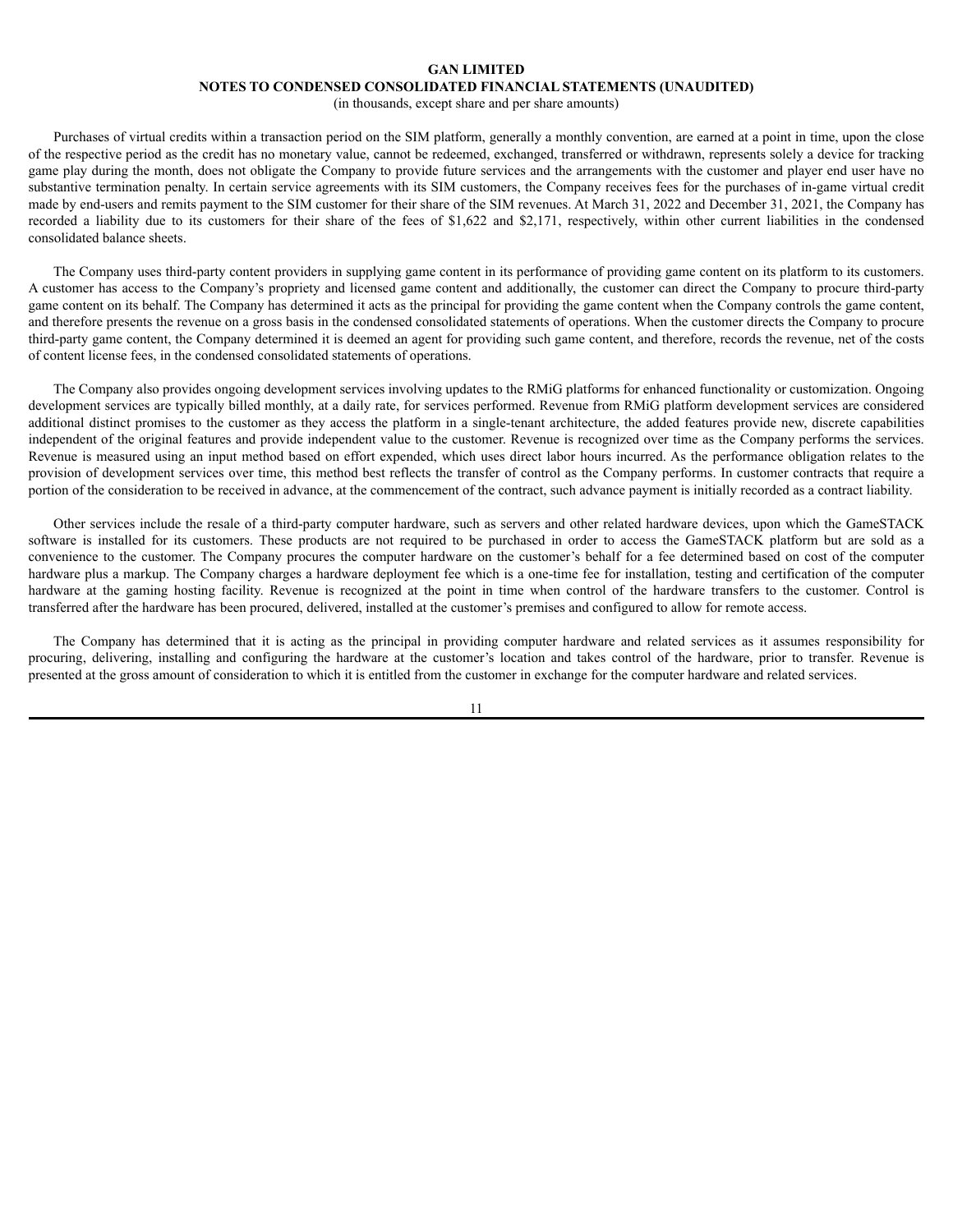Purchases of virtual credits within a transaction period on the SIM platform, generally a monthly convention, are earned at a point in time, upon the close of the respective period as the credit has no monetary value, cannot be redeemed, exchanged, transferred or withdrawn, represents solely a device for tracking game play during the month, does not obligate the Company to provide future services and the arrangements with the customer and player end user have no substantive termination penalty. In certain service agreements with its SIM customers, the Company receives fees for the purchases of in-game virtual credit made by end-users and remits payment to the SIM customer for their share of the SIM revenues. At March 31, 2022 and December 31, 2021, the Company has recorded a liability due to its customers for their share of the fees of $1,622 and $2,171, respectively, within other current liabilities in the condensed consolidated balance sheets.

The Company uses third-party content providers in supplying game content in its performance of providing game content on its platform to its customers. A customer has access to the Company's propriety and licensed game content and additionally, the customer can direct the Company to procure third-party game content on its behalf. The Company has determined it acts as the principal for providing the game content when the Company controls the game content, and therefore presents the revenue on a gross basis in the condensed consolidated statements of operations. When the customer directs the Company to procure third-party game content, the Company determined it is deemed an agent for providing such game content, and therefore, records the revenue, net of the costs of content license fees, in the condensed consolidated statements of operations.

The Company also provides ongoing development services involving updates to the RMiG platforms for enhanced functionality or customization. Ongoing development services are typically billed monthly, at a daily rate, for services performed. Revenue from RMiG platform development services are considered additional distinct promises to the customer as they access the platform in a single-tenant architecture, the added features provide new, discrete capabilities independent of the original features and provide independent value to the customer. Revenue is recognized over time as the Company performs the services. Revenue is measured using an input method based on effort expended, which uses direct labor hours incurred. As the performance obligation relates to the provision of development services over time, this method best reflects the transfer of control as the Company performs. In customer contracts that require a portion of the consideration to be received in advance, at the commencement of the contract, such advance payment is initially recorded as a contract liability.

Other services include the resale of a third-party computer hardware, such as servers and other related hardware devices, upon which the GameSTACK software is installed for its customers. These products are not required to be purchased in order to access the GameSTACK platform but are sold as a convenience to the customer. The Company procures the computer hardware on the customer's behalf for a fee determined based on cost of the computer hardware plus a markup. The Company charges a hardware deployment fee which is a one-time fee for installation, testing and certification of the computer hardware at the gaming hosting facility. Revenue is recognized at the point in time when control of the hardware transfers to the customer. Control is transferred after the hardware has been procured, delivered, installed at the customer's premises and configured to allow for remote access.

The Company has determined that it is acting as the principal in providing computer hardware and related services as it assumes responsibility for procuring, delivering, installing and configuring the hardware at the customer's location and takes control of the hardware, prior to transfer. Revenue is presented at the gross amount of consideration to which it is entitled from the customer in exchange for the computer hardware and related services.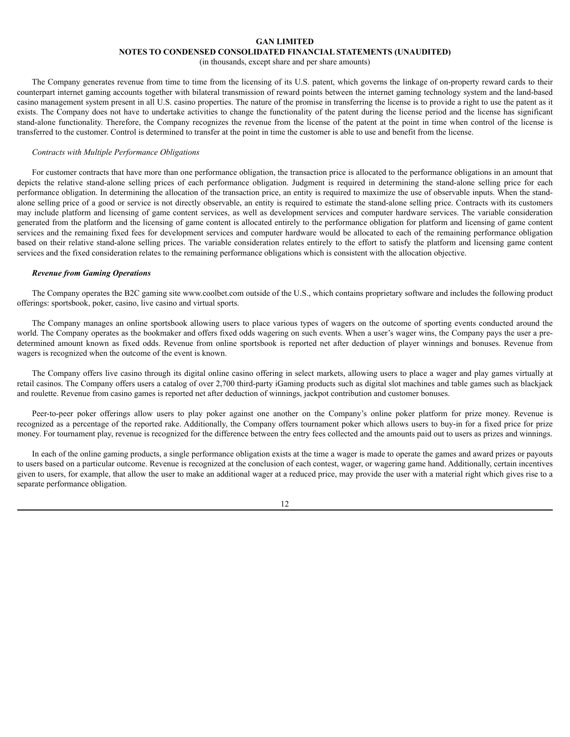The Company generates revenue from time to time from the licensing of its U.S. patent, which governs the linkage of on-property reward cards to their counterpart internet gaming accounts together with bilateral transmission of reward points between the internet gaming technology system and the land-based casino management system present in all U.S. casino properties. The nature of the promise in transferring the license is to provide a right to use the patent as it exists. The Company does not have to undertake activities to change the functionality of the patent during the license period and the license has significant stand-alone functionality. Therefore, the Company recognizes the revenue from the license of the patent at the point in time when control of the license is transferred to the customer. Control is determined to transfer at the point in time the customer is able to use and benefit from the license.

*Contracts with Multiple Performance Obligations*

For customer contracts that have more than one performance obligation, the transaction price is allocated to the performance obligations in an amount that depicts the relative stand-alone selling prices of each performance obligation. Judgment is required in determining the stand-alone selling price for each performance obligation. In determining the allocation of the transaction price, an entity is required to maximize the use of observable inputs. When the stand-alone selling price of a good or service is not directly observable, an entity is required to estimate the stand-alone selling price. Contracts with its customers may include platform and licensing of game content services, as well as development services and computer hardware services. The variable consideration generated from the platform and the licensing of game content is allocated entirely to the performance obligation for platform and licensing of game content services and the remaining fixed fees for development services and computer hardware would be allocated to each of the remaining performance obligation based on their relative stand-alone selling prices. The variable consideration relates entirely to the effort to satisfy the platform and licensing game content services and the fixed consideration relates to the remaining performance obligations which is consistent with the allocation objective.

***Revenue from Gaming Operations***

The Company operates the B2C gaming site www.coolbet.com outside of the U.S., which contains proprietary software and includes the following product offerings: sportsbook, poker, casino, live casino and virtual sports.

The Company manages an online sportsbook allowing users to place various types of wagers on the outcome of sporting events conducted around the world. The Company operates as the bookmaker and offers fixed odds wagering on such events. When a user's wager wins, the Company pays the user a pre-determined amount known as fixed odds. Revenue from online sportsbook is reported net after deduction of player winnings and bonuses. Revenue from wagers is recognized when the outcome of the event is known.

The Company offers live casino through its digital online casino offering in select markets, allowing users to place a wager and play games virtually at retail casinos. The Company offers users a catalog of over 2,700 third-party iGaming products such as digital slot machines and table games such as blackjack and roulette. Revenue from casino games is reported net after deduction of winnings, jackpot contribution and customer bonuses.

Peer-to-peer poker offerings allow users to play poker against one another on the Company's online poker platform for prize money. Revenue is recognized as a percentage of the reported rake. Additionally, the Company offers tournament poker which allows users to buy-in for a fixed price for prize money. For tournament play, revenue is recognized for the difference between the entry fees collected and the amounts paid out to users as prizes and winnings.

In each of the online gaming products, a single performance obligation exists at the time a wager is made to operate the games and award prizes or payouts to users based on a particular outcome. Revenue is recognized at the conclusion of each contest, wager, or wagering game hand. Additionally, certain incentives given to users, for example, that allow the user to make an additional wager at a reduced price, may provide the user with a material right which gives rise to a separate performance obligation.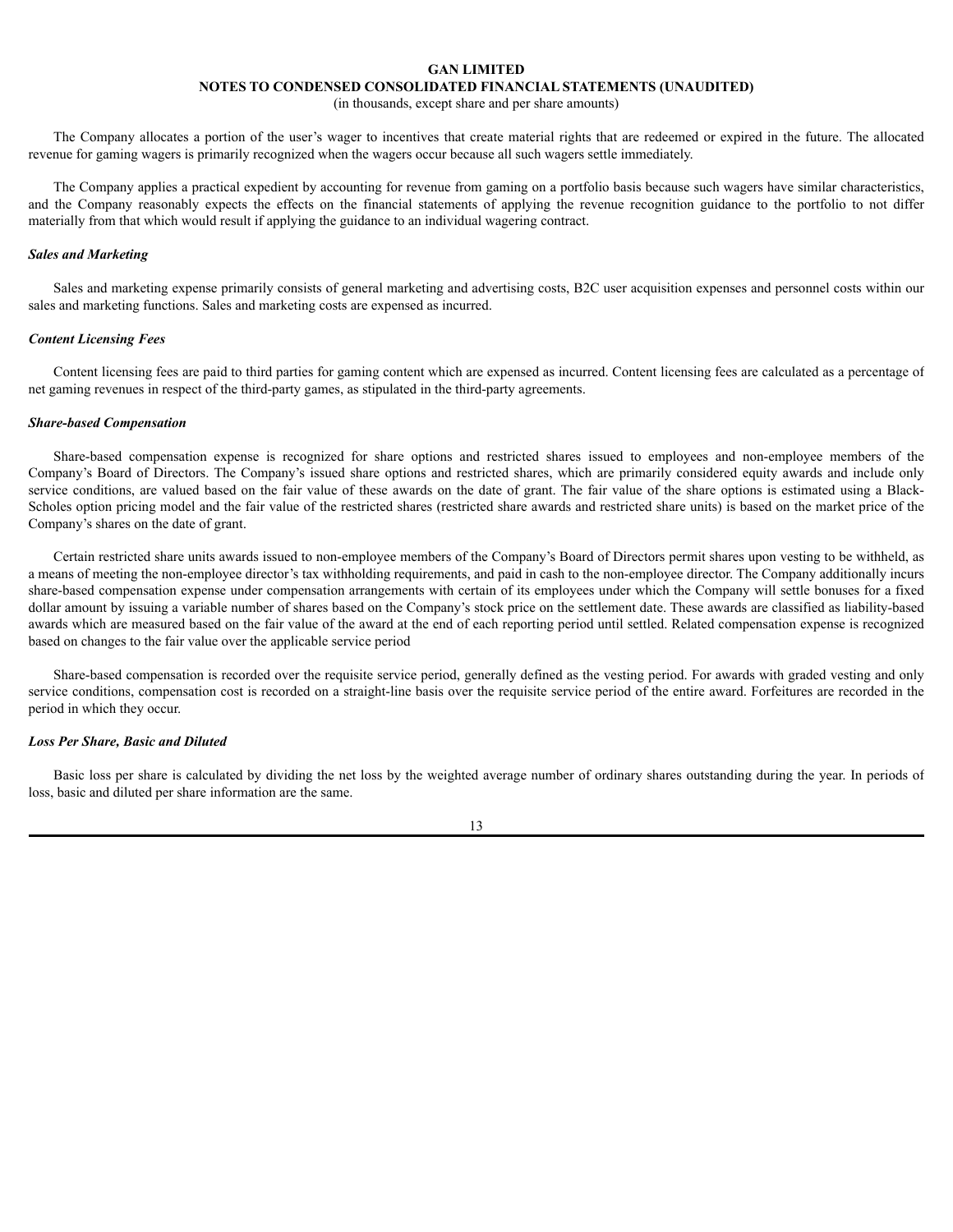The Company allocates a portion of the user's wager to incentives that create material rights that are redeemed or expired in the future. The allocated revenue for gaming wagers is primarily recognized when the wagers occur because all such wagers settle immediately.

The Company applies a practical expedient by accounting for revenue from gaming on a portfolio basis because such wagers have similar characteristics, and the Company reasonably expects the effects on the financial statements of applying the revenue recognition guidance to the portfolio to not differ materially from that which would result if applying the guidance to an individual wagering contract.

***Sales and Marketing***

Sales and marketing expense primarily consists of general marketing and advertising costs, B2C user acquisition expenses and personnel costs within our sales and marketing functions. Sales and marketing costs are expensed as incurred.

***Content Licensing Fees***

Content licensing fees are paid to third parties for gaming content which are expensed as incurred. Content licensing fees are calculated as a percentage of net gaming revenues in respect of the third-party games, as stipulated in the third-party agreements.

***Share-based Compensation***

Share-based compensation expense is recognized for share options and restricted shares issued to employees and non-employee members of the Company's Board of Directors. The Company's issued share options and restricted shares, which are primarily considered equity awards and include only service conditions, are valued based on the fair value of these awards on the date of grant. The fair value of the share options is estimated using a Black-Scholes option pricing model and the fair value of the restricted shares (restricted share awards and restricted share units) is based on the market price of the Company's shares on the date of grant.

Certain restricted share units awards issued to non-employee members of the Company's Board of Directors permit shares upon vesting to be withheld, as a means of meeting the non-employee director's tax withholding requirements, and paid in cash to the non-employee director. The Company additionally incurs share-based compensation expense under compensation arrangements with certain of its employees under which the Company will settle bonuses for a fixed dollar amount by issuing a variable number of shares based on the Company's stock price on the settlement date. These awards are classified as liability-based awards which are measured based on the fair value of the award at the end of each reporting period until settled. Related compensation expense is recognized based on changes to the fair value over the applicable service period

Share-based compensation is recorded over the requisite service period, generally defined as the vesting period. For awards with graded vesting and only service conditions, compensation cost is recorded on a straight-line basis over the requisite service period of the entire award. Forfeitures are recorded in the period in which they occur.

***Loss Per Share, Basic and Diluted***

Basic loss per share is calculated by dividing the net loss by the weighted average number of ordinary shares outstanding during the year. In periods of loss, basic and diluted per share information are the same.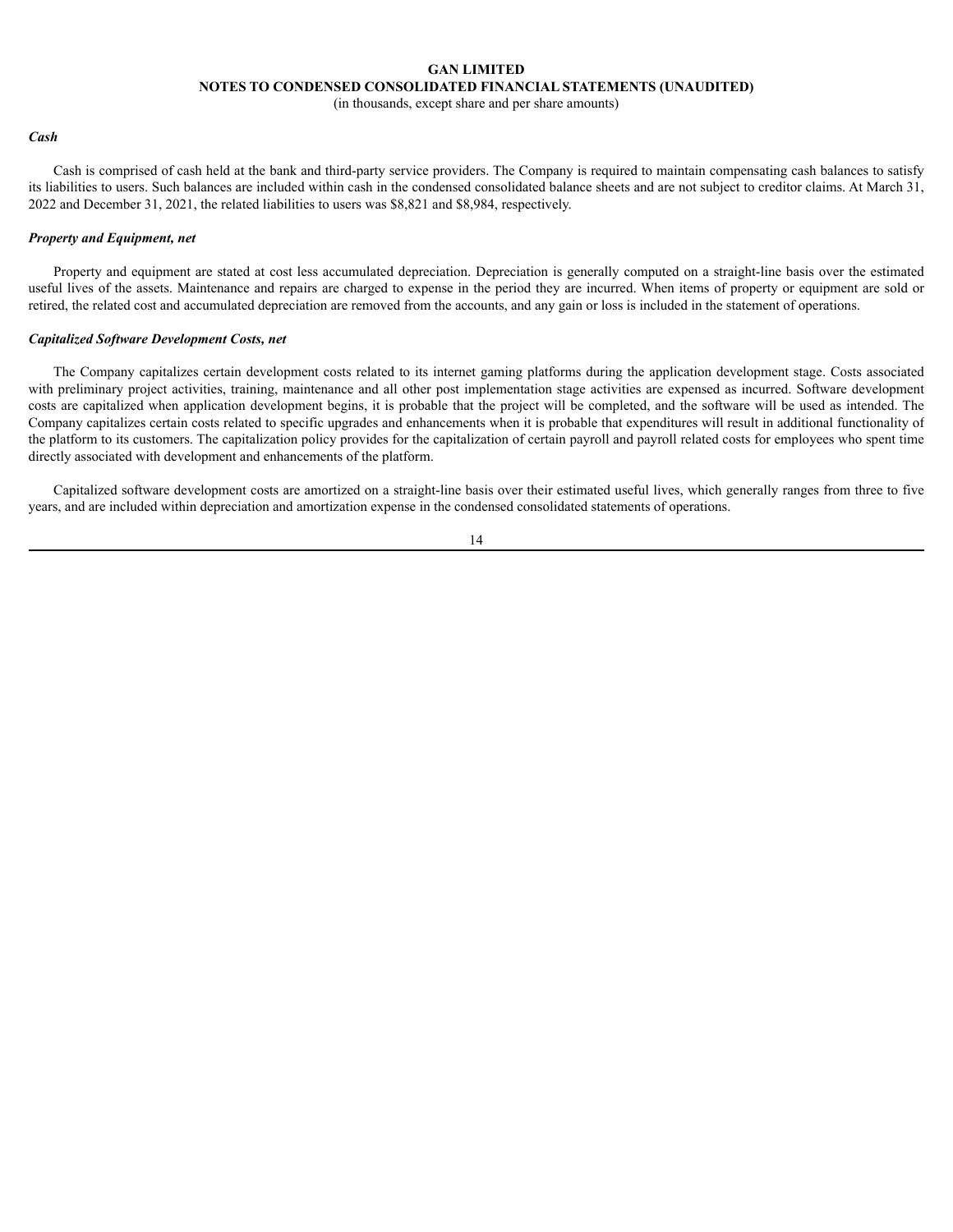***Cash***

Cash is comprised of cash held at the bank and third-party service providers. The Company is required to maintain compensating cash balances to satisfy its liabilities to users. Such balances are included within cash in the condensed consolidated balance sheets and are not subject to creditor claims. At March 31, 2022 and December 31, 2021, the related liabilities to users was $8,821 and $8,984, respectively.

***Property and Equipment, net***

Property and equipment are stated at cost less accumulated depreciation. Depreciation is generally computed on a straight-line basis over the estimated useful lives of the assets. Maintenance and repairs are charged to expense in the period they are incurred. When items of property or equipment are sold or retired, the related cost and accumulated depreciation are removed from the accounts, and any gain or loss is included in the statement of operations.

***Capitalized Software Development Costs, net***

The Company capitalizes certain development costs related to its internet gaming platforms during the application development stage. Costs associated with preliminary project activities, training, maintenance and all other post implementation stage activities are expensed as incurred. Software development costs are capitalized when application development begins, it is probable that the project will be completed, and the software will be used as intended. The Company capitalizes certain costs related to specific upgrades and enhancements when it is probable that expenditures will result in additional functionality of the platform to its customers. The capitalization policy provides for the capitalization of certain payroll and payroll related costs for employees who spent time directly associated with development and enhancements of the platform.

Capitalized software development costs are amortized on a straight-line basis over their estimated useful lives, which generally ranges from three to five years, and are included within depreciation and amortization expense in the condensed consolidated statements of operations.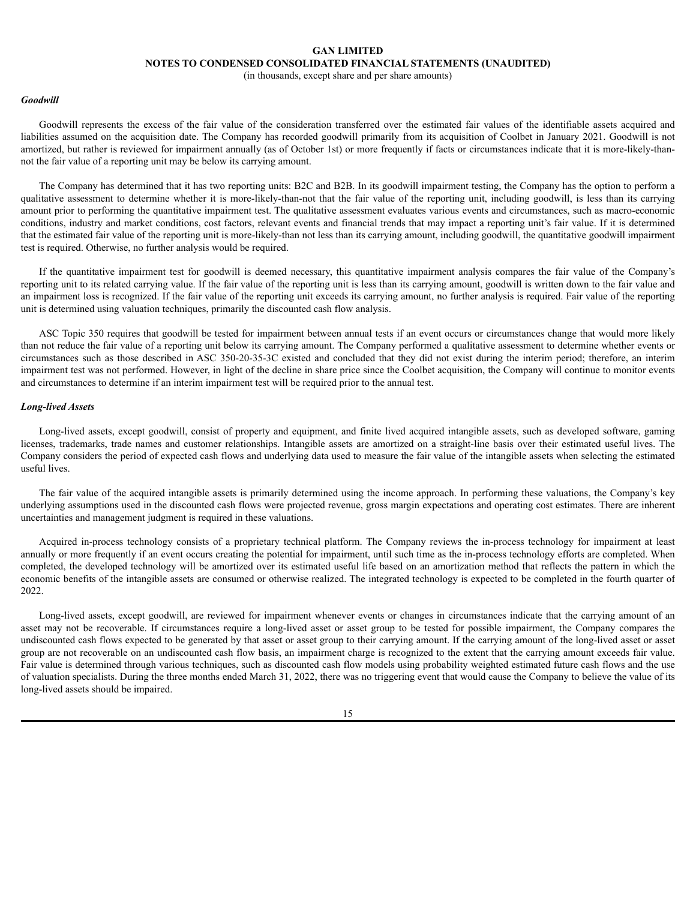### *Goodwill*

Goodwill represents the excess of the fair value of the consideration transferred over the estimated fair values of the identifiable assets acquired and liabilities assumed on the acquisition date. The Company has recorded goodwill primarily from its acquisition of Coolbet in January 2021. Goodwill is not amortized, but rather is reviewed for impairment annually (as of October 1st) or more frequently if facts or circumstances indicate that it is more-likely-than-not the fair value of a reporting unit may be below its carrying amount.

The Company has determined that it has two reporting units: B2C and B2B. In its goodwill impairment testing, the Company has the option to perform a qualitative assessment to determine whether it is more-likely-than-not that the fair value of the reporting unit, including goodwill, is less than its carrying amount prior to performing the quantitative impairment test. The qualitative assessment evaluates various events and circumstances, such as macro-economic conditions, industry and market conditions, cost factors, relevant events and financial trends that may impact a reporting unit's fair value. If it is determined that the estimated fair value of the reporting unit is more-likely-than not less than its carrying amount, including goodwill, the quantitative goodwill impairment test is required. Otherwise, no further analysis would be required.

If the quantitative impairment test for goodwill is deemed necessary, this quantitative impairment analysis compares the fair value of the Company's reporting unit to its related carrying value. If the fair value of the reporting unit is less than its carrying amount, goodwill is written down to the fair value and an impairment loss is recognized. If the fair value of the reporting unit exceeds its carrying amount, no further analysis is required. Fair value of the reporting unit is determined using valuation techniques, primarily the discounted cash flow analysis.

ASC Topic 350 requires that goodwill be tested for impairment between annual tests if an event occurs or circumstances change that would more likely than not reduce the fair value of a reporting unit below its carrying amount. The Company performed a qualitative assessment to determine whether events or circumstances such as those described in ASC 350-20-35-3C existed and concluded that they did not exist during the interim period; therefore, an interim impairment test was not performed. However, in light of the decline in share price since the Coolbet acquisition, the Company will continue to monitor events and circumstances to determine if an interim impairment test will be required prior to the annual test.

### *Long-lived Assets*

Long-lived assets, except goodwill, consist of property and equipment, and finite lived acquired intangible assets, such as developed software, gaming licenses, trademarks, trade names and customer relationships. Intangible assets are amortized on a straight-line basis over their estimated useful lives. The Company considers the period of expected cash flows and underlying data used to measure the fair value of the intangible assets when selecting the estimated useful lives.

The fair value of the acquired intangible assets is primarily determined using the income approach. In performing these valuations, the Company's key underlying assumptions used in the discounted cash flows were projected revenue, gross margin expectations and operating cost estimates. There are inherent uncertainties and management judgment is required in these valuations.

Acquired in-process technology consists of a proprietary technical platform. The Company reviews the in-process technology for impairment at least annually or more frequently if an event occurs creating the potential for impairment, until such time as the in-process technology efforts are completed. When completed, the developed technology will be amortized over its estimated useful life based on an amortization method that reflects the pattern in which the economic benefits of the intangible assets are consumed or otherwise realized. The integrated technology is expected to be completed in the fourth quarter of 2022.

Long-lived assets, except goodwill, are reviewed for impairment whenever events or changes in circumstances indicate that the carrying amount of an asset may not be recoverable. If circumstances require a long-lived asset or asset group to be tested for possible impairment, the Company compares the undiscounted cash flows expected to be generated by that asset or asset group to their carrying amount. If the carrying amount of the long-lived asset or asset group are not recoverable on an undiscounted cash flow basis, an impairment charge is recognized to the extent that the carrying amount exceeds fair value. Fair value is determined through various techniques, such as discounted cash flow models using probability weighted estimated future cash flows and the use of valuation specialists. During the three months ended March 31, 2022, there was no triggering event that would cause the Company to believe the value of its long-lived assets should be impaired.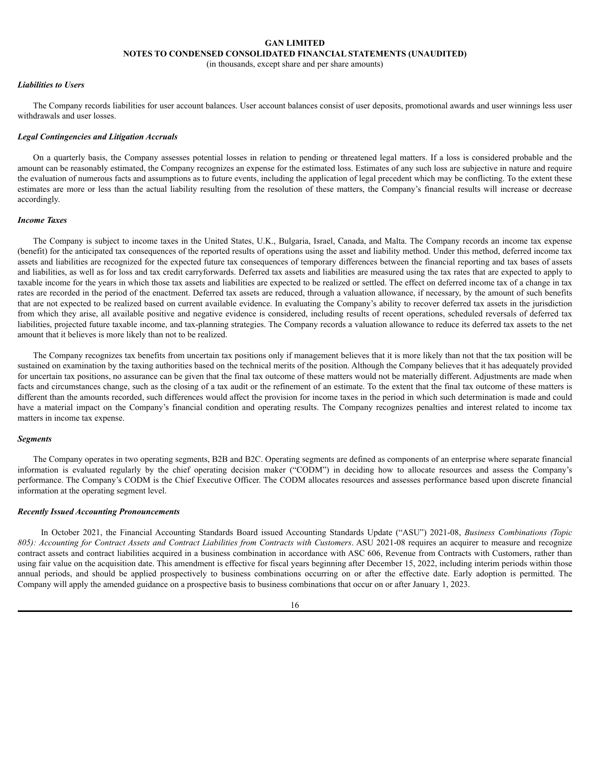***Liabilities to Users***

The Company records liabilities for user account balances. User account balances consist of user deposits, promotional awards and user winnings less user withdrawals and user losses.

***Legal Contingencies and Litigation Accruals***

On a quarterly basis, the Company assesses potential losses in relation to pending or threatened legal matters. If a loss is considered probable and the amount can be reasonably estimated, the Company recognizes an expense for the estimated loss. Estimates of any such loss are subjective in nature and require the evaluation of numerous facts and assumptions as to future events, including the application of legal precedent which may be conflicting. To the extent these estimates are more or less than the actual liability resulting from the resolution of these matters, the Company's financial results will increase or decrease accordingly.

***Income Taxes***

The Company is subject to income taxes in the United States, U.K., Bulgaria, Israel, Canada, and Malta. The Company records an income tax expense (benefit) for the anticipated tax consequences of the reported results of operations using the asset and liability method. Under this method, deferred income tax assets and liabilities are recognized for the expected future tax consequences of temporary differences between the financial reporting and tax bases of assets and liabilities, as well as for loss and tax credit carryforwards. Deferred tax assets and liabilities are measured using the tax rates that are expected to apply to taxable income for the years in which those tax assets and liabilities are expected to be realized or settled. The effect on deferred income tax of a change in tax rates are recorded in the period of the enactment. Deferred tax assets are reduced, through a valuation allowance, if necessary, by the amount of such benefits that are not expected to be realized based on current available evidence. In evaluating the Company's ability to recover deferred tax assets in the jurisdiction from which they arise, all available positive and negative evidence is considered, including results of recent operations, scheduled reversals of deferred tax liabilities, projected future taxable income, and tax-planning strategies. The Company records a valuation allowance to reduce its deferred tax assets to the net amount that it believes is more likely than not to be realized.

The Company recognizes tax benefits from uncertain tax positions only if management believes that it is more likely than not that the tax position will be sustained on examination by the taxing authorities based on the technical merits of the position. Although the Company believes that it has adequately provided for uncertain tax positions, no assurance can be given that the final tax outcome of these matters would not be materially different. Adjustments are made when facts and circumstances change, such as the closing of a tax audit or the refinement of an estimate. To the extent that the final tax outcome of these matters is different than the amounts recorded, such differences would affect the provision for income taxes in the period in which such determination is made and could have a material impact on the Company's financial condition and operating results. The Company recognizes penalties and interest related to income tax matters in income tax expense.

***Segments***

The Company operates in two operating segments, B2B and B2C. Operating segments are defined as components of an enterprise where separate financial information is evaluated regularly by the chief operating decision maker ("CODM") in deciding how to allocate resources and assess the Company's performance. The Company's CODM is the Chief Executive Officer. The CODM allocates resources and assesses performance based upon discrete financial information at the operating segment level.

***Recently Issued Accounting Pronouncements***

In October 2021, the Financial Accounting Standards Board issued Accounting Standards Update ("ASU") 2021-08, *Business Combinations (Topic 805): Accounting for Contract Assets and Contract Liabilities from Contracts with Customers*. ASU 2021-08 requires an acquirer to measure and recognize contract assets and contract liabilities acquired in a business combination in accordance with ASC 606, Revenue from Contracts with Customers, rather than using fair value on the acquisition date. This amendment is effective for fiscal years beginning after December 15, 2022, including interim periods within those annual periods, and should be applied prospectively to business combinations occurring on or after the effective date. Early adoption is permitted. The Company will apply the amended guidance on a prospective basis to business combinations that occur on or after January 1, 2023.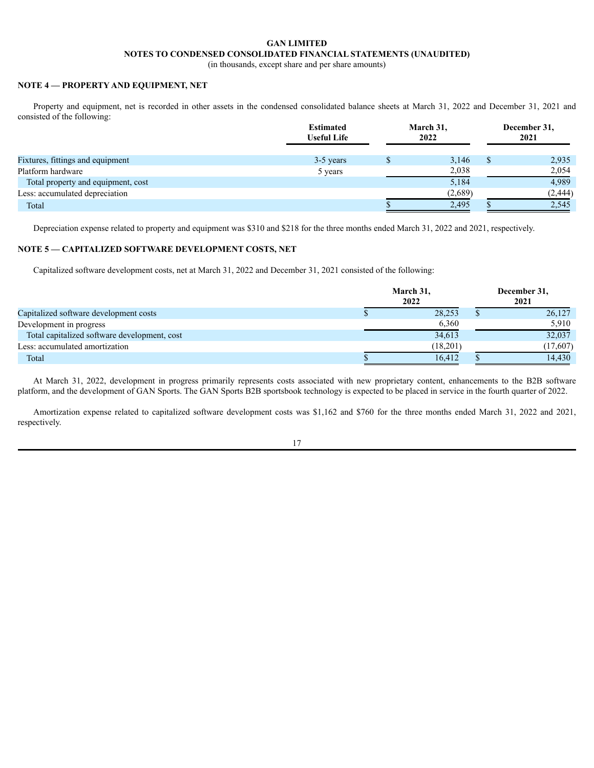**GAN LIMITED**
**NOTES TO CONDENSED CONSOLIDATED FINANCIAL STATEMENTS (UNAUDITED)**
(in thousands, except share and per share amounts)

## NOTE 4 — PROPERTY AND EQUIPMENT, NET

Property and equipment, net is recorded in other assets in the condensed consolidated balance sheets at March 31, 2022 and December 31, 2021 and consisted of the following:

| | Estimated Useful Life | March 31, 2022 | December 31, 2021 |
|---|---|---|---|
| Fixtures, fittings and equipment | 3-5 years | $ 3,146 | $ 2,935 |
| Platform hardware | 5 years | 2,038 | 2,054 |
| Total property and equipment, cost | | 5,184 | 4,989 |
| Less: accumulated depreciation | | (2,689) | (2,444) |
| Total | | $ 2,495 | $ 2,545 |

Depreciation expense related to property and equipment was $310 and $218 for the three months ended March 31, 2022 and 2021, respectively.

## NOTE 5 — CAPITALIZED SOFTWARE DEVELOPMENT COSTS, NET

Capitalized software development costs, net at March 31, 2022 and December 31, 2021 consisted of the following:

| | March 31, 2022 | December 31, 2021 |
|---|---|---|
| Capitalized software development costs | $ 28,253 | $ 26,127 |
| Development in progress | 6,360 | 5,910 |
| Total capitalized software development, cost | 34,613 | 32,037 |
| Less: accumulated amortization | (18,201) | (17,607) |
| Total | $ 16,412 | $ 14,430 |

At March 31, 2022, development in progress primarily represents costs associated with new proprietary content, enhancements to the B2B software platform, and the development of GAN Sports. The GAN Sports B2B sportsbook technology is expected to be placed in service in the fourth quarter of 2022.

Amortization expense related to capitalized software development costs was $1,162 and $760 for the three months ended March 31, 2022 and 2021, respectively.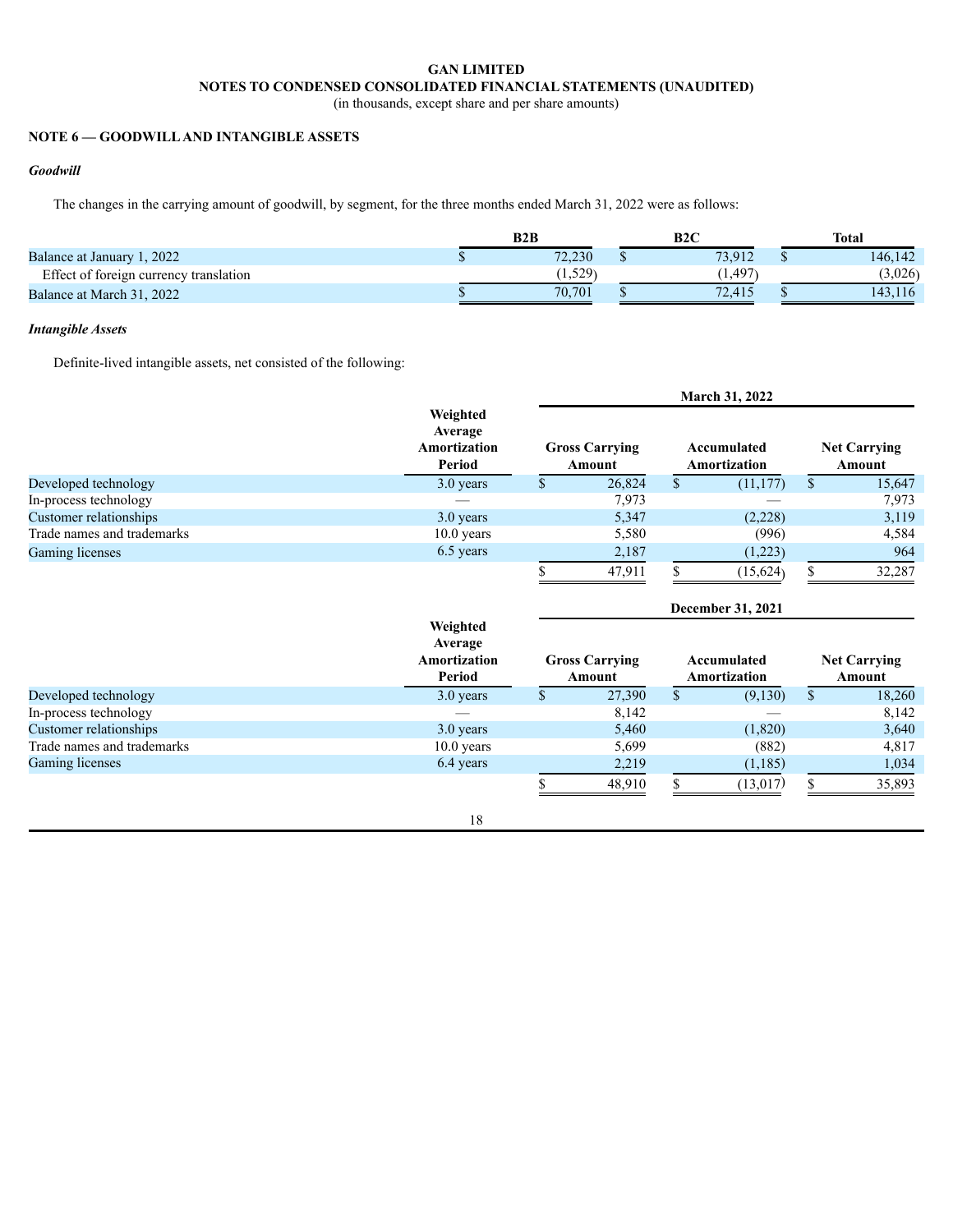## GAN LIMITED
## NOTES TO CONDENSED CONSOLIDATED FINANCIAL STATEMENTS (UNAUDITED)
(in thousands, except share and per share amounts)

### NOTE 6 — GOODWILL AND INTANGIBLE ASSETS

***Goodwill***

The changes in the carrying amount of goodwill, by segment, for the three months ended March 31, 2022 were as follows:

| | B2B | B2C | Total |
|---|---|---|---|
| Balance at January 1, 2022 | $ 72,230 | $ 73,912 | $ 146,142 |
| Effect of foreign currency translation | (1,529) | (1,497) | (3,026) |
| Balance at March 31, 2022 | $ 70,701 | $ 72,415 | $ 143,116 |

***Intangible Assets***

Definite-lived intangible assets, net consisted of the following:

| | | March 31, 2022 | | |
|---|---|---|---|---|
| | Weighted Average Amortization Period | Gross Carrying Amount | Accumulated Amortization | Net Carrying Amount |
| Developed technology | 3.0 years | $ 26,824 | $ (11,177) | $ 15,647 |
| In-process technology | — | 7,973 | — | 7,973 |
| Customer relationships | 3.0 years | 5,347 | (2,228) | 3,119 |
| Trade names and trademarks | 10.0 years | 5,580 | (996) | 4,584 |
| Gaming licenses | 6.5 years | 2,187 | (1,223) | 964 |
| | | $ 47,911 | $ (15,624) | $ 32,287 |

| | | December 31, 2021 | | |
|---|---|---|---|---|
| | Weighted Average Amortization Period | Gross Carrying Amount | Accumulated Amortization | Net Carrying Amount |
| Developed technology | 3.0 years | $ 27,390 | $ (9,130) | $ 18,260 |
| In-process technology | — | 8,142 | — | 8,142 |
| Customer relationships | 3.0 years | 5,460 | (1,820) | 3,640 |
| Trade names and trademarks | 10.0 years | 5,699 | (882) | 4,817 |
| Gaming licenses | 6.4 years | 2,219 | (1,185) | 1,034 |
| | | $ 48,910 | $ (13,017) | $ 35,893 |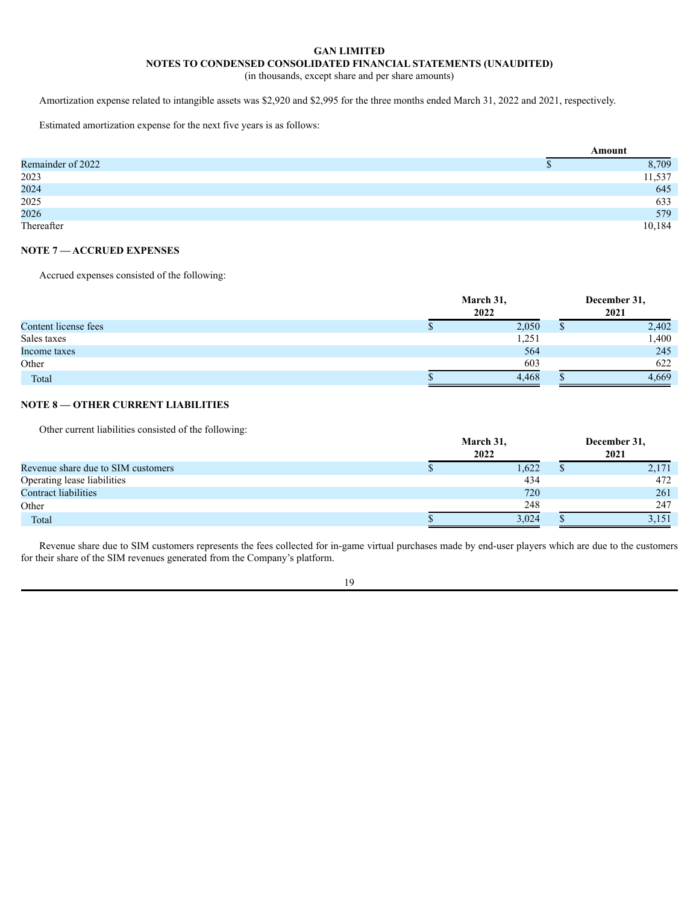**GAN LIMITED**
**NOTES TO CONDENSED CONSOLIDATED FINANCIAL STATEMENTS (UNAUDITED)**
(in thousands, except share and per share amounts)

Amortization expense related to intangible assets was $2,920 and $2,995 for the three months ended March 31, 2022 and 2021, respectively.

Estimated amortization expense for the next five years is as follows:

| | Amount |
|---|---|
| Remainder of 2022 | $ 8,709 |
| 2023 | 11,537 |
| 2024 | 645 |
| 2025 | 633 |
| 2026 | 579 |
| Thereafter | 10,184 |

## NOTE 7 — ACCRUED EXPENSES

Accrued expenses consisted of the following:

| | March 31, 2022 | December 31, 2021 |
|---|---|---|
| Content license fees | $ 2,050 | $ 2,402 |
| Sales taxes | 1,251 | 1,400 |
| Income taxes | 564 | 245 |
| Other | 603 | 622 |
| Total | $ 4,468 | $ 4,669 |

## NOTE 8 — OTHER CURRENT LIABILITIES

Other current liabilities consisted of the following:

| | March 31, 2022 | December 31, 2021 |
|---|---|---|
| Revenue share due to SIM customers | $ 1,622 | $ 2,171 |
| Operating lease liabilities | 434 | 472 |
| Contract liabilities | 720 | 261 |
| Other | 248 | 247 |
| Total | $ 3,024 | $ 3,151 |

Revenue share due to SIM customers represents the fees collected for in-game virtual purchases made by end-user players which are due to the customers for their share of the SIM revenues generated from the Company's platform.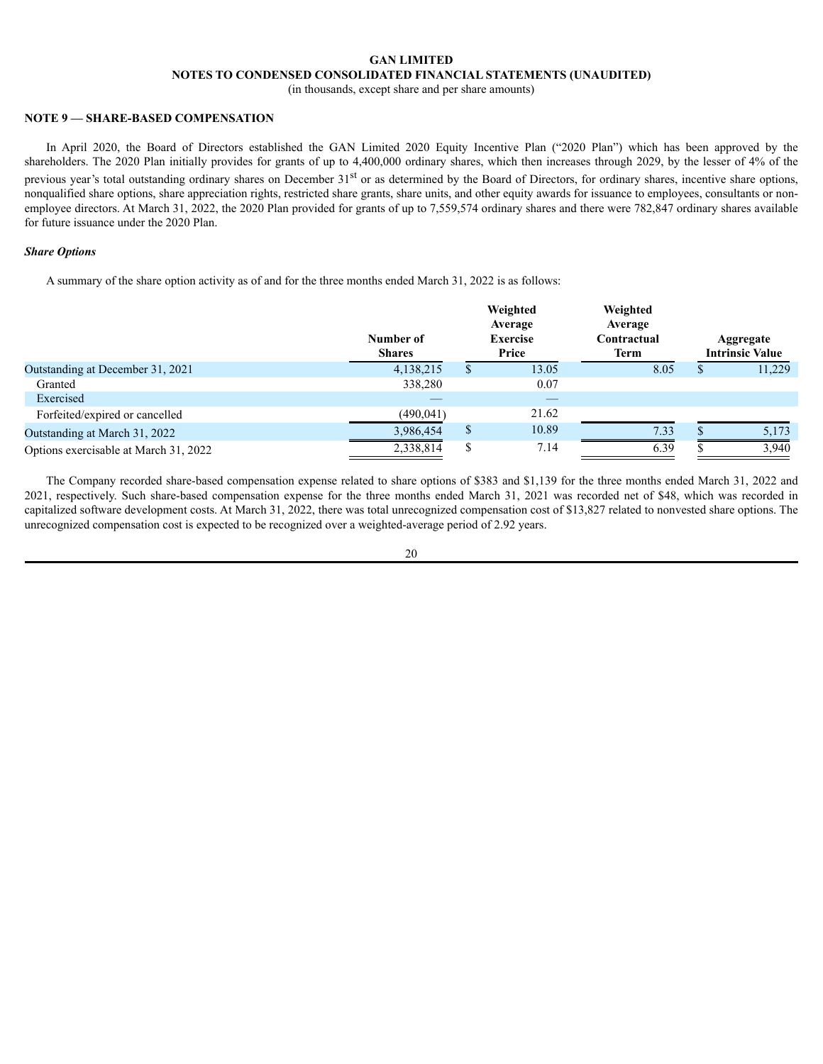**GAN LIMITED**
**NOTES TO CONDENSED CONSOLIDATED FINANCIAL STATEMENTS (UNAUDITED)**
(in thousands, except share and per share amounts)

**NOTE 9 — SHARE-BASED COMPENSATION**

In April 2020, the Board of Directors established the GAN Limited 2020 Equity Incentive Plan ("2020 Plan") which has been approved by the shareholders. The 2020 Plan initially provides for grants of up to 4,400,000 ordinary shares, which then increases through 2029, by the lesser of 4% of the previous year's total outstanding ordinary shares on December 31st or as determined by the Board of Directors, for ordinary shares, incentive share options, nonqualified share options, share appreciation rights, restricted share grants, share units, and other equity awards for issuance to employees, consultants or non-employee directors. At March 31, 2022, the 2020 Plan provided for grants of up to 7,559,574 ordinary shares and there were 782,847 ordinary shares available for future issuance under the 2020 Plan.

***Share Options***

A summary of the share option activity as of and for the three months ended March 31, 2022 is as follows:

| | Number of Shares | Weighted Average Exercise Price | Weighted Average Contractual Term | Aggregate Intrinsic Value |
|---|---|---|---|---|
| Outstanding at December 31, 2021 | 4,138,215 | $ 13.05 | 8.05 | $ 11,229 |
| Granted | 338,280 | 0.07 | | |
| Exercised | — | — | | |
| Forfeited/expired or cancelled | (490,041) | 21.62 | | |
| Outstanding at March 31, 2022 | 3,986,454 | $ 10.89 | 7.33 | $ 5,173 |
| Options exercisable at March 31, 2022 | 2,338,814 | $ 7.14 | 6.39 | $ 3,940 |

The Company recorded share-based compensation expense related to share options of $383 and $1,139 for the three months ended March 31, 2022 and 2021, respectively. Such share-based compensation expense for the three months ended March 31, 2021 was recorded net of $48, which was recorded in capitalized software development costs. At March 31, 2022, there was total unrecognized compensation cost of $13,827 related to nonvested share options. The unrecognized compensation cost is expected to be recognized over a weighted-average period of 2.92 years.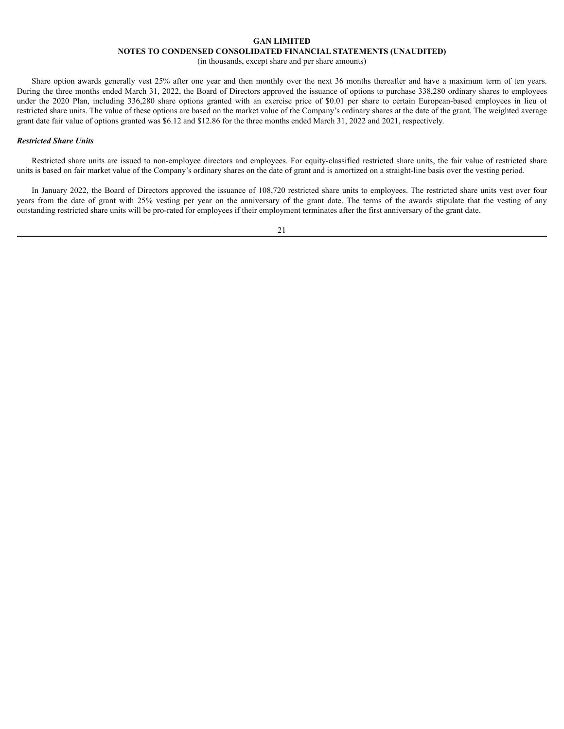Share option awards generally vest 25% after one year and then monthly over the next 36 months thereafter and have a maximum term of ten years. During the three months ended March 31, 2022, the Board of Directors approved the issuance of options to purchase 338,280 ordinary shares to employees under the 2020 Plan, including 336,280 share options granted with an exercise price of $0.01 per share to certain European-based employees in lieu of restricted share units. The value of these options are based on the market value of the Company's ordinary shares at the date of the grant. The weighted average grant date fair value of options granted was $6.12 and $12.86 for the three months ended March 31, 2022 and 2021, respectively.

***Restricted Share Units***

Restricted share units are issued to non-employee directors and employees. For equity-classified restricted share units, the fair value of restricted share units is based on fair market value of the Company's ordinary shares on the date of grant and is amortized on a straight-line basis over the vesting period.

In January 2022, the Board of Directors approved the issuance of 108,720 restricted share units to employees. The restricted share units vest over four years from the date of grant with 25% vesting per year on the anniversary of the grant date. The terms of the awards stipulate that the vesting of any outstanding restricted share units will be pro-rated for employees if their employment terminates after the first anniversary of the grant date.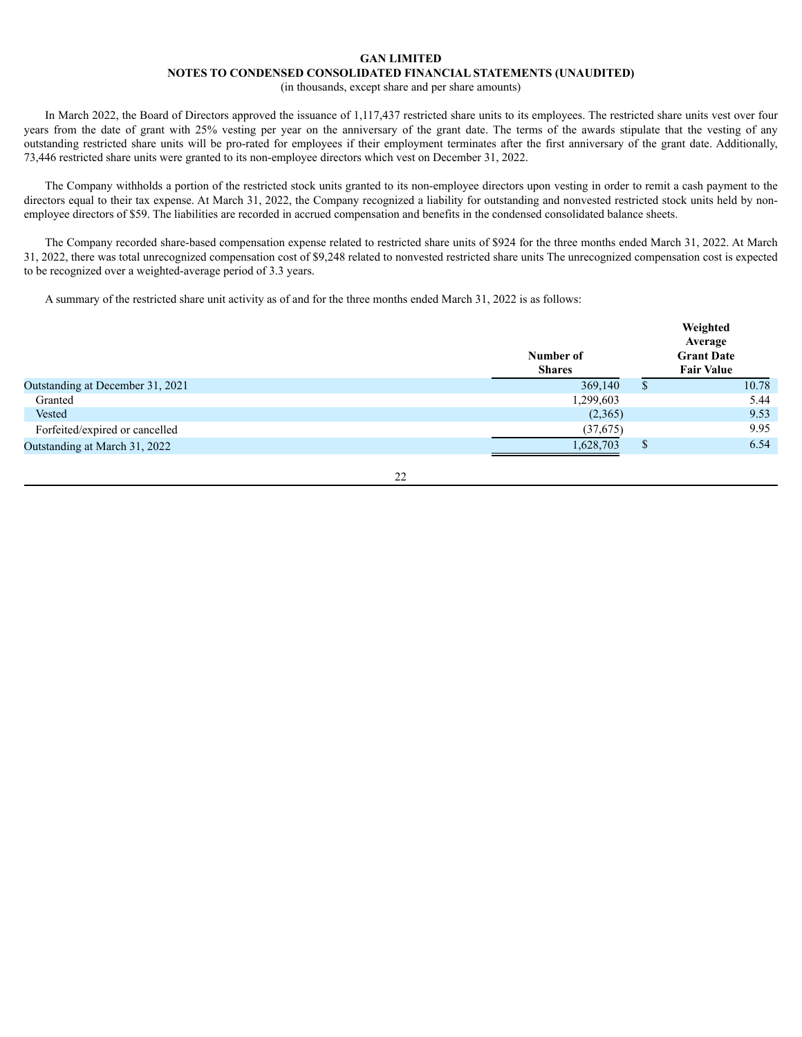**GAN LIMITED**
**NOTES TO CONDENSED CONSOLIDATED FINANCIAL STATEMENTS (UNAUDITED)**
(in thousands, except share and per share amounts)

In March 2022, the Board of Directors approved the issuance of 1,117,437 restricted share units to its employees. The restricted share units vest over four years from the date of grant with 25% vesting per year on the anniversary of the grant date. The terms of the awards stipulate that the vesting of any outstanding restricted share units will be pro-rated for employees if their employment terminates after the first anniversary of the grant date. Additionally, 73,446 restricted share units were granted to its non-employee directors which vest on December 31, 2022.

The Company withholds a portion of the restricted stock units granted to its non-employee directors upon vesting in order to remit a cash payment to the directors equal to their tax expense. At March 31, 2022, the Company recognized a liability for outstanding and nonvested restricted stock units held by non-employee directors of $59. The liabilities are recorded in accrued compensation and benefits in the condensed consolidated balance sheets.

The Company recorded share-based compensation expense related to restricted share units of $924 for the three months ended March 31, 2022. At March 31, 2022, there was total unrecognized compensation cost of $9,248 related to nonvested restricted share units The unrecognized compensation cost is expected to be recognized over a weighted-average period of 3.3 years.

A summary of the restricted share unit activity as of and for the three months ended March 31, 2022 is as follows:

| | Number of Shares | Weighted Average Grant Date Fair Value |
|---|---|---|
| Outstanding at December 31, 2021 | 369,140 | $ 10.78 |
| Granted | 1,299,603 | 5.44 |
| Vested | (2,365) | 9.53 |
| Forfeited/expired or cancelled | (37,675) | 9.95 |
| Outstanding at March 31, 2022 | 1,628,703 | $ 6.54 |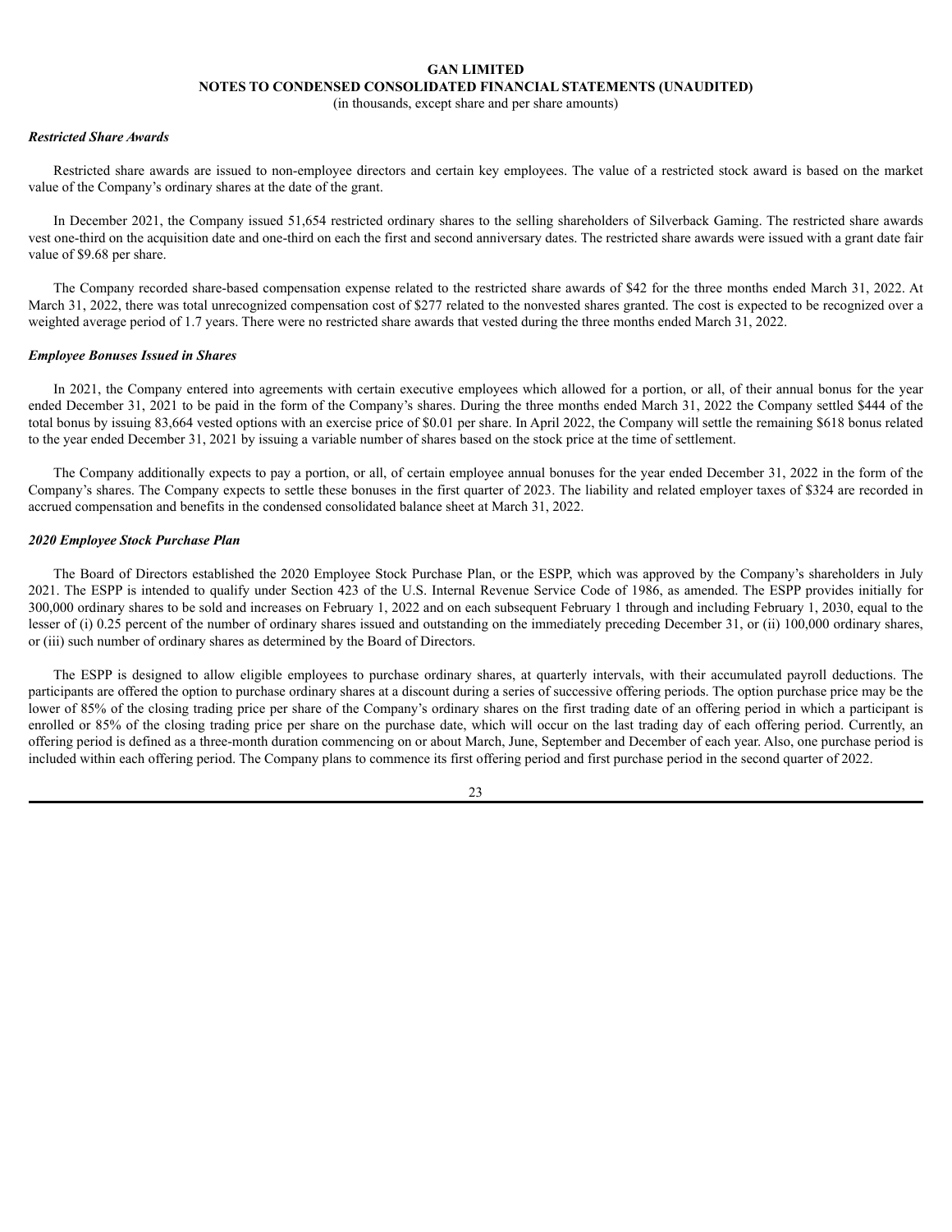### *Restricted Share Awards*

Restricted share awards are issued to non-employee directors and certain key employees. The value of a restricted stock award is based on the market value of the Company's ordinary shares at the date of the grant.

In December 2021, the Company issued 51,654 restricted ordinary shares to the selling shareholders of Silverback Gaming. The restricted share awards vest one-third on the acquisition date and one-third on each the first and second anniversary dates. The restricted share awards were issued with a grant date fair value of $9.68 per share.

The Company recorded share-based compensation expense related to the restricted share awards of $42 for the three months ended March 31, 2022. At March 31, 2022, there was total unrecognized compensation cost of $277 related to the nonvested shares granted. The cost is expected to be recognized over a weighted average period of 1.7 years. There were no restricted share awards that vested during the three months ended March 31, 2022.

### *Employee Bonuses Issued in Shares*

In 2021, the Company entered into agreements with certain executive employees which allowed for a portion, or all, of their annual bonus for the year ended December 31, 2021 to be paid in the form of the Company's shares. During the three months ended March 31, 2022 the Company settled $444 of the total bonus by issuing 83,664 vested options with an exercise price of $0.01 per share. In April 2022, the Company will settle the remaining $618 bonus related to the year ended December 31, 2021 by issuing a variable number of shares based on the stock price at the time of settlement.

The Company additionally expects to pay a portion, or all, of certain employee annual bonuses for the year ended December 31, 2022 in the form of the Company's shares. The Company expects to settle these bonuses in the first quarter of 2023. The liability and related employer taxes of $324 are recorded in accrued compensation and benefits in the condensed consolidated balance sheet at March 31, 2022.

### *2020 Employee Stock Purchase Plan*

The Board of Directors established the 2020 Employee Stock Purchase Plan, or the ESPP, which was approved by the Company's shareholders in July 2021. The ESPP is intended to qualify under Section 423 of the U.S. Internal Revenue Service Code of 1986, as amended. The ESPP provides initially for 300,000 ordinary shares to be sold and increases on February 1, 2022 and on each subsequent February 1 through and including February 1, 2030, equal to the lesser of (i) 0.25 percent of the number of ordinary shares issued and outstanding on the immediately preceding December 31, or (ii) 100,000 ordinary shares, or (iii) such number of ordinary shares as determined by the Board of Directors.

The ESPP is designed to allow eligible employees to purchase ordinary shares, at quarterly intervals, with their accumulated payroll deductions. The participants are offered the option to purchase ordinary shares at a discount during a series of successive offering periods. The option purchase price may be the lower of 85% of the closing trading price per share of the Company's ordinary shares on the first trading date of an offering period in which a participant is enrolled or 85% of the closing trading price per share on the purchase date, which will occur on the last trading day of each offering period. Currently, an offering period is defined as a three-month duration commencing on or about March, June, September and December of each year. Also, one purchase period is included within each offering period. The Company plans to commence its first offering period and first purchase period in the second quarter of 2022.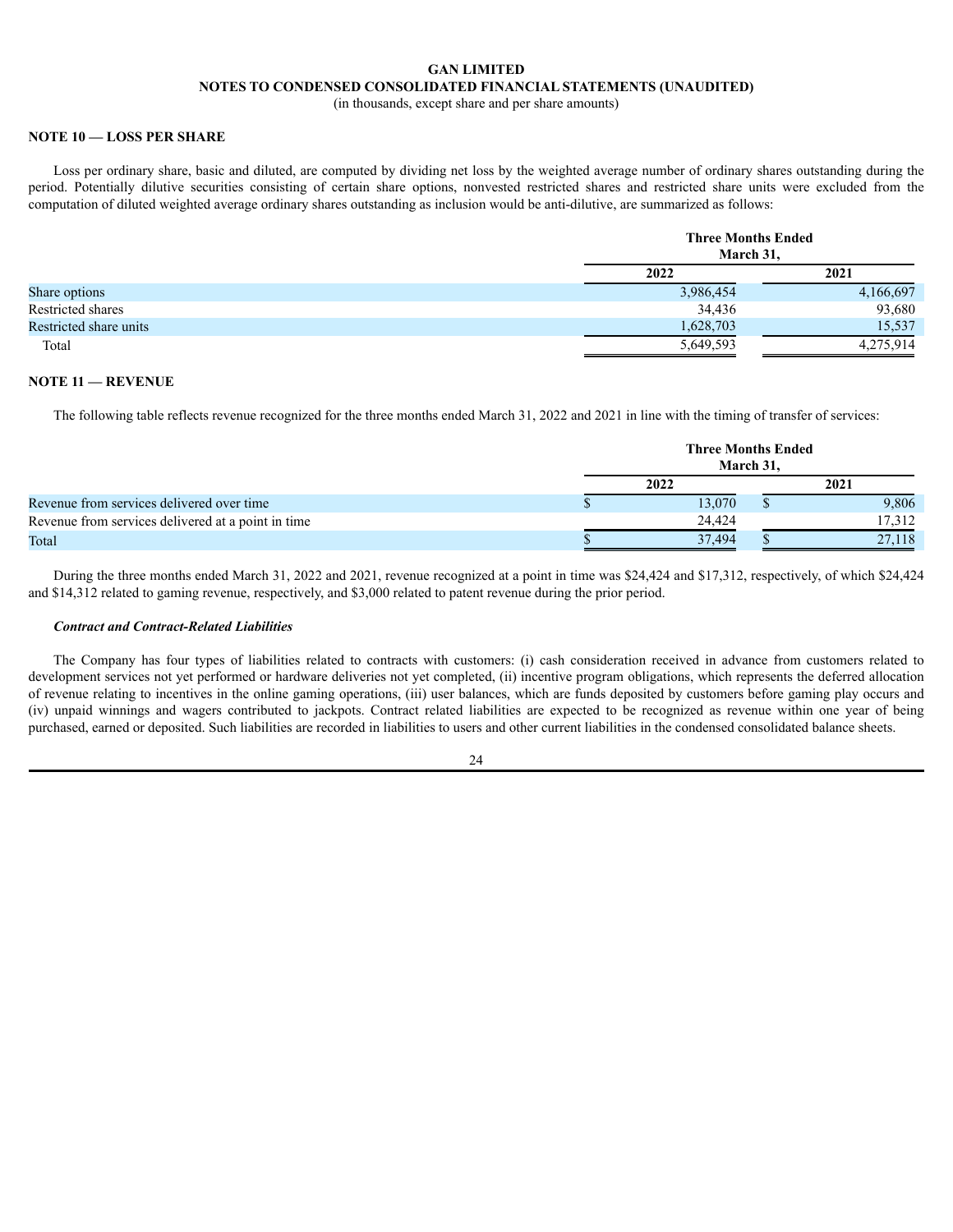**GAN LIMITED**
**NOTES TO CONDENSED CONSOLIDATED FINANCIAL STATEMENTS (UNAUDITED)**
(in thousands, except share and per share amounts)

### NOTE 10 — LOSS PER SHARE

Loss per ordinary share, basic and diluted, are computed by dividing net loss by the weighted average number of ordinary shares outstanding during the period. Potentially dilutive securities consisting of certain share options, nonvested restricted shares and restricted share units were excluded from the computation of diluted weighted average ordinary shares outstanding as inclusion would be anti-dilutive, are summarized as follows:

| | Three Months Ended March 31, | |
|---|---|---|
| | 2022 | 2021 |
| Share options | 3,986,454 | 4,166,697 |
| Restricted shares | 34,436 | 93,680 |
| Restricted share units | 1,628,703 | 15,537 |
| Total | 5,649,593 | 4,275,914 |

### NOTE 11 — REVENUE

The following table reflects revenue recognized for the three months ended March 31, 2022 and 2021 in line with the timing of transfer of services:

| | Three Months Ended March 31, | |
|---|---|---|
| | 2022 | 2021 |
| Revenue from services delivered over time | $ 13,070 | $ 9,806 |
| Revenue from services delivered at a point in time | 24,424 | 17,312 |
| Total | $ 37,494 | $ 27,118 |

During the three months ended March 31, 2022 and 2021, revenue recognized at a point in time was $24,424 and $17,312, respectively, of which $24,424 and $14,312 related to gaming revenue, respectively, and $3,000 related to patent revenue during the prior period.

***Contract and Contract-Related Liabilities***

The Company has four types of liabilities related to contracts with customers: (i) cash consideration received in advance from customers related to development services not yet performed or hardware deliveries not yet completed, (ii) incentive program obligations, which represents the deferred allocation of revenue relating to incentives in the online gaming operations, (iii) user balances, which are funds deposited by customers before gaming play occurs and (iv) unpaid winnings and wagers contributed to jackpots. Contract related liabilities are expected to be recognized as revenue within one year of being purchased, earned or deposited. Such liabilities are recorded in liabilities to users and other current liabilities in the condensed consolidated balance sheets.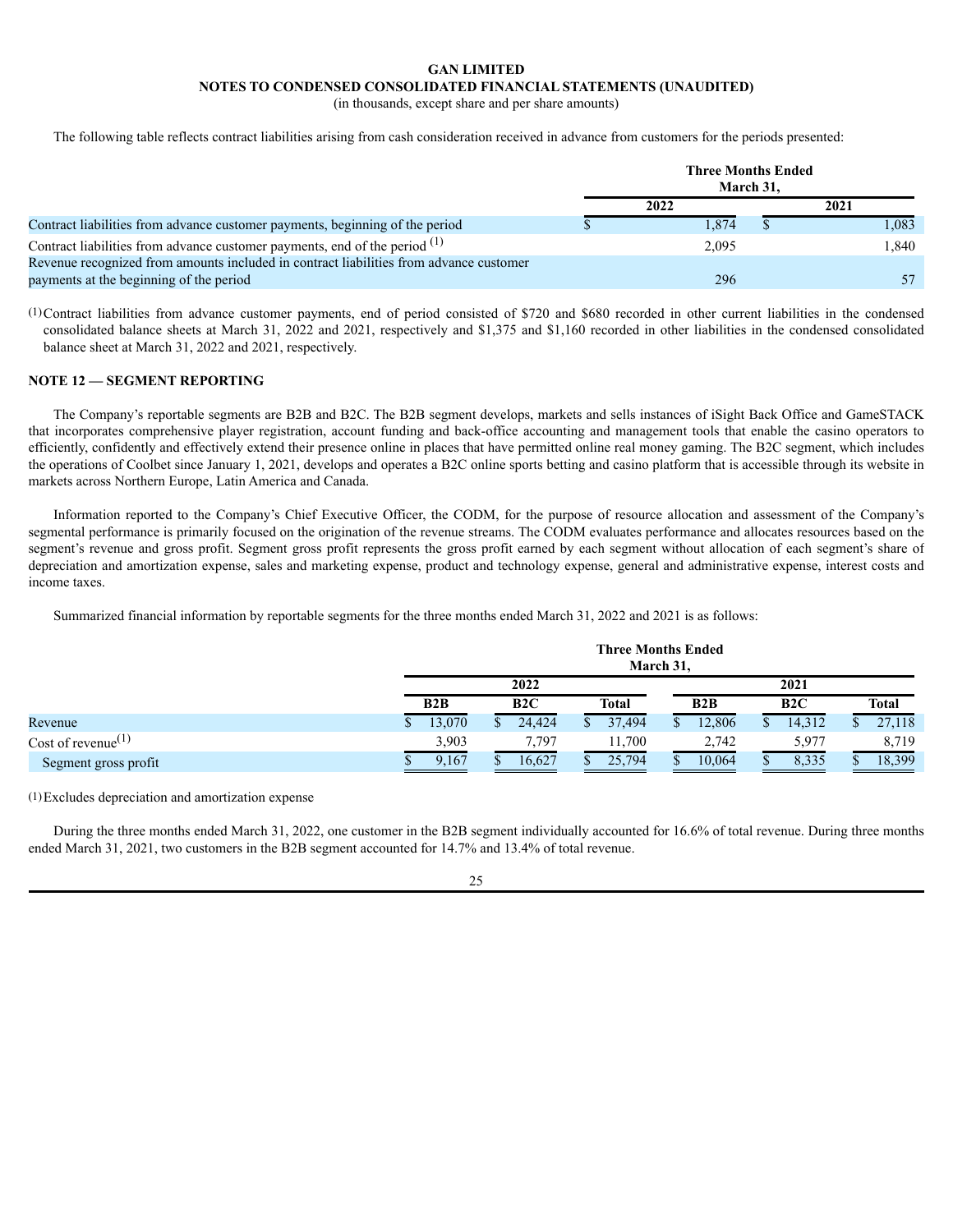**GAN LIMITED**
**NOTES TO CONDENSED CONSOLIDATED FINANCIAL STATEMENTS (UNAUDITED)**
(in thousands, except share and per share amounts)

The following table reflects contract liabilities arising from cash consideration received in advance from customers for the periods presented:

| | Three Months Ended March 31, | |
|---|---|---|
| | 2022 | 2021 |
| Contract liabilities from advance customer payments, beginning of the period | $ 1,874 | $ 1,083 |
| Contract liabilities from advance customer payments, end of the period [1] | 2,095 | 1,840 |
| Revenue recognized from amounts included in contract liabilities from advance customer payments at the beginning of the period | 296 | 57 |

(1) Contract liabilities from advance customer payments, end of period consisted of $720 and $680 recorded in other current liabilities in the condensed consolidated balance sheets at March 31, 2022 and 2021, respectively and $1,375 and $1,160 recorded in other liabilities in the condensed consolidated balance sheet at March 31, 2022 and 2021, respectively.

**NOTE 12 — SEGMENT REPORTING**

The Company's reportable segments are B2B and B2C. The B2B segment develops, markets and sells instances of iSight Back Office and GameSTACK that incorporates comprehensive player registration, account funding and back-office accounting and management tools that enable the casino operators to efficiently, confidently and effectively extend their presence online in places that have permitted online real money gaming. The B2C segment, which includes the operations of Coolbet since January 1, 2021, develops and operates a B2C online sports betting and casino platform that is accessible through its website in markets across Northern Europe, Latin America and Canada.

Information reported to the Company's Chief Executive Officer, the CODM, for the purpose of resource allocation and assessment of the Company's segmental performance is primarily focused on the origination of the revenue streams. The CODM evaluates performance and allocates resources based on the segment's revenue and gross profit. Segment gross profit represents the gross profit earned by each segment without allocation of each segment's share of depreciation and amortization expense, sales and marketing expense, product and technology expense, general and administrative expense, interest costs and income taxes.

Summarized financial information by reportable segments for the three months ended March 31, 2022 and 2021 is as follows:

| | Three Months Ended March 31, | | | | | |
|---|---|---|---|---|---|---|
| | 2022 | | | 2021 | | |
| | B2B | B2C | Total | B2B | B2C | Total |
| Revenue | $ 13,070 | $ 24,424 | $ 37,494 | $ 12,806 | $ 14,312 | $ 27,118 |
| Cost of revenue [1] | 3,903 | 7,797 | 11,700 | 2,742 | 5,977 | 8,719 |
| Segment gross profit | $ 9,167 | $ 16,627 | $ 25,794 | $ 10,064 | $ 8,335 | $ 18,399 |

(1) Excludes depreciation and amortization expense

During the three months ended March 31, 2022, one customer in the B2B segment individually accounted for 16.6% of total revenue. During three months ended March 31, 2021, two customers in the B2B segment accounted for 14.7% and 13.4% of total revenue.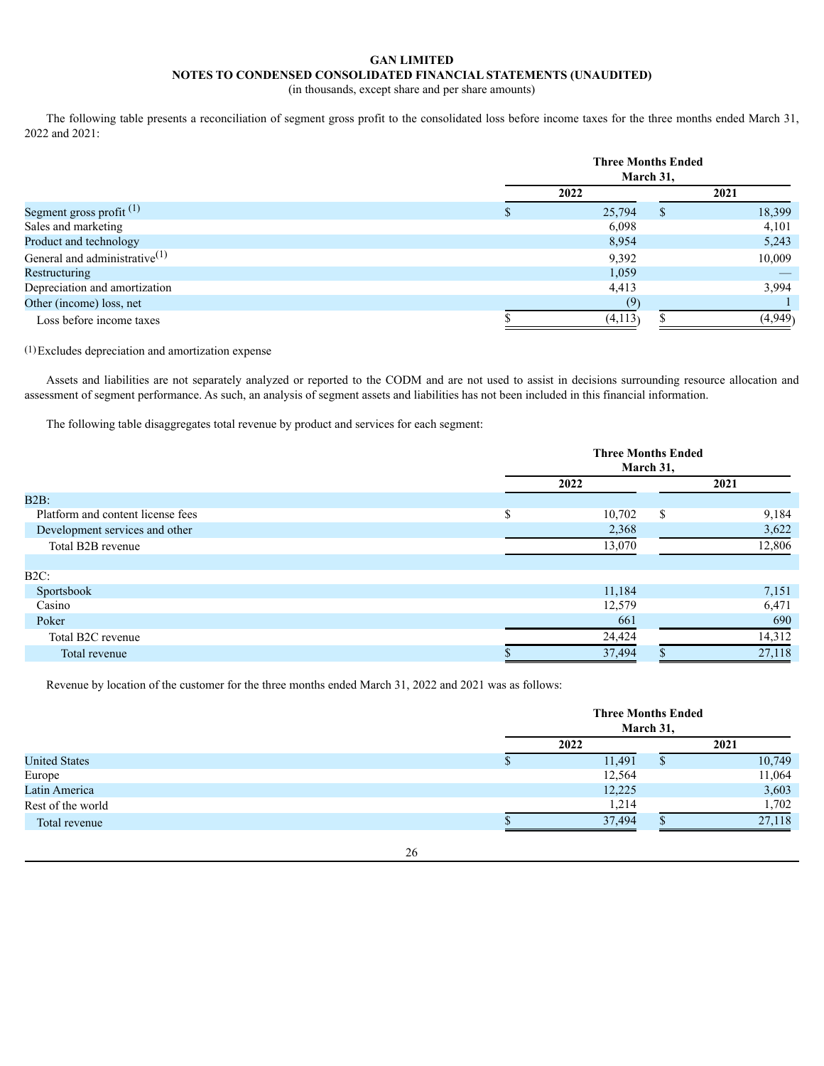**GAN LIMITED**
**NOTES TO CONDENSED CONSOLIDATED FINANCIAL STATEMENTS (UNAUDITED)**
(in thousands, except share and per share amounts)

The following table presents a reconciliation of segment gross profit to the consolidated loss before income taxes for the three months ended March 31, 2022 and 2021:

| | Three Months Ended March 31, | |
|---|---|---|
| | 2022 | 2021 |
| Segment gross profit [(1)] | $ 25,794 | $ 18,399 |
| Sales and marketing | 6,098 | 4,101 |
| Product and technology | 8,954 | 5,243 |
| General and administrative[(1)] | 9,392 | 10,009 |
| Restructuring | 1,059 | — |
| Depreciation and amortization | 4,413 | 3,994 |
| Other (income) loss, net | (9) | 1 |
| Loss before income taxes | $ (4,113) | $ (4,949) |

(1) Excludes depreciation and amortization expense

Assets and liabilities are not separately analyzed or reported to the CODM and are not used to assist in decisions surrounding resource allocation and assessment of segment performance. As such, an analysis of segment assets and liabilities has not been included in this financial information.

The following table disaggregates total revenue by product and services for each segment:

| | Three Months Ended March 31, | |
|---|---|---|
| | 2022 | 2021 |
| B2B: | | |
| Platform and content license fees | $ 10,702 | $ 9,184 |
| Development services and other | 2,368 | 3,622 |
| Total B2B revenue | 13,070 | 12,806 |
| | | |
| B2C: | | |
| Sportsbook | 11,184 | 7,151 |
| Casino | 12,579 | 6,471 |
| Poker | 661 | 690 |
| Total B2C revenue | 24,424 | 14,312 |
| Total revenue | $ 37,494 | $ 27,118 |

Revenue by location of the customer for the three months ended March 31, 2022 and 2021 was as follows:

| | Three Months Ended March 31, | |
|---|---|---|
| | 2022 | 2021 |
| United States | $ 11,491 | $ 10,749 |
| Europe | 12,564 | 11,064 |
| Latin America | 12,225 | 3,603 |
| Rest of the world | 1,214 | 1,702 |
| Total revenue | $ 37,494 | $ 27,118 |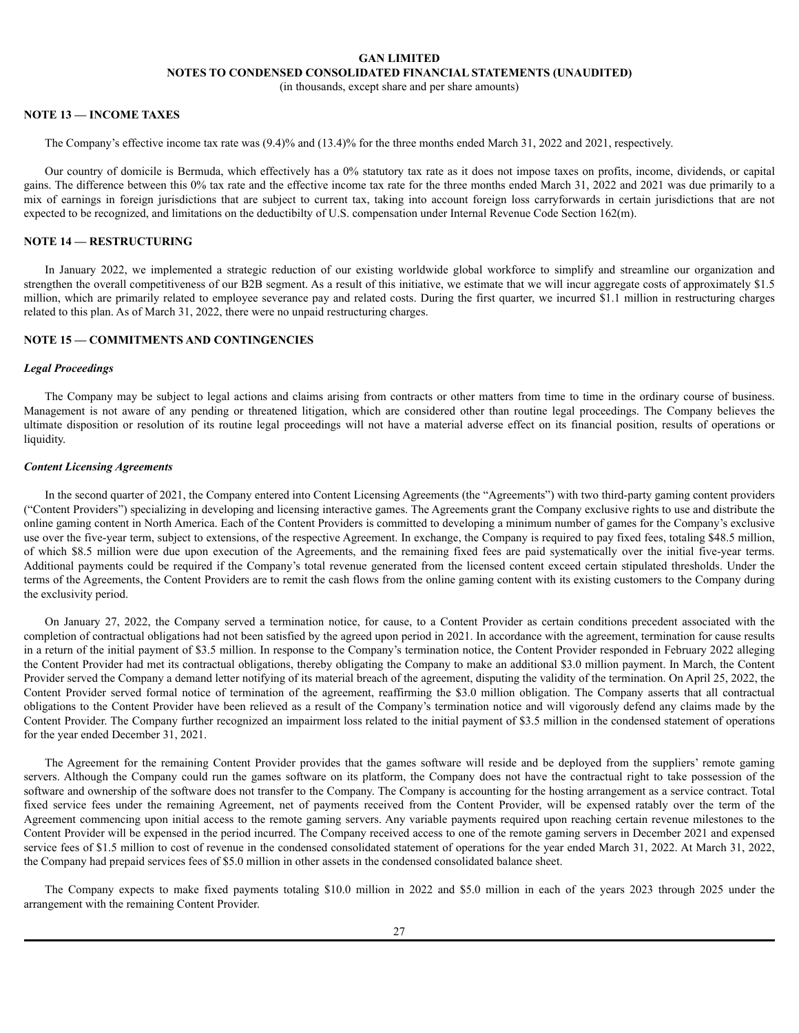# GAN LIMITED

## NOTES TO CONDENSED CONSOLIDATED FINANCIAL STATEMENTS (UNAUDITED)

(in thousands, except share and per share amounts)

### NOTE 13 — INCOME TAXES

The Company's effective income tax rate was (9.4)% and (13.4)% for the three months ended March 31, 2022 and 2021, respectively.

Our country of domicile is Bermuda, which effectively has a 0% statutory tax rate as it does not impose taxes on profits, income, dividends, or capital gains. The difference between this 0% tax rate and the effective income tax rate for the three months ended March 31, 2022 and 2021 was due primarily to a mix of earnings in foreign jurisdictions that are subject to current tax, taking into account foreign loss carryforwards in certain jurisdictions that are not expected to be recognized, and limitations on the deductibilty of U.S. compensation under Internal Revenue Code Section 162(m).

### NOTE 14 — RESTRUCTURING

In January 2022, we implemented a strategic reduction of our existing worldwide global workforce to simplify and streamline our organization and strengthen the overall competitiveness of our B2B segment. As a result of this initiative, we estimate that we will incur aggregate costs of approximately $1.5 million, which are primarily related to employee severance pay and related costs. During the first quarter, we incurred $1.1 million in restructuring charges related to this plan. As of March 31, 2022, there were no unpaid restructuring charges.

### NOTE 15 — COMMITMENTS AND CONTINGENCIES

#### *Legal Proceedings*

The Company may be subject to legal actions and claims arising from contracts or other matters from time to time in the ordinary course of business. Management is not aware of any pending or threatened litigation, which are considered other than routine legal proceedings. The Company believes the ultimate disposition or resolution of its routine legal proceedings will not have a material adverse effect on its financial position, results of operations or liquidity.

#### *Content Licensing Agreements*

In the second quarter of 2021, the Company entered into Content Licensing Agreements (the "Agreements") with two third-party gaming content providers ("Content Providers") specializing in developing and licensing interactive games. The Agreements grant the Company exclusive rights to use and distribute the online gaming content in North America. Each of the Content Providers is committed to developing a minimum number of games for the Company's exclusive use over the five-year term, subject to extensions, of the respective Agreement. In exchange, the Company is required to pay fixed fees, totaling $48.5 million, of which $8.5 million were due upon execution of the Agreements, and the remaining fixed fees are paid systematically over the initial five-year terms. Additional payments could be required if the Company's total revenue generated from the licensed content exceed certain stipulated thresholds. Under the terms of the Agreements, the Content Providers are to remit the cash flows from the online gaming content with its existing customers to the Company during the exclusivity period.

On January 27, 2022, the Company served a termination notice, for cause, to a Content Provider as certain conditions precedent associated with the completion of contractual obligations had not been satisfied by the agreed upon period in 2021. In accordance with the agreement, termination for cause results in a return of the initial payment of $3.5 million. In response to the Company's termination notice, the Content Provider responded in February 2022 alleging the Content Provider had met its contractual obligations, thereby obligating the Company to make an additional $3.0 million payment. In March, the Content Provider served the Company a demand letter notifying of its material breach of the agreement, disputing the validity of the termination. On April 25, 2022, the Content Provider served formal notice of termination of the agreement, reaffirming the $3.0 million obligation. The Company asserts that all contractual obligations to the Content Provider have been relieved as a result of the Company's termination notice and will vigorously defend any claims made by the Content Provider. The Company further recognized an impairment loss related to the initial payment of $3.5 million in the condensed statement of operations for the year ended December 31, 2021.

The Agreement for the remaining Content Provider provides that the games software will reside and be deployed from the suppliers' remote gaming servers. Although the Company could run the games software on its platform, the Company does not have the contractual right to take possession of the software and ownership of the software does not transfer to the Company. The Company is accounting for the hosting arrangement as a service contract. Total fixed service fees under the remaining Agreement, net of payments received from the Content Provider, will be expensed ratably over the term of the Agreement commencing upon initial access to the remote gaming servers. Any variable payments required upon reaching certain revenue milestones to the Content Provider will be expensed in the period incurred. The Company received access to one of the remote gaming servers in December 2021 and expensed service fees of $1.5 million to cost of revenue in the condensed consolidated statement of operations for the year ended March 31, 2022. At March 31, 2022, the Company had prepaid services fees of $5.0 million in other assets in the condensed consolidated balance sheet.

The Company expects to make fixed payments totaling $10.0 million in 2022 and $5.0 million in each of the years 2023 through 2025 under the arrangement with the remaining Content Provider.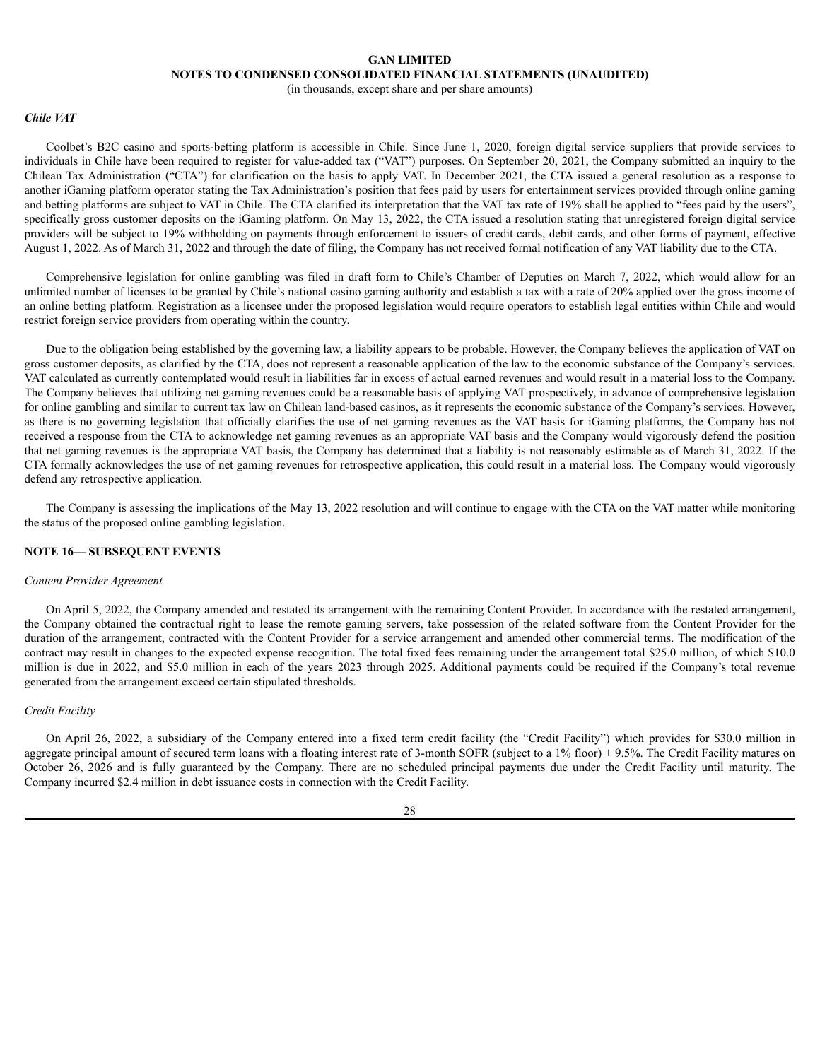### *Chile VAT*

Coolbet's B2C casino and sports-betting platform is accessible in Chile. Since June 1, 2020, foreign digital service suppliers that provide services to individuals in Chile have been required to register for value-added tax ("VAT") purposes. On September 20, 2021, the Company submitted an inquiry to the Chilean Tax Administration ("CTA") for clarification on the basis to apply VAT. In December 2021, the CTA issued a general resolution as a response to another iGaming platform operator stating the Tax Administration's position that fees paid by users for entertainment services provided through online gaming and betting platforms are subject to VAT in Chile. The CTA clarified its interpretation that the VAT tax rate of 19% shall be applied to "fees paid by the users", specifically gross customer deposits on the iGaming platform. On May 13, 2022, the CTA issued a resolution stating that unregistered foreign digital service providers will be subject to 19% withholding on payments through enforcement to issuers of credit cards, debit cards, and other forms of payment, effective August 1, 2022. As of March 31, 2022 and through the date of filing, the Company has not received formal notification of any VAT liability due to the CTA.

Comprehensive legislation for online gambling was filed in draft form to Chile's Chamber of Deputies on March 7, 2022, which would allow for an unlimited number of licenses to be granted by Chile's national casino gaming authority and establish a tax with a rate of 20% applied over the gross income of an online betting platform. Registration as a licensee under the proposed legislation would require operators to establish legal entities within Chile and would restrict foreign service providers from operating within the country.

Due to the obligation being established by the governing law, a liability appears to be probable. However, the Company believes the application of VAT on gross customer deposits, as clarified by the CTA, does not represent a reasonable application of the law to the economic substance of the Company's services. VAT calculated as currently contemplated would result in liabilities far in excess of actual earned revenues and would result in a material loss to the Company. The Company believes that utilizing net gaming revenues could be a reasonable basis of applying VAT prospectively, in advance of comprehensive legislation for online gambling and similar to current tax law on Chilean land-based casinos, as it represents the economic substance of the Company's services. However, as there is no governing legislation that officially clarifies the use of net gaming revenues as the VAT basis for iGaming platforms, the Company has not received a response from the CTA to acknowledge net gaming revenues as an appropriate VAT basis and the Company would vigorously defend the position that net gaming revenues is the appropriate VAT basis, the Company has determined that a liability is not reasonably estimable as of March 31, 2022. If the CTA formally acknowledges the use of net gaming revenues for retrospective application, this could result in a material loss. The Company would vigorously defend any retrospective application.

The Company is assessing the implications of the May 13, 2022 resolution and will continue to engage with the CTA on the VAT matter while monitoring the status of the proposed online gambling legislation.

## NOTE 16— SUBSEQUENT EVENTS

*Content Provider Agreement*

On April 5, 2022, the Company amended and restated its arrangement with the remaining Content Provider. In accordance with the restated arrangement, the Company obtained the contractual right to lease the remote gaming servers, take possession of the related software from the Content Provider for the duration of the arrangement, contracted with the Content Provider for a service arrangement and amended other commercial terms. The modification of the contract may result in changes to the expected expense recognition. The total fixed fees remaining under the arrangement total $25.0 million, of which $10.0 million is due in 2022, and $5.0 million in each of the years 2023 through 2025. Additional payments could be required if the Company's total revenue generated from the arrangement exceed certain stipulated thresholds.

*Credit Facility*

On April 26, 2022, a subsidiary of the Company entered into a fixed term credit facility (the "Credit Facility") which provides for $30.0 million in aggregate principal amount of secured term loans with a floating interest rate of 3-month SOFR (subject to a 1% floor) + 9.5%. The Credit Facility matures on October 26, 2026 and is fully guaranteed by the Company. There are no scheduled principal payments due under the Credit Facility until maturity. The Company incurred $2.4 million in debt issuance costs in connection with the Credit Facility.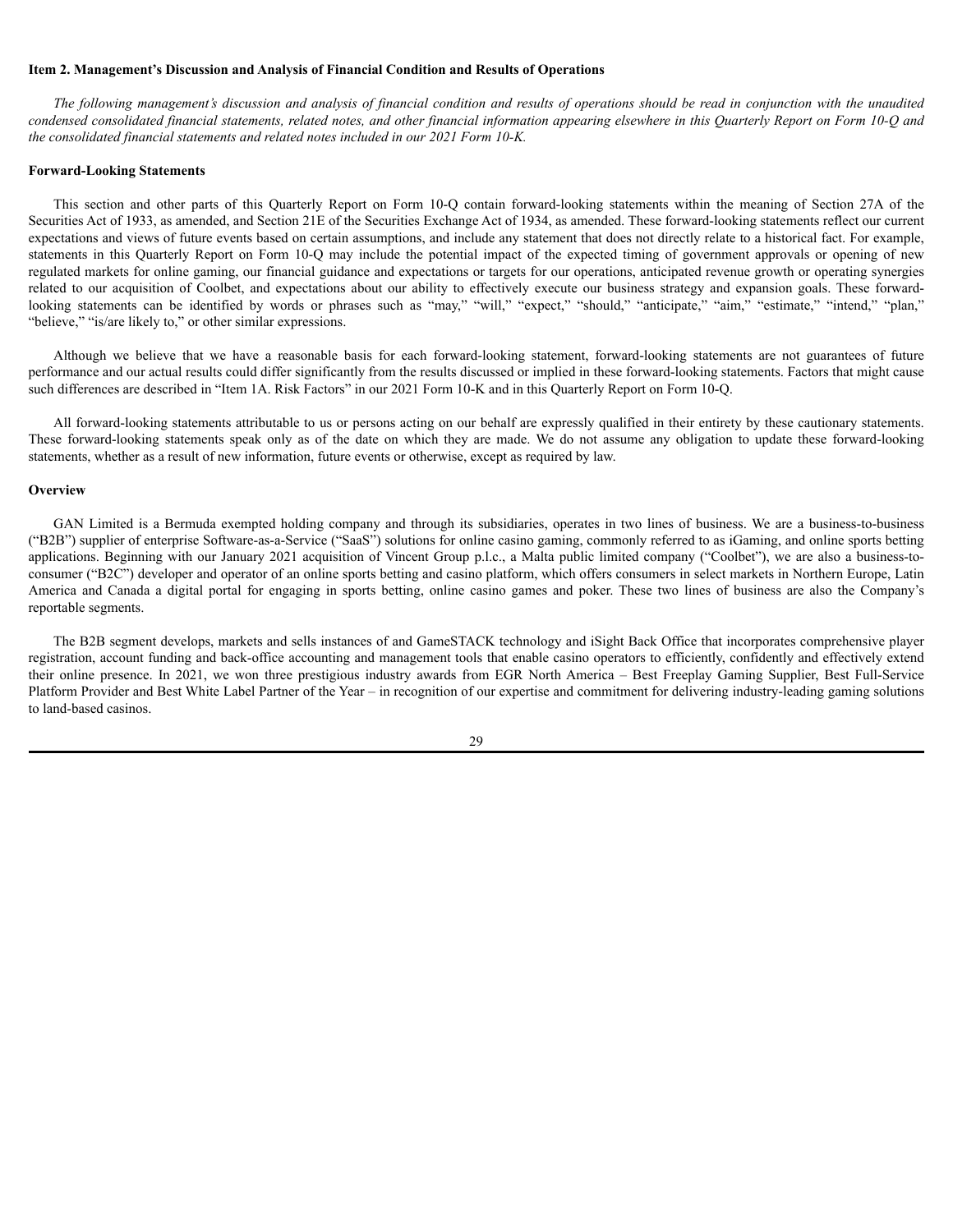## Item 2. Management's Discussion and Analysis of Financial Condition and Results of Operations

*The following management's discussion and analysis of financial condition and results of operations should be read in conjunction with the unaudited condensed consolidated financial statements, related notes, and other financial information appearing elsewhere in this Quarterly Report on Form 10-Q and the consolidated financial statements and related notes included in our 2021 Form 10-K.*

### Forward-Looking Statements

This section and other parts of this Quarterly Report on Form 10-Q contain forward-looking statements within the meaning of Section 27A of the Securities Act of 1933, as amended, and Section 21E of the Securities Exchange Act of 1934, as amended. These forward-looking statements reflect our current expectations and views of future events based on certain assumptions, and include any statement that does not directly relate to a historical fact. For example, statements in this Quarterly Report on Form 10-Q may include the potential impact of the expected timing of government approvals or opening of new regulated markets for online gaming, our financial guidance and expectations or targets for our operations, anticipated revenue growth or operating synergies related to our acquisition of Coolbet, and expectations about our ability to effectively execute our business strategy and expansion goals. These forward-looking statements can be identified by words or phrases such as "may," "will," "expect," "should," "anticipate," "aim," "estimate," "intend," "plan," "believe," "is/are likely to," or other similar expressions.

Although we believe that we have a reasonable basis for each forward-looking statement, forward-looking statements are not guarantees of future performance and our actual results could differ significantly from the results discussed or implied in these forward-looking statements. Factors that might cause such differences are described in "Item 1A. Risk Factors" in our 2021 Form 10-K and in this Quarterly Report on Form 10-Q.

All forward-looking statements attributable to us or persons acting on our behalf are expressly qualified in their entirety by these cautionary statements. These forward-looking statements speak only as of the date on which they are made. We do not assume any obligation to update these forward-looking statements, whether as a result of new information, future events or otherwise, except as required by law.

### Overview

GAN Limited is a Bermuda exempted holding company and through its subsidiaries, operates in two lines of business. We are a business-to-business ("B2B") supplier of enterprise Software-as-a-Service ("SaaS") solutions for online casino gaming, commonly referred to as iGaming, and online sports betting applications. Beginning with our January 2021 acquisition of Vincent Group p.l.c., a Malta public limited company ("Coolbet"), we are also a business-to-consumer ("B2C") developer and operator of an online sports betting and casino platform, which offers consumers in select markets in Northern Europe, Latin America and Canada a digital portal for engaging in sports betting, online casino games and poker. These two lines of business are also the Company's reportable segments.

The B2B segment develops, markets and sells instances of and GameSTACK technology and iSight Back Office that incorporates comprehensive player registration, account funding and back-office accounting and management tools that enable casino operators to efficiently, confidently and effectively extend their online presence. In 2021, we won three prestigious industry awards from EGR North America – Best Freeplay Gaming Supplier, Best Full-Service Platform Provider and Best White Label Partner of the Year – in recognition of our expertise and commitment for delivering industry-leading gaming solutions to land-based casinos.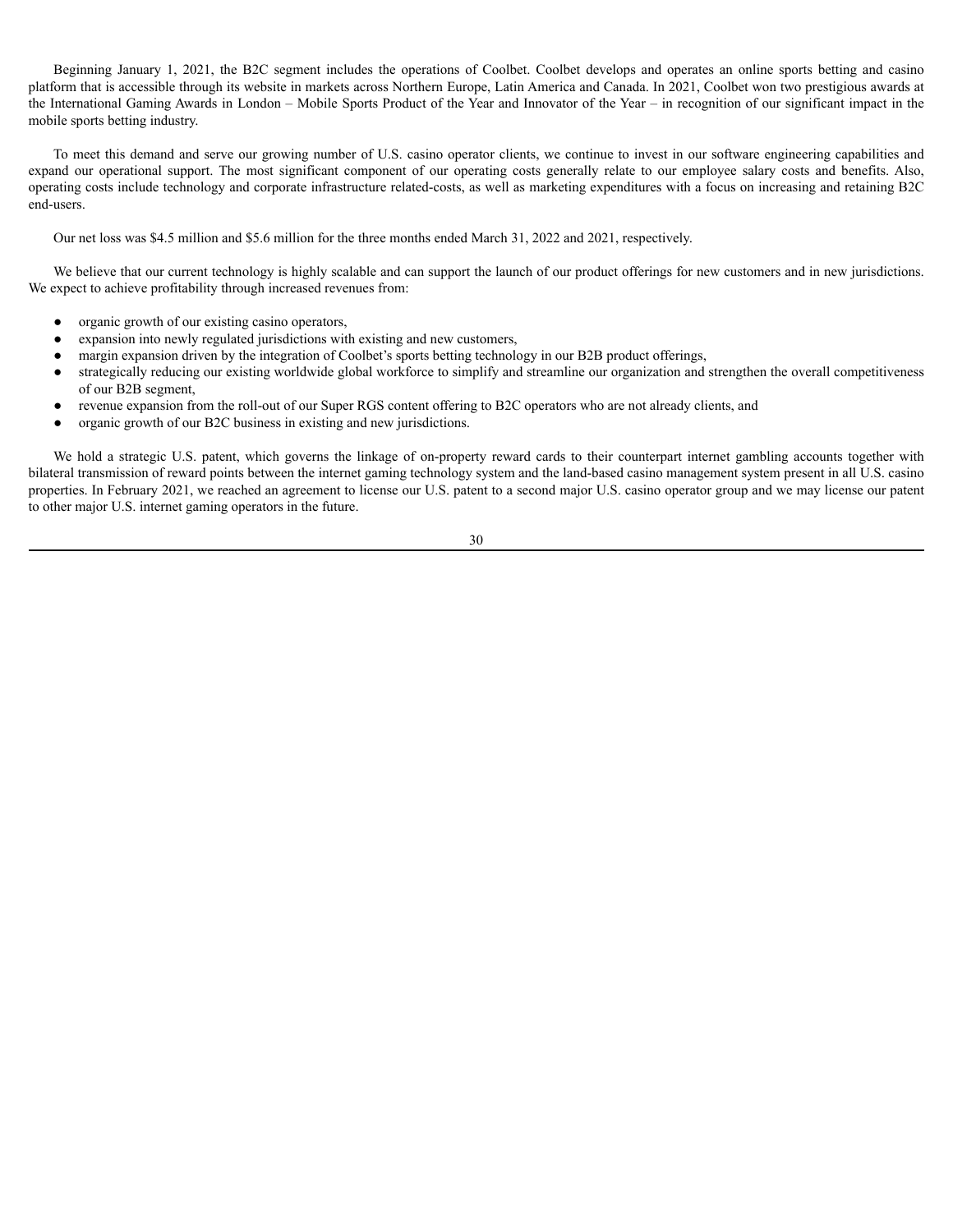Beginning January 1, 2021, the B2C segment includes the operations of Coolbet. Coolbet develops and operates an online sports betting and casino platform that is accessible through its website in markets across Northern Europe, Latin America and Canada. In 2021, Coolbet won two prestigious awards at the International Gaming Awards in London – Mobile Sports Product of the Year and Innovator of the Year – in recognition of our significant impact in the mobile sports betting industry.

To meet this demand and serve our growing number of U.S. casino operator clients, we continue to invest in our software engineering capabilities and expand our operational support. The most significant component of our operating costs generally relate to our employee salary costs and benefits. Also, operating costs include technology and corporate infrastructure related-costs, as well as marketing expenditures with a focus on increasing and retaining B2C end-users.

Our net loss was $4.5 million and $5.6 million for the three months ended March 31, 2022 and 2021, respectively.

We believe that our current technology is highly scalable and can support the launch of our product offerings for new customers and in new jurisdictions. We expect to achieve profitability through increased revenues from:

- organic growth of our existing casino operators,
- expansion into newly regulated jurisdictions with existing and new customers,
- margin expansion driven by the integration of Coolbet's sports betting technology in our B2B product offerings,
- strategically reducing our existing worldwide global workforce to simplify and streamline our organization and strengthen the overall competitiveness of our B2B segment,
- revenue expansion from the roll-out of our Super RGS content offering to B2C operators who are not already clients, and
- organic growth of our B2C business in existing and new jurisdictions.

We hold a strategic U.S. patent, which governs the linkage of on-property reward cards to their counterpart internet gambling accounts together with bilateral transmission of reward points between the internet gaming technology system and the land-based casino management system present in all U.S. casino properties. In February 2021, we reached an agreement to license our U.S. patent to a second major U.S. casino operator group and we may license our patent to other major U.S. internet gaming operators in the future.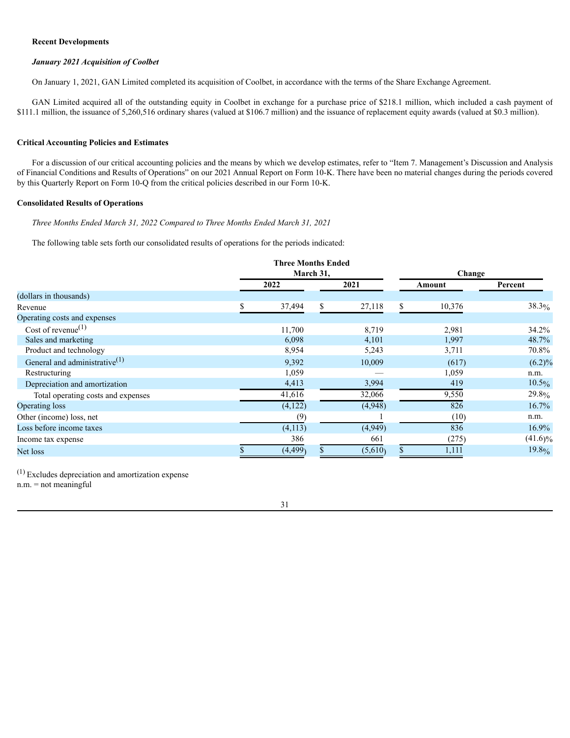**Recent Developments**

***January 2021 Acquisition of Coolbet***

On January 1, 2021, GAN Limited completed its acquisition of Coolbet, in accordance with the terms of the Share Exchange Agreement.

GAN Limited acquired all of the outstanding equity in Coolbet in exchange for a purchase price of $218.1 million, which included a cash payment of $111.1 million, the issuance of 5,260,516 ordinary shares (valued at $106.7 million) and the issuance of replacement equity awards (valued at $0.3 million).

**Critical Accounting Policies and Estimates**

For a discussion of our critical accounting policies and the means by which we develop estimates, refer to "Item 7. Management's Discussion and Analysis of Financial Conditions and Results of Operations" on our 2021 Annual Report on Form 10-K. There have been no material changes during the periods covered by this Quarterly Report on Form 10-Q from the critical policies described in our Form 10-K.

**Consolidated Results of Operations**

*Three Months Ended March 31, 2022 Compared to Three Months Ended March 31, 2021*

The following table sets forth our consolidated results of operations for the periods indicated:

| | Three Months Ended March 31, | | Change | |
|---|---|---|---|---|
| | 2022 | 2021 | Amount | Percent |
| (dollars in thousands) | | | | |
| Revenue | $ 37,494 | $ 27,118 | $ 10,376 | 38.3% |
| Operating costs and expenses | | | | |
| Cost of revenue[(1)] | 11,700 | 8,719 | 2,981 | 34.2% |
| Sales and marketing | 6,098 | 4,101 | 1,997 | 48.7% |
| Product and technology | 8,954 | 5,243 | 3,711 | 70.8% |
| General and administrative[(1)] | 9,392 | 10,009 | (617) | (6.2)% |
| Restructuring | 1,059 | — | 1,059 | n.m. |
| Depreciation and amortization | 4,413 | 3,994 | 419 | 10.5% |
| Total operating costs and expenses | 41,616 | 32,066 | 9,550 | 29.8% |
| Operating loss | (4,122) | (4,948) | 826 | 16.7% |
| Other (income) loss, net | (9) | 1 | (10) | n.m. |
| Loss before income taxes | (4,113) | (4,949) | 836 | 16.9% |
| Income tax expense | 386 | 661 | (275) | (41.6)% |
| Net loss | $ (4,499) | $ (5,610) | $ 1,111 | 19.8% |

(1) Excludes depreciation and amortization expense
n.m. = not meaningful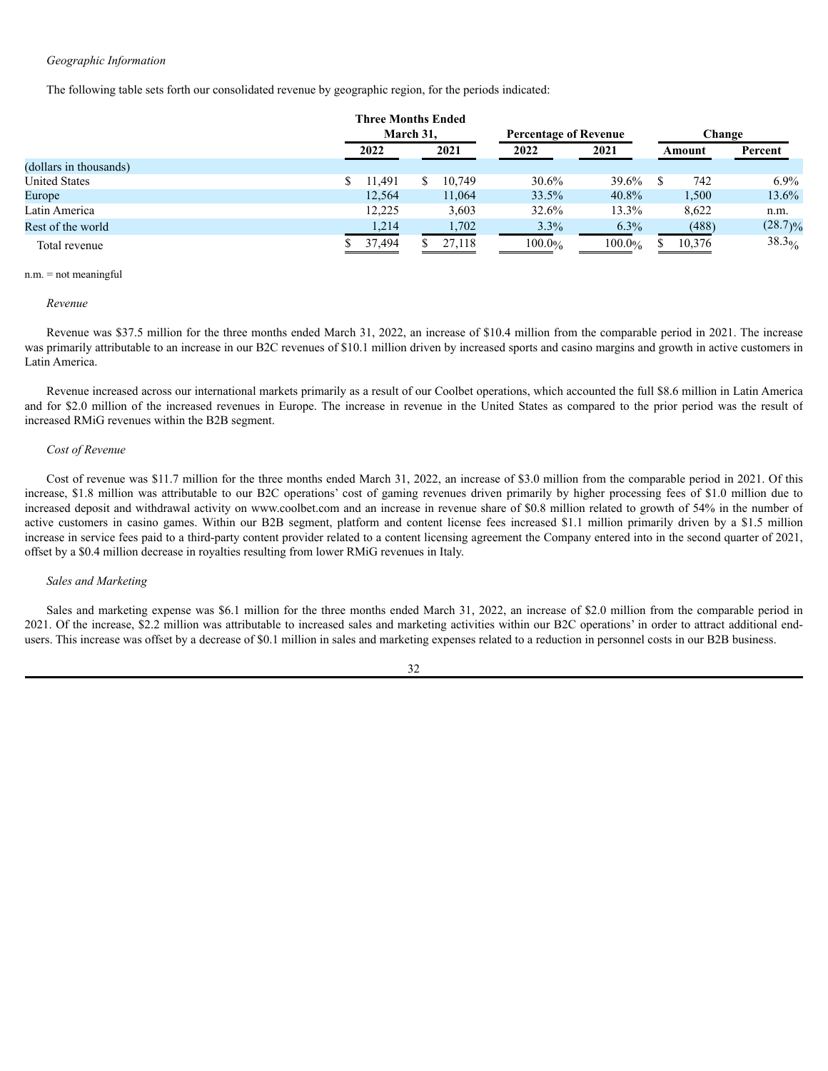*Geographic Information*

The following table sets forth our consolidated revenue by geographic region, for the periods indicated:

| | Three Months Ended March 31, | | Percentage of Revenue | | Change | |
|---|---|---|---|---|---|---|
| | 2022 | 2021 | 2022 | 2021 | Amount | Percent |
| (dollars in thousands) | | | | | | |
| United States | $ 11,491 | $ 10,749 | 30.6% | 39.6% | $ 742 | 6.9% |
| Europe | 12,564 | 11,064 | 33.5% | 40.8% | 1,500 | 13.6% |
| Latin America | 12,225 | 3,603 | 32.6% | 13.3% | 8,622 | n.m. |
| Rest of the world | 1,214 | 1,702 | 3.3% | 6.3% | (488) | (28.7)% |
| Total revenue | $ 37,494 | $ 27,118 | 100.0% | 100.0% | $ 10,376 | 38.3% |

n.m. = not meaningful

*Revenue*

Revenue was $37.5 million for the three months ended March 31, 2022, an increase of $10.4 million from the comparable period in 2021. The increase was primarily attributable to an increase in our B2C revenues of $10.1 million driven by increased sports and casino margins and growth in active customers in Latin America.

Revenue increased across our international markets primarily as a result of our Coolbet operations, which accounted the full $8.6 million in Latin America and for $2.0 million of the increased revenues in Europe. The increase in revenue in the United States as compared to the prior period was the result of increased RMiG revenues within the B2B segment.

*Cost of Revenue*

Cost of revenue was $11.7 million for the three months ended March 31, 2022, an increase of $3.0 million from the comparable period in 2021. Of this increase, $1.8 million was attributable to our B2C operations' cost of gaming revenues driven primarily by higher processing fees of $1.0 million due to increased deposit and withdrawal activity on www.coolbet.com and an increase in revenue share of $0.8 million related to growth of 54% in the number of active customers in casino games. Within our B2B segment, platform and content license fees increased $1.1 million primarily driven by a $1.5 million increase in service fees paid to a third-party content provider related to a content licensing agreement the Company entered into in the second quarter of 2021, offset by a $0.4 million decrease in royalties resulting from lower RMiG revenues in Italy.

*Sales and Marketing*

Sales and marketing expense was $6.1 million for the three months ended March 31, 2022, an increase of $2.0 million from the comparable period in 2021. Of the increase, $2.2 million was attributable to increased sales and marketing activities within our B2C operations' in order to attract additional end-users. This increase was offset by a decrease of $0.1 million in sales and marketing expenses related to a reduction in personnel costs in our B2B business.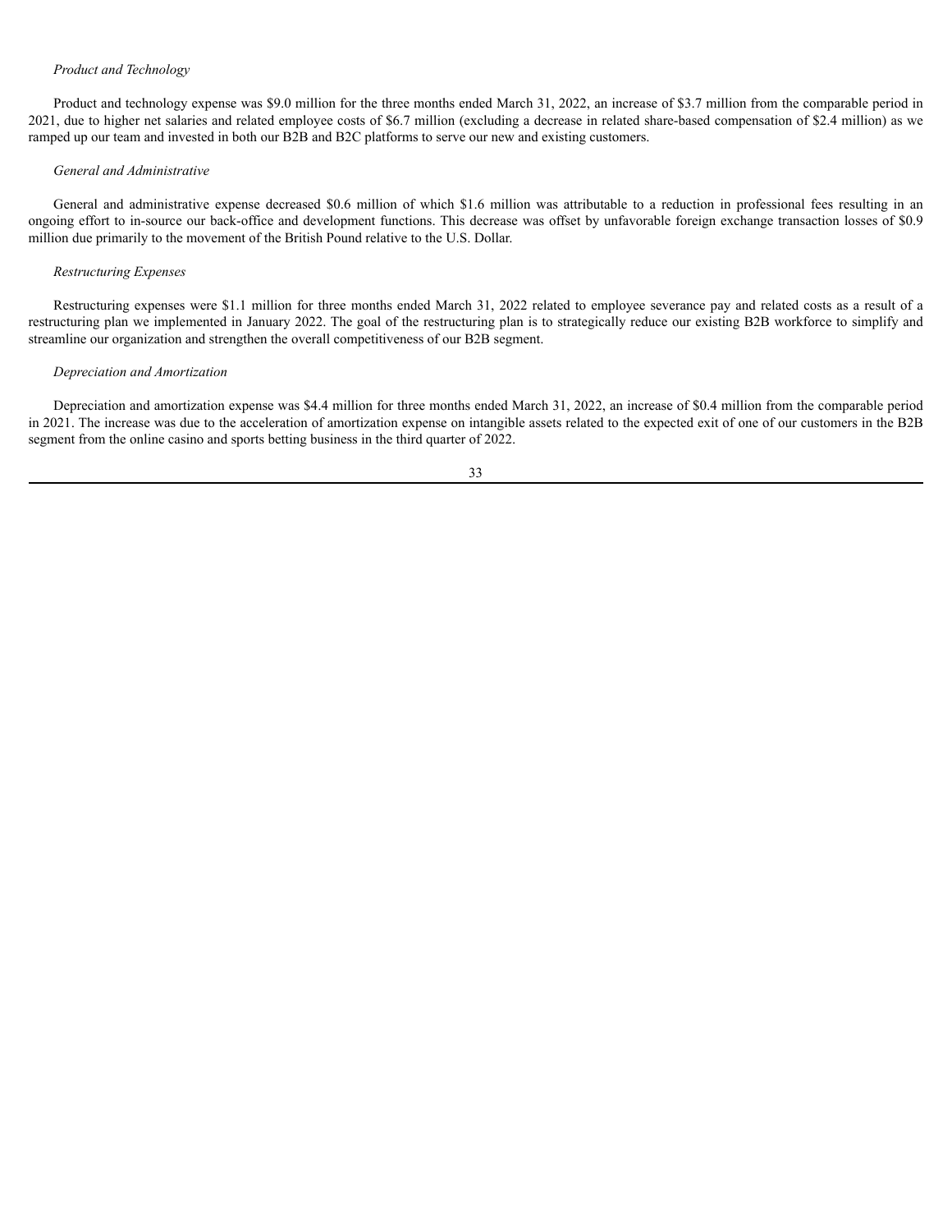*Product and Technology*

Product and technology expense was $9.0 million for the three months ended March 31, 2022, an increase of $3.7 million from the comparable period in 2021, due to higher net salaries and related employee costs of $6.7 million (excluding a decrease in related share-based compensation of $2.4 million) as we ramped up our team and invested in both our B2B and B2C platforms to serve our new and existing customers.

*General and Administrative*

General and administrative expense decreased $0.6 million of which $1.6 million was attributable to a reduction in professional fees resulting in an ongoing effort to in-source our back-office and development functions. This decrease was offset by unfavorable foreign exchange transaction losses of $0.9 million due primarily to the movement of the British Pound relative to the U.S. Dollar.

*Restructuring Expenses*

Restructuring expenses were $1.1 million for three months ended March 31, 2022 related to employee severance pay and related costs as a result of a restructuring plan we implemented in January 2022. The goal of the restructuring plan is to strategically reduce our existing B2B workforce to simplify and streamline our organization and strengthen the overall competitiveness of our B2B segment.

*Depreciation and Amortization*

Depreciation and amortization expense was $4.4 million for three months ended March 31, 2022, an increase of $0.4 million from the comparable period in 2021. The increase was due to the acceleration of amortization expense on intangible assets related to the expected exit of one of our customers in the B2B segment from the online casino and sports betting business in the third quarter of 2022.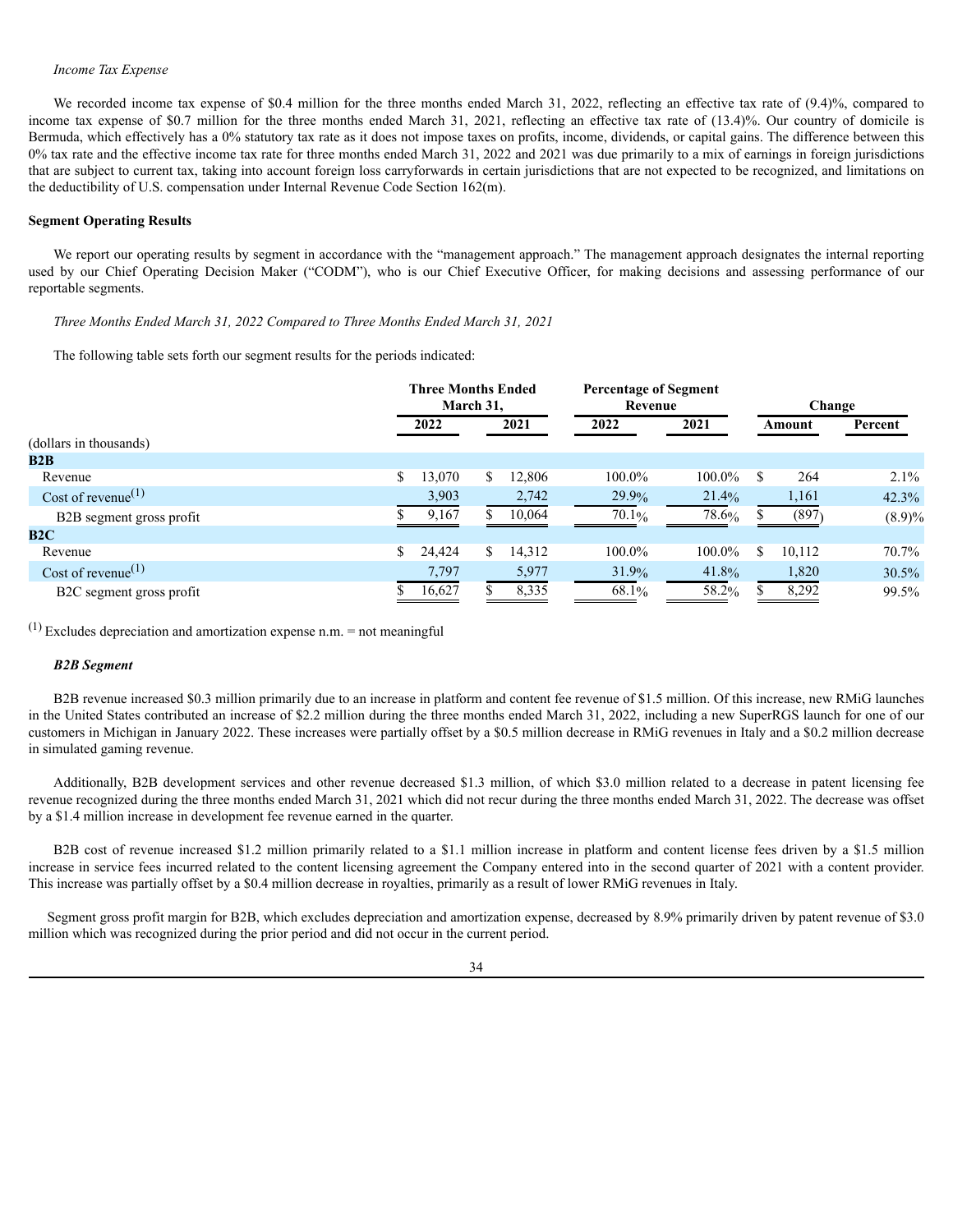*Income Tax Expense*

We recorded income tax expense of $0.4 million for the three months ended March 31, 2022, reflecting an effective tax rate of (9.4)%, compared to income tax expense of $0.7 million for the three months ended March 31, 2021, reflecting an effective tax rate of (13.4)%. Our country of domicile is Bermuda, which effectively has a 0% statutory tax rate as it does not impose taxes on profits, income, dividends, or capital gains. The difference between this 0% tax rate and the effective income tax rate for three months ended March 31, 2022 and 2021 was due primarily to a mix of earnings in foreign jurisdictions that are subject to current tax, taking into account foreign loss carryforwards in certain jurisdictions that are not expected to be recognized, and limitations on the deductibility of U.S. compensation under Internal Revenue Code Section 162(m).

**Segment Operating Results**

We report our operating results by segment in accordance with the "management approach." The management approach designates the internal reporting used by our Chief Operating Decision Maker ("CODM"), who is our Chief Executive Officer, for making decisions and assessing performance of our reportable segments.

*Three Months Ended March 31, 2022 Compared to Three Months Ended March 31, 2021*

The following table sets forth our segment results for the periods indicated:

| | Three Months Ended March 31, | | Percentage of Segment Revenue | | Change | |
|---|---|---|---|---|---|---|
| | 2022 | 2021 | 2022 | 2021 | Amount | Percent |
| (dollars in thousands) | | | | | | |
| **B2B** | | | | | | |
| Revenue | $ 13,070 | $ 12,806 | 100.0% | 100.0% | $ 264 | 2.1% |
| Cost of revenue[(1)] | 3,903 | 2,742 | 29.9% | 21.4% | 1,161 | 42.3% |
| B2B segment gross profit | $ 9,167 | $ 10,064 | 70.1% | 78.6% | $ (897) | (8.9)% |
| **B2C** | | | | | | |
| Revenue | $ 24,424 | $ 14,312 | 100.0% | 100.0% | $ 10,112 | 70.7% |
| Cost of revenue[(1)] | 7,797 | 5,977 | 31.9% | 41.8% | 1,820 | 30.5% |
| B2C segment gross profit | $ 16,627 | $ 8,335 | 68.1% | 58.2% | $ 8,292 | 99.5% |

[(1)] Excludes depreciation and amortization expense n.m. = not meaningful

***B2B Segment***

B2B revenue increased $0.3 million primarily due to an increase in platform and content fee revenue of $1.5 million. Of this increase, new RMiG launches in the United States contributed an increase of $2.2 million during the three months ended March 31, 2022, including a new SuperRGS launch for one of our customers in Michigan in January 2022. These increases were partially offset by a $0.5 million decrease in RMiG revenues in Italy and a $0.2 million decrease in simulated gaming revenue.

Additionally, B2B development services and other revenue decreased $1.3 million, of which $3.0 million related to a decrease in patent licensing fee revenue recognized during the three months ended March 31, 2021 which did not recur during the three months ended March 31, 2022. The decrease was offset by a $1.4 million increase in development fee revenue earned in the quarter.

B2B cost of revenue increased $1.2 million primarily related to a $1.1 million increase in platform and content license fees driven by a $1.5 million increase in service fees incurred related to the content licensing agreement the Company entered into in the second quarter of 2021 with a content provider. This increase was partially offset by a $0.4 million decrease in royalties, primarily as a result of lower RMiG revenues in Italy.

Segment gross profit margin for B2B, which excludes depreciation and amortization expense, decreased by 8.9% primarily driven by patent revenue of $3.0 million which was recognized during the prior period and did not occur in the current period.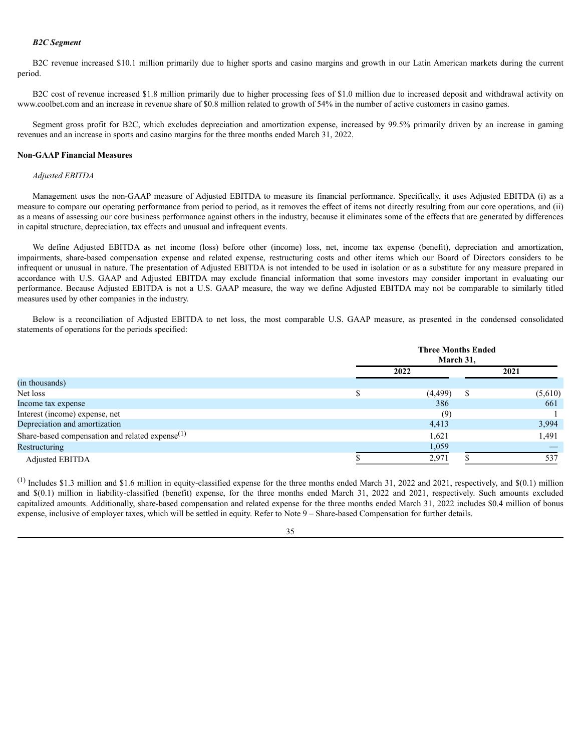*B2C Segment*

B2C revenue increased $10.1 million primarily due to higher sports and casino margins and growth in our Latin American markets during the current period.

B2C cost of revenue increased $1.8 million primarily due to higher processing fees of $1.0 million due to increased deposit and withdrawal activity on www.coolbet.com and an increase in revenue share of $0.8 million related to growth of 54% in the number of active customers in casino games.

Segment gross profit for B2C, which excludes depreciation and amortization expense, increased by 99.5% primarily driven by an increase in gaming revenues and an increase in sports and casino margins for the three months ended March 31, 2022.

**Non-GAAP Financial Measures**

*Adjusted EBITDA*

Management uses the non-GAAP measure of Adjusted EBITDA to measure its financial performance. Specifically, it uses Adjusted EBITDA (i) as a measure to compare our operating performance from period to period, as it removes the effect of items not directly resulting from our core operations, and (ii) as a means of assessing our core business performance against others in the industry, because it eliminates some of the effects that are generated by differences in capital structure, depreciation, tax effects and unusual and infrequent events.

We define Adjusted EBITDA as net income (loss) before other (income) loss, net, income tax expense (benefit), depreciation and amortization, impairments, share-based compensation expense and related expense, restructuring costs and other items which our Board of Directors considers to be infrequent or unusual in nature. The presentation of Adjusted EBITDA is not intended to be used in isolation or as a substitute for any measure prepared in accordance with U.S. GAAP and Adjusted EBITDA may exclude financial information that some investors may consider important in evaluating our performance. Because Adjusted EBITDA is not a U.S. GAAP measure, the way we define Adjusted EBITDA may not be comparable to similarly titled measures used by other companies in the industry.

Below is a reconciliation of Adjusted EBITDA to net loss, the most comparable U.S. GAAP measure, as presented in the condensed consolidated statements of operations for the periods specified:

| | Three Months Ended March 31, | |
|---|---|---|
| | 2022 | 2021 |
| (in thousands) | | |
| Net loss | $ (4,499) | $ (5,610) |
| Income tax expense | 386 | 661 |
| Interest (income) expense, net | (9) | 1 |
| Depreciation and amortization | 4,413 | 3,994 |
| Share-based compensation and related expense[(1)] | 1,621 | 1,491 |
| Restructuring | 1,059 | — |
| Adjusted EBITDA | $ 2,971 | $ 537 |

[(1)] Includes $1.3 million and $1.6 million in equity-classified expense for the three months ended March 31, 2022 and 2021, respectively, and $(0.1) million and $(0.1) million in liability-classified (benefit) expense, for the three months ended March 31, 2022 and 2021, respectively. Such amounts excluded capitalized amounts. Additionally, share-based compensation and related expense for the three months ended March 31, 2022 includes $0.4 million of bonus expense, inclusive of employer taxes, which will be settled in equity. Refer to Note 9 – Share-based Compensation for further details.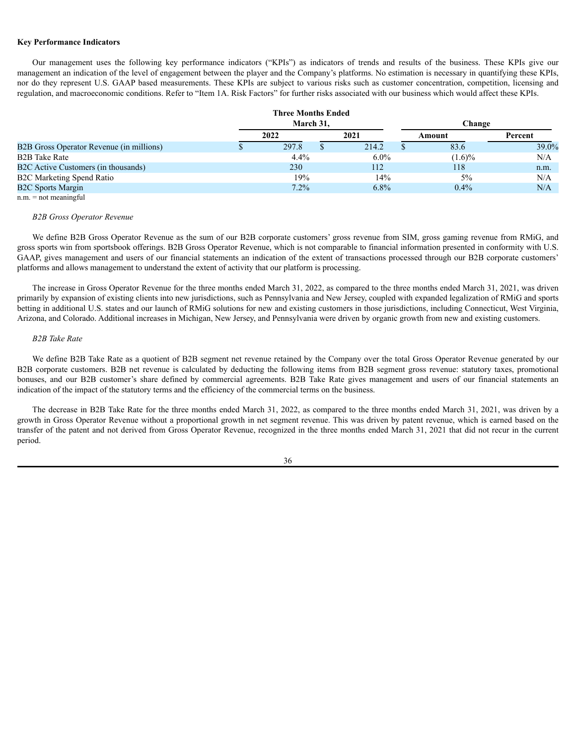**Key Performance Indicators**

Our management uses the following key performance indicators ("KPIs") as indicators of trends and results of the business. These KPIs give our management an indication of the level of engagement between the player and the Company's platforms. No estimation is necessary in quantifying these KPIs, nor do they represent U.S. GAAP based measurements. These KPIs are subject to various risks such as customer concentration, competition, licensing and regulation, and macroeconomic conditions. Refer to "Item 1A. Risk Factors" for further risks associated with our business which would affect these KPIs.

| | Three Months Ended March 31, | | Change | |
|---|---|---|---|---|
| | 2022 | 2021 | Amount | Percent |
| B2B Gross Operator Revenue (in millions) | $ 297.8 | $ 214.2 | $ 83.6 | 39.0% |
| B2B Take Rate | 4.4% | 6.0% | (1.6)% | N/A |
| B2C Active Customers (in thousands) | 230 | 112 | 118 | n.m. |
| B2C Marketing Spend Ratio | 19% | 14% | 5% | N/A |
| B2C Sports Margin | 7.2% | 6.8% | 0.4% | N/A |

n.m. = not meaningful

*B2B Gross Operator Revenue*

We define B2B Gross Operator Revenue as the sum of our B2B corporate customers' gross revenue from SIM, gross gaming revenue from RMiG, and gross sports win from sportsbook offerings. B2B Gross Operator Revenue, which is not comparable to financial information presented in conformity with U.S. GAAP, gives management and users of our financial statements an indication of the extent of transactions processed through our B2B corporate customers' platforms and allows management to understand the extent of activity that our platform is processing.

The increase in Gross Operator Revenue for the three months ended March 31, 2022, as compared to the three months ended March 31, 2021, was driven primarily by expansion of existing clients into new jurisdictions, such as Pennsylvania and New Jersey, coupled with expanded legalization of RMiG and sports betting in additional U.S. states and our launch of RMiG solutions for new and existing customers in those jurisdictions, including Connecticut, West Virginia, Arizona, and Colorado. Additional increases in Michigan, New Jersey, and Pennsylvania were driven by organic growth from new and existing customers.

*B2B Take Rate*

We define B2B Take Rate as a quotient of B2B segment net revenue retained by the Company over the total Gross Operator Revenue generated by our B2B corporate customers. B2B net revenue is calculated by deducting the following items from B2B segment gross revenue: statutory taxes, promotional bonuses, and our B2B customer's share defined by commercial agreements. B2B Take Rate gives management and users of our financial statements an indication of the impact of the statutory terms and the efficiency of the commercial terms on the business.

The decrease in B2B Take Rate for the three months ended March 31, 2022, as compared to the three months ended March 31, 2021, was driven by a growth in Gross Operator Revenue without a proportional growth in net segment revenue. This was driven by patent revenue, which is earned based on the transfer of the patent and not derived from Gross Operator Revenue, recognized in the three months ended March 31, 2021 that did not recur in the current period.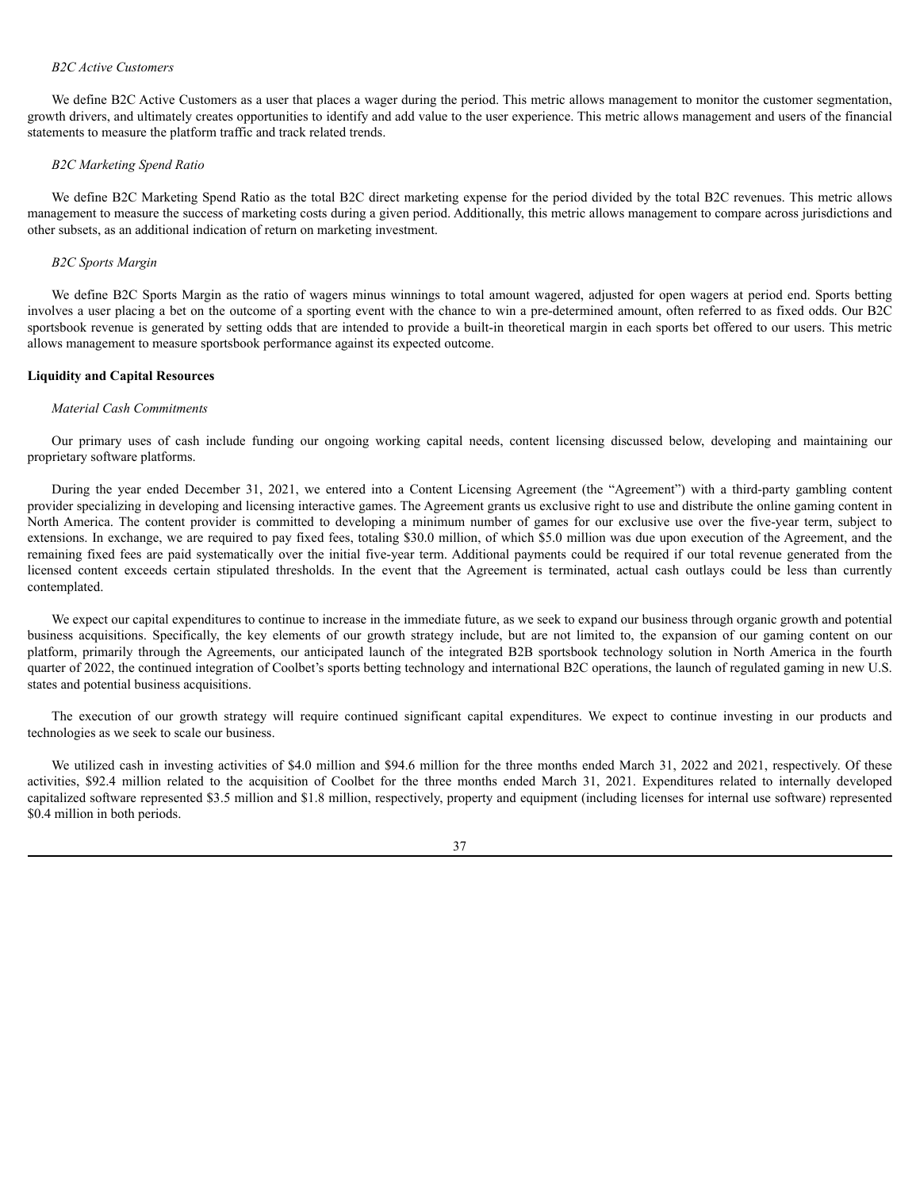*B2C Active Customers*

We define B2C Active Customers as a user that places a wager during the period. This metric allows management to monitor the customer segmentation, growth drivers, and ultimately creates opportunities to identify and add value to the user experience. This metric allows management and users of the financial statements to measure the platform traffic and track related trends.

*B2C Marketing Spend Ratio*

We define B2C Marketing Spend Ratio as the total B2C direct marketing expense for the period divided by the total B2C revenues. This metric allows management to measure the success of marketing costs during a given period. Additionally, this metric allows management to compare across jurisdictions and other subsets, as an additional indication of return on marketing investment.

*B2C Sports Margin*

We define B2C Sports Margin as the ratio of wagers minus winnings to total amount wagered, adjusted for open wagers at period end. Sports betting involves a user placing a bet on the outcome of a sporting event with the chance to win a pre-determined amount, often referred to as fixed odds. Our B2C sportsbook revenue is generated by setting odds that are intended to provide a built-in theoretical margin in each sports bet offered to our users. This metric allows management to measure sportsbook performance against its expected outcome.

**Liquidity and Capital Resources**

*Material Cash Commitments*

Our primary uses of cash include funding our ongoing working capital needs, content licensing discussed below, developing and maintaining our proprietary software platforms.

During the year ended December 31, 2021, we entered into a Content Licensing Agreement (the "Agreement") with a third-party gambling content provider specializing in developing and licensing interactive games. The Agreement grants us exclusive right to use and distribute the online gaming content in North America. The content provider is committed to developing a minimum number of games for our exclusive use over the five-year term, subject to extensions. In exchange, we are required to pay fixed fees, totaling $30.0 million, of which $5.0 million was due upon execution of the Agreement, and the remaining fixed fees are paid systematically over the initial five-year term. Additional payments could be required if our total revenue generated from the licensed content exceeds certain stipulated thresholds. In the event that the Agreement is terminated, actual cash outlays could be less than currently contemplated.

We expect our capital expenditures to continue to increase in the immediate future, as we seek to expand our business through organic growth and potential business acquisitions. Specifically, the key elements of our growth strategy include, but are not limited to, the expansion of our gaming content on our platform, primarily through the Agreements, our anticipated launch of the integrated B2B sportsbook technology solution in North America in the fourth quarter of 2022, the continued integration of Coolbet's sports betting technology and international B2C operations, the launch of regulated gaming in new U.S. states and potential business acquisitions.

The execution of our growth strategy will require continued significant capital expenditures. We expect to continue investing in our products and technologies as we seek to scale our business.

We utilized cash in investing activities of $4.0 million and $94.6 million for the three months ended March 31, 2022 and 2021, respectively. Of these activities, $92.4 million related to the acquisition of Coolbet for the three months ended March 31, 2021. Expenditures related to internally developed capitalized software represented $3.5 million and $1.8 million, respectively, property and equipment (including licenses for internal use software) represented $0.4 million in both periods.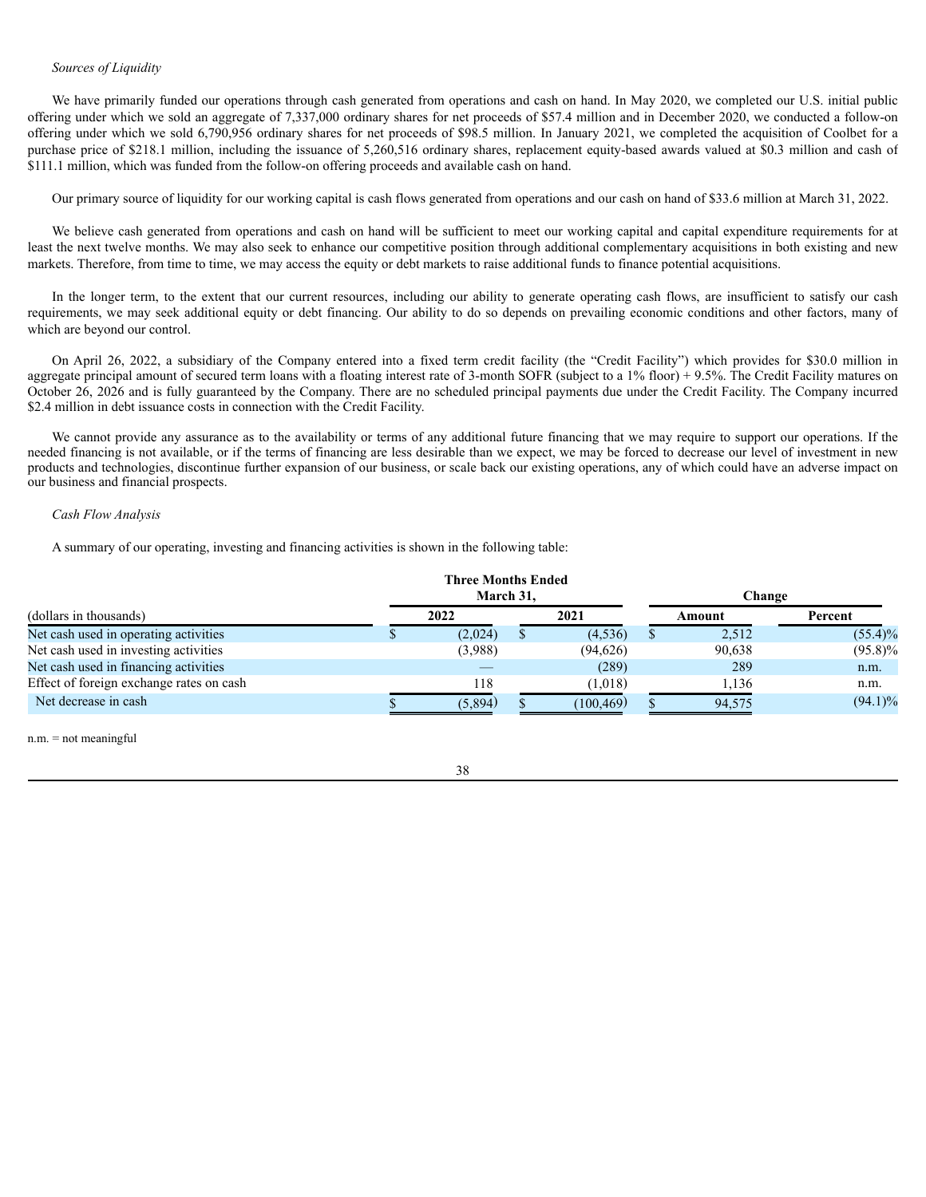*Sources of Liquidity*

We have primarily funded our operations through cash generated from operations and cash on hand. In May 2020, we completed our U.S. initial public offering under which we sold an aggregate of 7,337,000 ordinary shares for net proceeds of $57.4 million and in December 2020, we conducted a follow-on offering under which we sold 6,790,956 ordinary shares for net proceeds of $98.5 million. In January 2021, we completed the acquisition of Coolbet for a purchase price of $218.1 million, including the issuance of 5,260,516 ordinary shares, replacement equity-based awards valued at $0.3 million and cash of $111.1 million, which was funded from the follow-on offering proceeds and available cash on hand.

Our primary source of liquidity for our working capital is cash flows generated from operations and our cash on hand of $33.6 million at March 31, 2022.

We believe cash generated from operations and cash on hand will be sufficient to meet our working capital and capital expenditure requirements for at least the next twelve months. We may also seek to enhance our competitive position through additional complementary acquisitions in both existing and new markets. Therefore, from time to time, we may access the equity or debt markets to raise additional funds to finance potential acquisitions.

In the longer term, to the extent that our current resources, including our ability to generate operating cash flows, are insufficient to satisfy our cash requirements, we may seek additional equity or debt financing. Our ability to do so depends on prevailing economic conditions and other factors, many of which are beyond our control.

On April 26, 2022, a subsidiary of the Company entered into a fixed term credit facility (the "Credit Facility") which provides for $30.0 million in aggregate principal amount of secured term loans with a floating interest rate of 3-month SOFR (subject to a 1% floor) + 9.5%. The Credit Facility matures on October 26, 2026 and is fully guaranteed by the Company. There are no scheduled principal payments due under the Credit Facility. The Company incurred $2.4 million in debt issuance costs in connection with the Credit Facility.

We cannot provide any assurance as to the availability or terms of any additional future financing that we may require to support our operations. If the needed financing is not available, or if the terms of financing are less desirable than we expect, we may be forced to decrease our level of investment in new products and technologies, discontinue further expansion of our business, or scale back our existing operations, any of which could have an adverse impact on our business and financial prospects.

*Cash Flow Analysis*

A summary of our operating, investing and financing activities is shown in the following table:

| | Three Months Ended March 31, | | Change | |
|---|---|---|---|---|
| (dollars in thousands) | 2022 | 2021 | Amount | Percent |
| Net cash used in operating activities | $ (2,024) | $ (4,536) | $ 2,512 | (55.4)% |
| Net cash used in investing activities | (3,988) | (94,626) | 90,638 | (95.8)% |
| Net cash used in financing activities | — | (289) | 289 | n.m. |
| Effect of foreign exchange rates on cash | 118 | (1,018) | 1,136 | n.m. |
| Net decrease in cash | $ (5,894) | $ (100,469) | $ 94,575 | (94.1)% |

n.m. = not meaningful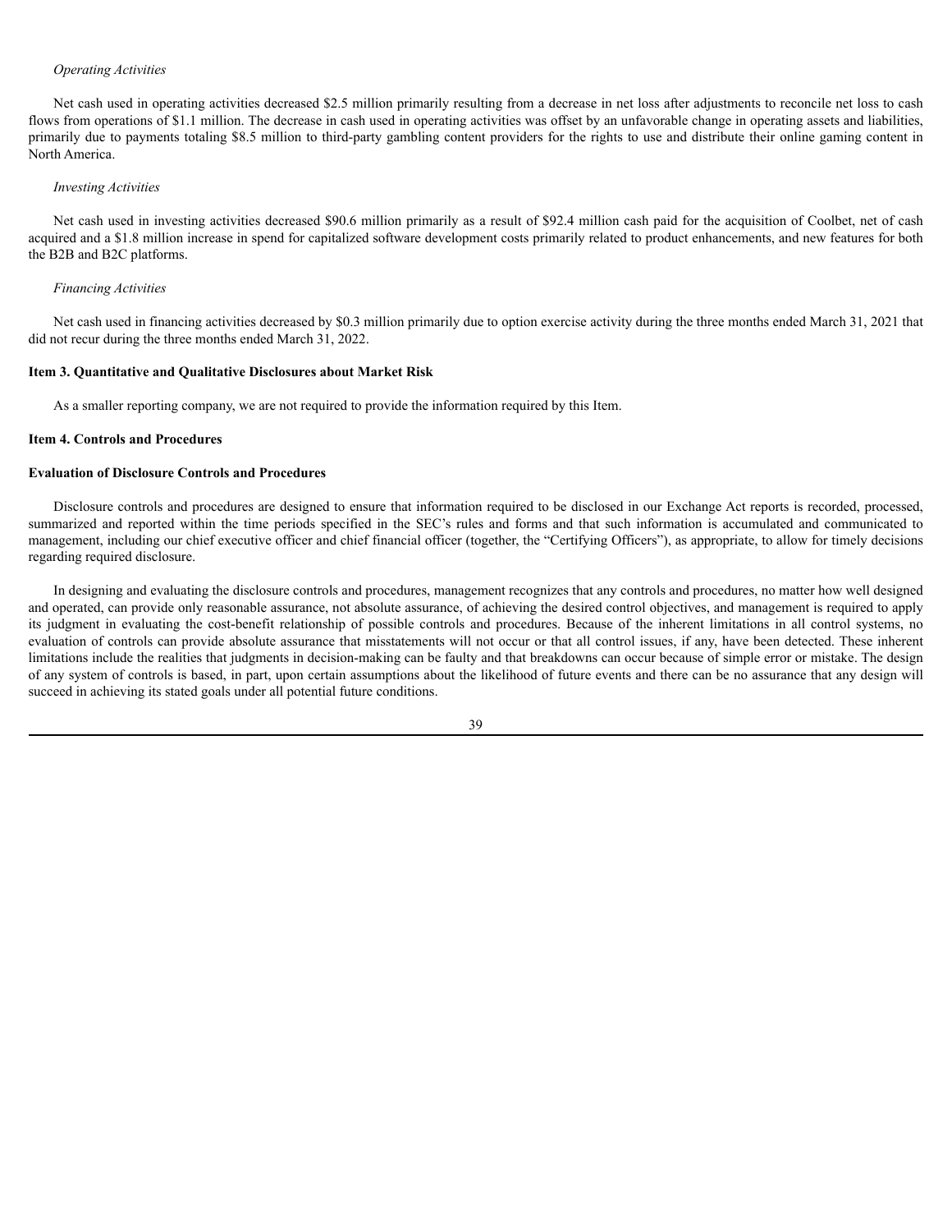*Operating Activities*

Net cash used in operating activities decreased $2.5 million primarily resulting from a decrease in net loss after adjustments to reconcile net loss to cash flows from operations of $1.1 million. The decrease in cash used in operating activities was offset by an unfavorable change in operating assets and liabilities, primarily due to payments totaling $8.5 million to third-party gambling content providers for the rights to use and distribute their online gaming content in North America.

*Investing Activities*

Net cash used in investing activities decreased $90.6 million primarily as a result of $92.4 million cash paid for the acquisition of Coolbet, net of cash acquired and a $1.8 million increase in spend for capitalized software development costs primarily related to product enhancements, and new features for both the B2B and B2C platforms.

*Financing Activities*

Net cash used in financing activities decreased by $0.3 million primarily due to option exercise activity during the three months ended March 31, 2021 that did not recur during the three months ended March 31, 2022.

**Item 3. Quantitative and Qualitative Disclosures about Market Risk**

As a smaller reporting company, we are not required to provide the information required by this Item.

**Item 4. Controls and Procedures**

**Evaluation of Disclosure Controls and Procedures**

Disclosure controls and procedures are designed to ensure that information required to be disclosed in our Exchange Act reports is recorded, processed, summarized and reported within the time periods specified in the SEC's rules and forms and that such information is accumulated and communicated to management, including our chief executive officer and chief financial officer (together, the "Certifying Officers"), as appropriate, to allow for timely decisions regarding required disclosure.

In designing and evaluating the disclosure controls and procedures, management recognizes that any controls and procedures, no matter how well designed and operated, can provide only reasonable assurance, not absolute assurance, of achieving the desired control objectives, and management is required to apply its judgment in evaluating the cost-benefit relationship of possible controls and procedures. Because of the inherent limitations in all control systems, no evaluation of controls can provide absolute assurance that misstatements will not occur or that all control issues, if any, have been detected. These inherent limitations include the realities that judgments in decision-making can be faulty and that breakdowns can occur because of simple error or mistake. The design of any system of controls is based, in part, upon certain assumptions about the likelihood of future events and there can be no assurance that any design will succeed in achieving its stated goals under all potential future conditions.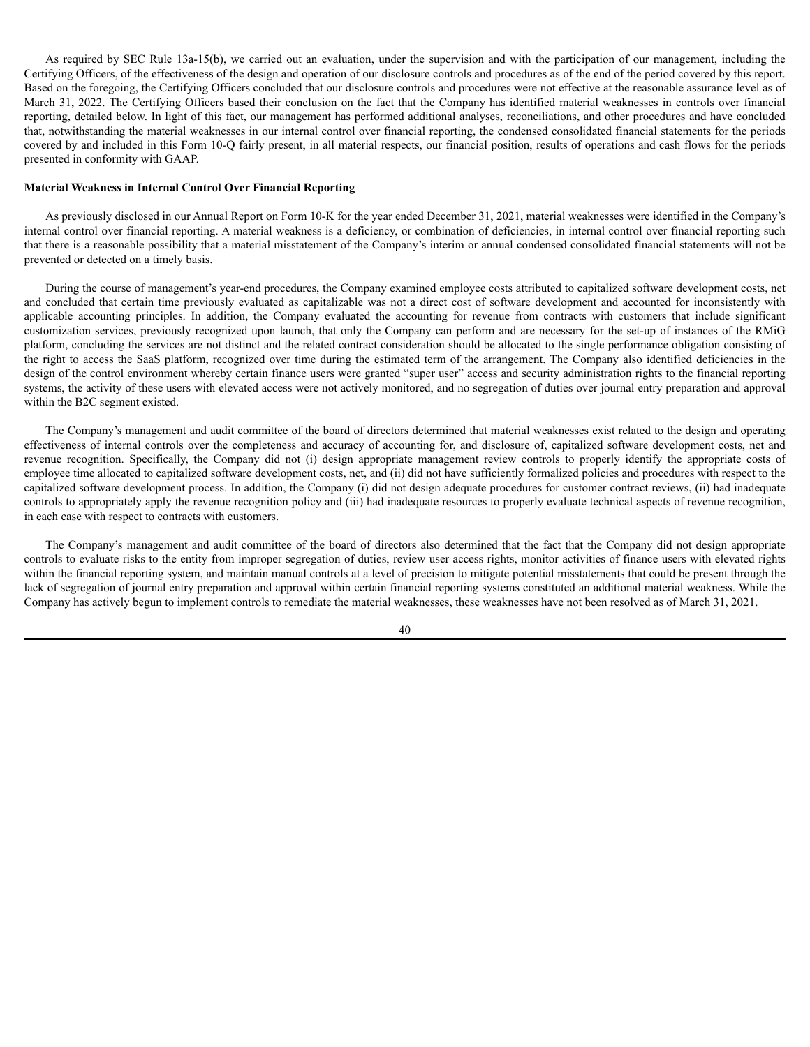As required by SEC Rule 13a-15(b), we carried out an evaluation, under the supervision and with the participation of our management, including the Certifying Officers, of the effectiveness of the design and operation of our disclosure controls and procedures as of the end of the period covered by this report. Based on the foregoing, the Certifying Officers concluded that our disclosure controls and procedures were not effective at the reasonable assurance level as of March 31, 2022. The Certifying Officers based their conclusion on the fact that the Company has identified material weaknesses in controls over financial reporting, detailed below. In light of this fact, our management has performed additional analyses, reconciliations, and other procedures and have concluded that, notwithstanding the material weaknesses in our internal control over financial reporting, the condensed consolidated financial statements for the periods covered by and included in this Form 10-Q fairly present, in all material respects, our financial position, results of operations and cash flows for the periods presented in conformity with GAAP.

**Material Weakness in Internal Control Over Financial Reporting**

As previously disclosed in our Annual Report on Form 10-K for the year ended December 31, 2021, material weaknesses were identified in the Company's internal control over financial reporting. A material weakness is a deficiency, or combination of deficiencies, in internal control over financial reporting such that there is a reasonable possibility that a material misstatement of the Company's interim or annual condensed consolidated financial statements will not be prevented or detected on a timely basis.

During the course of management's year-end procedures, the Company examined employee costs attributed to capitalized software development costs, net and concluded that certain time previously evaluated as capitalizable was not a direct cost of software development and accounted for inconsistently with applicable accounting principles. In addition, the Company evaluated the accounting for revenue from contracts with customers that include significant customization services, previously recognized upon launch, that only the Company can perform and are necessary for the set-up of instances of the RMiG platform, concluding the services are not distinct and the related contract consideration should be allocated to the single performance obligation consisting of the right to access the SaaS platform, recognized over time during the estimated term of the arrangement. The Company also identified deficiencies in the design of the control environment whereby certain finance users were granted "super user" access and security administration rights to the financial reporting systems, the activity of these users with elevated access were not actively monitored, and no segregation of duties over journal entry preparation and approval within the B2C segment existed.

The Company's management and audit committee of the board of directors determined that material weaknesses exist related to the design and operating effectiveness of internal controls over the completeness and accuracy of accounting for, and disclosure of, capitalized software development costs, net and revenue recognition. Specifically, the Company did not (i) design appropriate management review controls to properly identify the appropriate costs of employee time allocated to capitalized software development costs, net, and (ii) did not have sufficiently formalized policies and procedures with respect to the capitalized software development process. In addition, the Company (i) did not design adequate procedures for customer contract reviews, (ii) had inadequate controls to appropriately apply the revenue recognition policy and (iii) had inadequate resources to properly evaluate technical aspects of revenue recognition, in each case with respect to contracts with customers.

The Company's management and audit committee of the board of directors also determined that the fact that the Company did not design appropriate controls to evaluate risks to the entity from improper segregation of duties, review user access rights, monitor activities of finance users with elevated rights within the financial reporting system, and maintain manual controls at a level of precision to mitigate potential misstatements that could be present through the lack of segregation of journal entry preparation and approval within certain financial reporting systems constituted an additional material weakness. While the Company has actively begun to implement controls to remediate the material weaknesses, these weaknesses have not been resolved as of March 31, 2021.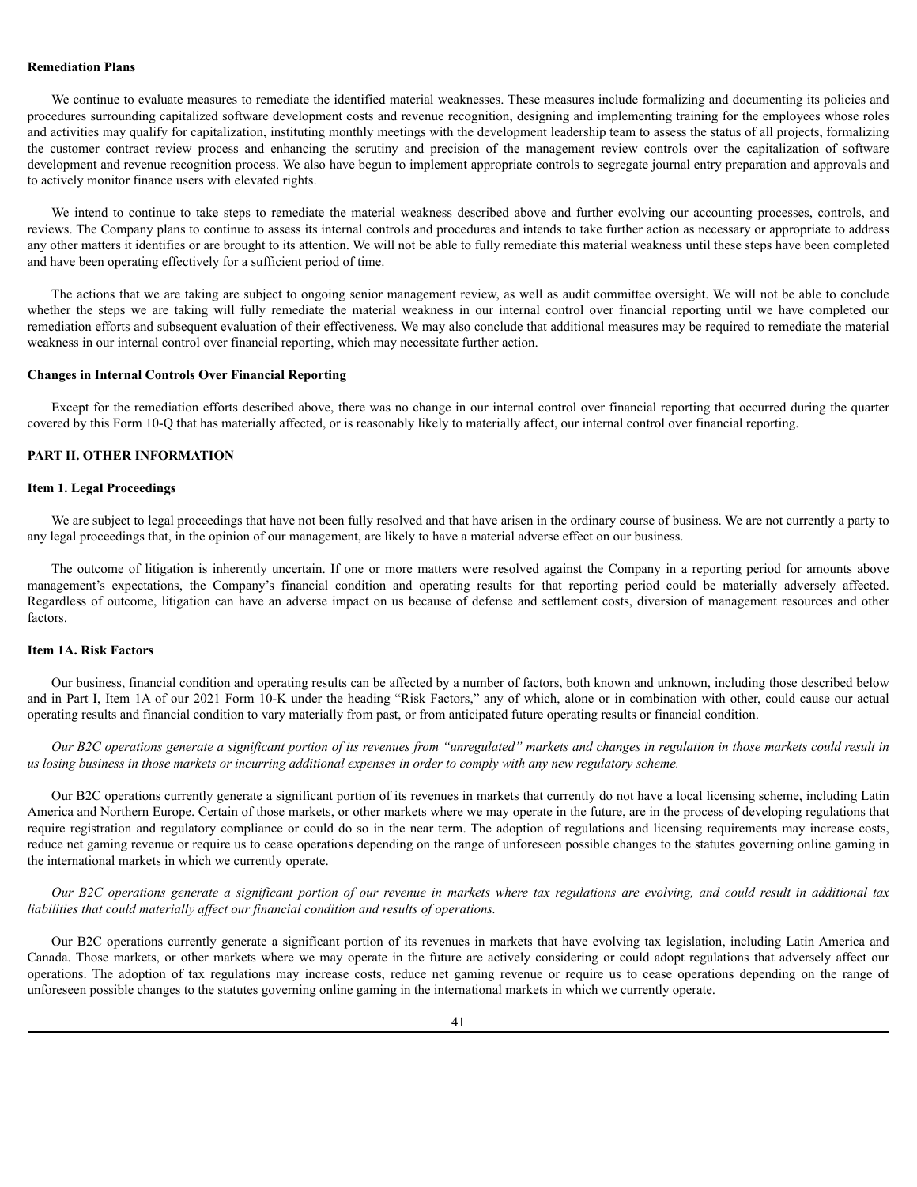**Remediation Plans**

We continue to evaluate measures to remediate the identified material weaknesses. These measures include formalizing and documenting its policies and procedures surrounding capitalized software development costs and revenue recognition, designing and implementing training for the employees whose roles and activities may qualify for capitalization, instituting monthly meetings with the development leadership team to assess the status of all projects, formalizing the customer contract review process and enhancing the scrutiny and precision of the management review controls over the capitalization of software development and revenue recognition process. We also have begun to implement appropriate controls to segregate journal entry preparation and approvals and to actively monitor finance users with elevated rights.

We intend to continue to take steps to remediate the material weakness described above and further evolving our accounting processes, controls, and reviews. The Company plans to continue to assess its internal controls and procedures and intends to take further action as necessary or appropriate to address any other matters it identifies or are brought to its attention. We will not be able to fully remediate this material weakness until these steps have been completed and have been operating effectively for a sufficient period of time.

The actions that we are taking are subject to ongoing senior management review, as well as audit committee oversight. We will not be able to conclude whether the steps we are taking will fully remediate the material weakness in our internal control over financial reporting until we have completed our remediation efforts and subsequent evaluation of their effectiveness. We may also conclude that additional measures may be required to remediate the material weakness in our internal control over financial reporting, which may necessitate further action.

**Changes in Internal Controls Over Financial Reporting**

Except for the remediation efforts described above, there was no change in our internal control over financial reporting that occurred during the quarter covered by this Form 10-Q that has materially affected, or is reasonably likely to materially affect, our internal control over financial reporting.

## PART II. OTHER INFORMATION

### Item 1. Legal Proceedings

We are subject to legal proceedings that have not been fully resolved and that have arisen in the ordinary course of business. We are not currently a party to any legal proceedings that, in the opinion of our management, are likely to have a material adverse effect on our business.

The outcome of litigation is inherently uncertain. If one or more matters were resolved against the Company in a reporting period for amounts above management's expectations, the Company's financial condition and operating results for that reporting period could be materially adversely affected. Regardless of outcome, litigation can have an adverse impact on us because of defense and settlement costs, diversion of management resources and other factors.

### Item 1A. Risk Factors

Our business, financial condition and operating results can be affected by a number of factors, both known and unknown, including those described below and in Part I, Item 1A of our 2021 Form 10-K under the heading "Risk Factors," any of which, alone or in combination with other, could cause our actual operating results and financial condition to vary materially from past, or from anticipated future operating results or financial condition.

*Our B2C operations generate a significant portion of its revenues from "unregulated" markets and changes in regulation in those markets could result in us losing business in those markets or incurring additional expenses in order to comply with any new regulatory scheme.*

Our B2C operations currently generate a significant portion of its revenues in markets that currently do not have a local licensing scheme, including Latin America and Northern Europe. Certain of those markets, or other markets where we may operate in the future, are in the process of developing regulations that require registration and regulatory compliance or could do so in the near term. The adoption of regulations and licensing requirements may increase costs, reduce net gaming revenue or require us to cease operations depending on the range of unforeseen possible changes to the statutes governing online gaming in the international markets in which we currently operate.

*Our B2C operations generate a significant portion of our revenue in markets where tax regulations are evolving, and could result in additional tax liabilities that could materially affect our financial condition and results of operations.*

Our B2C operations currently generate a significant portion of its revenues in markets that have evolving tax legislation, including Latin America and Canada. Those markets, or other markets where we may operate in the future are actively considering or could adopt regulations that adversely affect our operations. The adoption of tax regulations may increase costs, reduce net gaming revenue or require us to cease operations depending on the range of unforeseen possible changes to the statutes governing online gaming in the international markets in which we currently operate.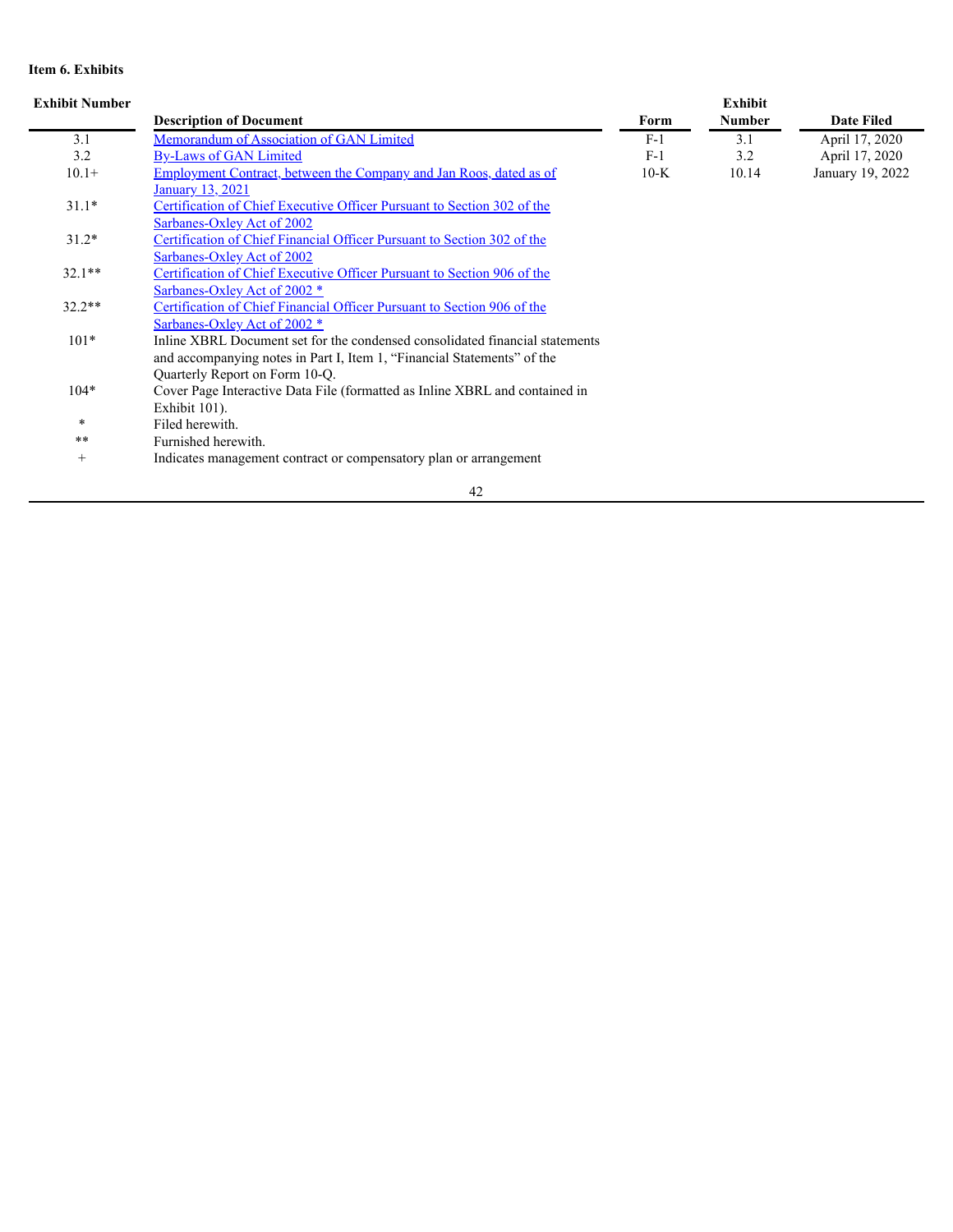**Item 6. Exhibits**

| Exhibit Number | Description of Document | Form | Exhibit Number | Date Filed |
|---|---|---|---|---|
| 3.1 | Memorandum of Association of GAN Limited | F-1 | 3.1 | April 17, 2020 |
| 3.2 | By-Laws of GAN Limited | F-1 | 3.2 | April 17, 2020 |
| 10.1+ | Employment Contract, between the Company and Jan Roos, dated as of January 13, 2021 | 10-K | 10.14 | January 19, 2022 |
| 31.1* | Certification of Chief Executive Officer Pursuant to Section 302 of the Sarbanes-Oxley Act of 2002 | | | |
| 31.2* | Certification of Chief Financial Officer Pursuant to Section 302 of the Sarbanes-Oxley Act of 2002 | | | |
| 32.1** | Certification of Chief Executive Officer Pursuant to Section 906 of the Sarbanes-Oxley Act of 2002 * | | | |
| 32.2** | Certification of Chief Financial Officer Pursuant to Section 906 of the Sarbanes-Oxley Act of 2002 * | | | |
| 101* | Inline XBRL Document set for the condensed consolidated financial statements and accompanying notes in Part I, Item 1, "Financial Statements" of the Quarterly Report on Form 10-Q. | | | |
| 104* | Cover Page Interactive Data File (formatted as Inline XBRL and contained in Exhibit 101). | | | |
| * | Filed herewith. | | | |
| ** | Furnished herewith. | | | |
| + | Indicates management contract or compensatory plan or arrangement | | | |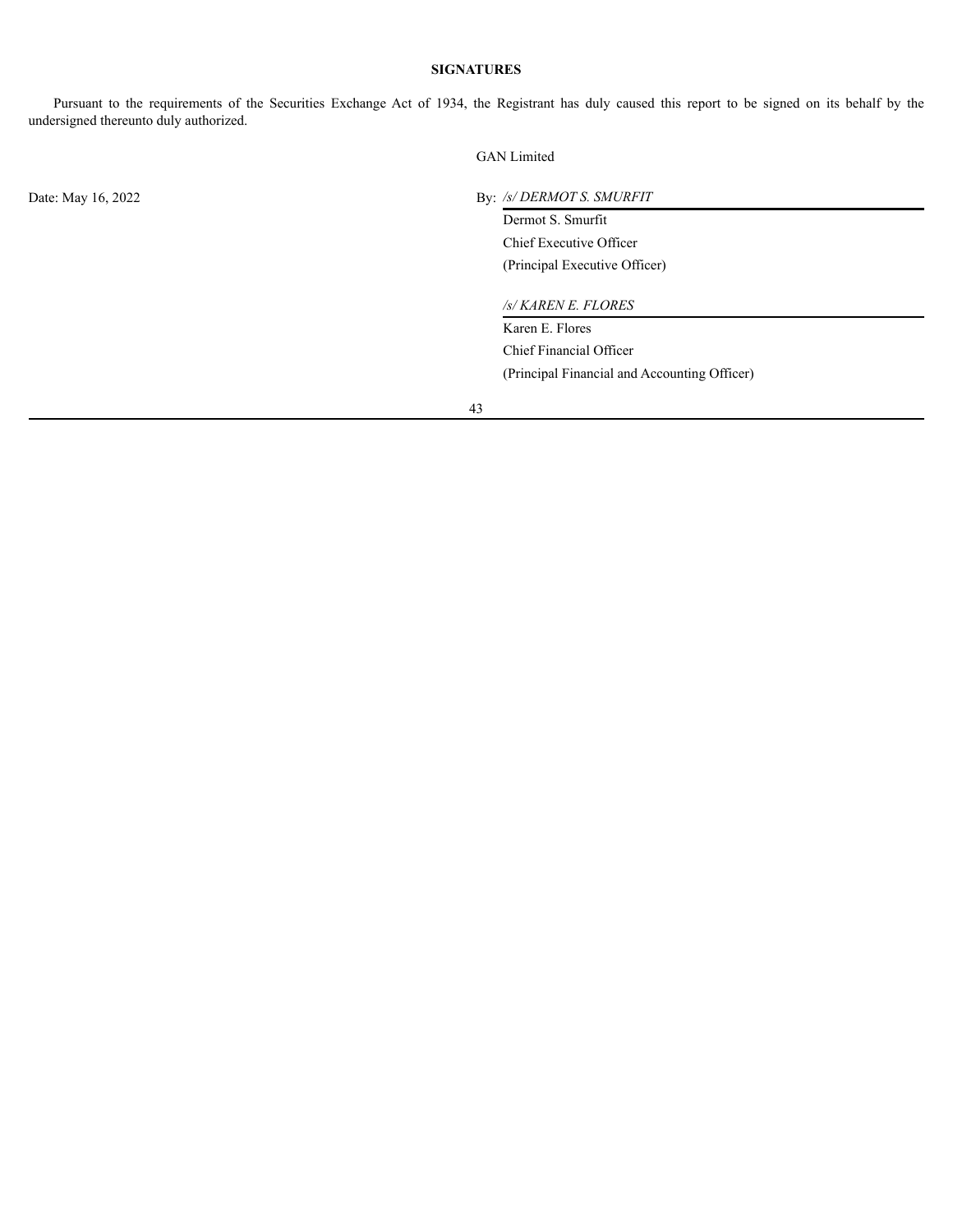## SIGNATURES

Pursuant to the requirements of the Securities Exchange Act of 1934, the Registrant has duly caused this report to be signed on its behalf by the undersigned thereunto duly authorized.

GAN Limited

Date: May 16, 2022

By: */s/ DERMOT S. SMURFIT*

Dermot S. Smurfit
Chief Executive Officer
(Principal Executive Officer)

*/s/ KAREN E. FLORES*

Karen E. Flores
Chief Financial Officer
(Principal Financial and Accounting Officer)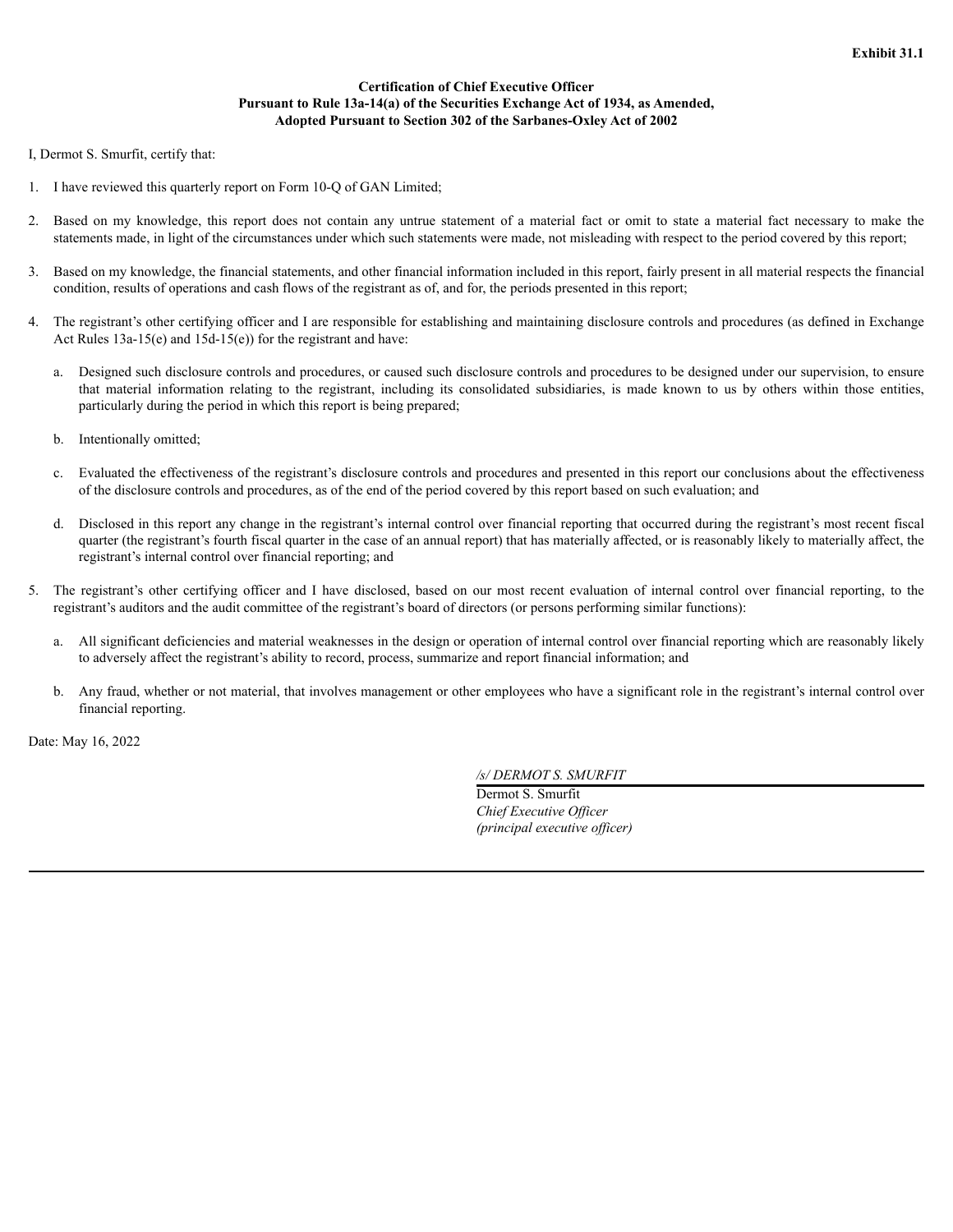**Exhibit 31.1**

**Certification of Chief Executive Officer**
**Pursuant to Rule 13a-14(a) of the Securities Exchange Act of 1934, as Amended,**
**Adopted Pursuant to Section 302 of the Sarbanes-Oxley Act of 2002**

I, Dermot S. Smurfit, certify that:

1. I have reviewed this quarterly report on Form 10-Q of GAN Limited;

2. Based on my knowledge, this report does not contain any untrue statement of a material fact or omit to state a material fact necessary to make the statements made, in light of the circumstances under which such statements were made, not misleading with respect to the period covered by this report;

3. Based on my knowledge, the financial statements, and other financial information included in this report, fairly present in all material respects the financial condition, results of operations and cash flows of the registrant as of, and for, the periods presented in this report;

4. The registrant's other certifying officer and I are responsible for establishing and maintaining disclosure controls and procedures (as defined in Exchange Act Rules 13a-15(e) and 15d-15(e)) for the registrant and have:

   a. Designed such disclosure controls and procedures, or caused such disclosure controls and procedures to be designed under our supervision, to ensure that material information relating to the registrant, including its consolidated subsidiaries, is made known to us by others within those entities, particularly during the period in which this report is being prepared;

   b. Intentionally omitted;

   c. Evaluated the effectiveness of the registrant's disclosure controls and procedures and presented in this report our conclusions about the effectiveness of the disclosure controls and procedures, as of the end of the period covered by this report based on such evaluation; and

   d. Disclosed in this report any change in the registrant's internal control over financial reporting that occurred during the registrant's most recent fiscal quarter (the registrant's fourth fiscal quarter in the case of an annual report) that has materially affected, or is reasonably likely to materially affect, the registrant's internal control over financial reporting; and

5. The registrant's other certifying officer and I have disclosed, based on our most recent evaluation of internal control over financial reporting, to the registrant's auditors and the audit committee of the registrant's board of directors (or persons performing similar functions):

   a. All significant deficiencies and material weaknesses in the design or operation of internal control over financial reporting which are reasonably likely to adversely affect the registrant's ability to record, process, summarize and report financial information; and

   b. Any fraud, whether or not material, that involves management or other employees who have a significant role in the registrant's internal control over financial reporting.

Date: May 16, 2022

*/s/ DERMOT S. SMURFIT*
Dermot S. Smurfit
*Chief Executive Officer*
*(principal executive officer)*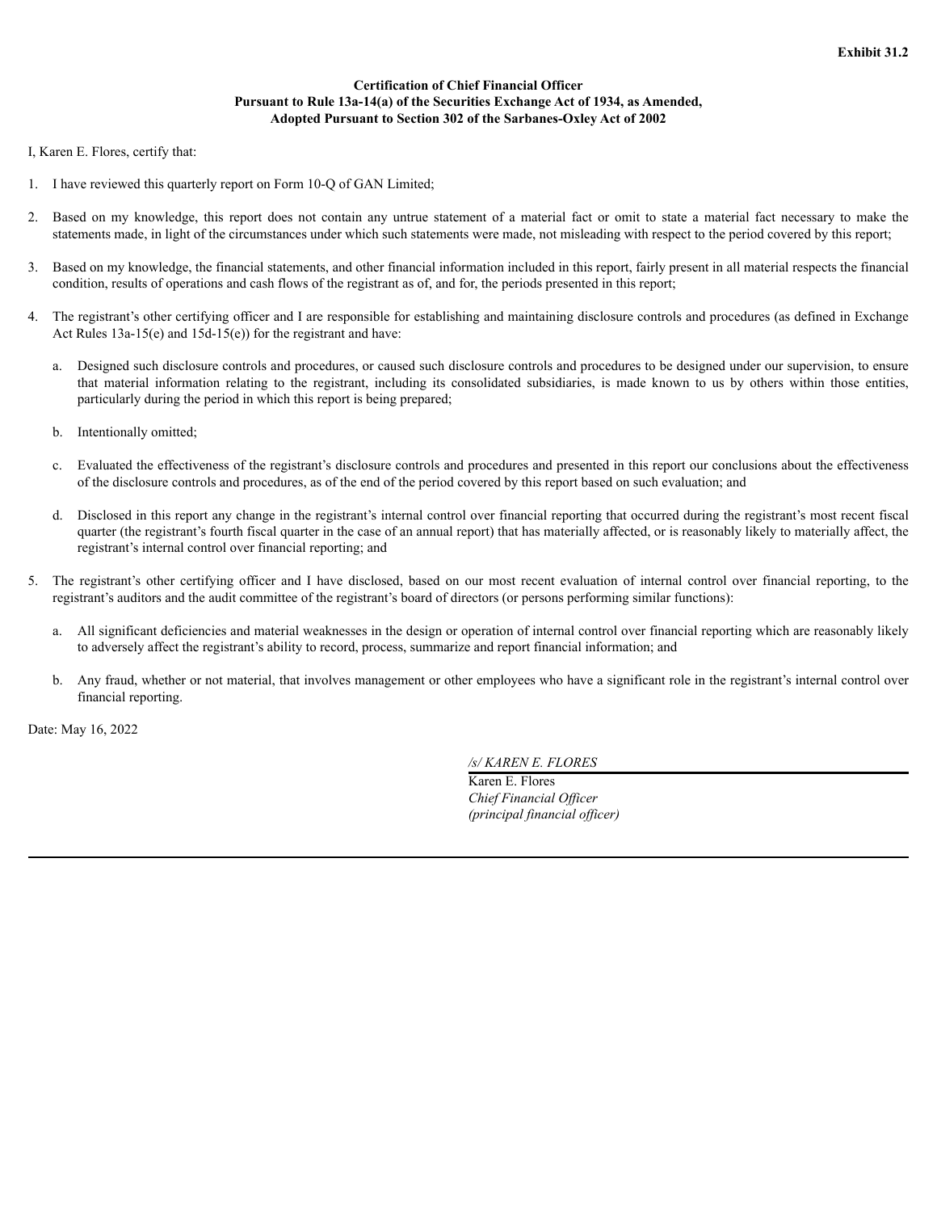**Exhibit 31.2**

**Certification of Chief Financial Officer**
**Pursuant to Rule 13a-14(a) of the Securities Exchange Act of 1934, as Amended,**
**Adopted Pursuant to Section 302 of the Sarbanes-Oxley Act of 2002**

I, Karen E. Flores, certify that:

1. I have reviewed this quarterly report on Form 10-Q of GAN Limited;

2. Based on my knowledge, this report does not contain any untrue statement of a material fact or omit to state a material fact necessary to make the statements made, in light of the circumstances under which such statements were made, not misleading with respect to the period covered by this report;

3. Based on my knowledge, the financial statements, and other financial information included in this report, fairly present in all material respects the financial condition, results of operations and cash flows of the registrant as of, and for, the periods presented in this report;

4. The registrant's other certifying officer and I are responsible for establishing and maintaining disclosure controls and procedures (as defined in Exchange Act Rules 13a-15(e) and 15d-15(e)) for the registrant and have:

   a. Designed such disclosure controls and procedures, or caused such disclosure controls and procedures to be designed under our supervision, to ensure that material information relating to the registrant, including its consolidated subsidiaries, is made known to us by others within those entities, particularly during the period in which this report is being prepared;

   b. Intentionally omitted;

   c. Evaluated the effectiveness of the registrant's disclosure controls and procedures and presented in this report our conclusions about the effectiveness of the disclosure controls and procedures, as of the end of the period covered by this report based on such evaluation; and

   d. Disclosed in this report any change in the registrant's internal control over financial reporting that occurred during the registrant's most recent fiscal quarter (the registrant's fourth fiscal quarter in the case of an annual report) that has materially affected, or is reasonably likely to materially affect, the registrant's internal control over financial reporting; and

5. The registrant's other certifying officer and I have disclosed, based on our most recent evaluation of internal control over financial reporting, to the registrant's auditors and the audit committee of the registrant's board of directors (or persons performing similar functions):

   a. All significant deficiencies and material weaknesses in the design or operation of internal control over financial reporting which are reasonably likely to adversely affect the registrant's ability to record, process, summarize and report financial information; and

   b. Any fraud, whether or not material, that involves management or other employees who have a significant role in the registrant's internal control over financial reporting.

Date: May 16, 2022

*/s/ KAREN E. FLORES*

Karen E. Flores
*Chief Financial Officer*
*(principal financial officer)*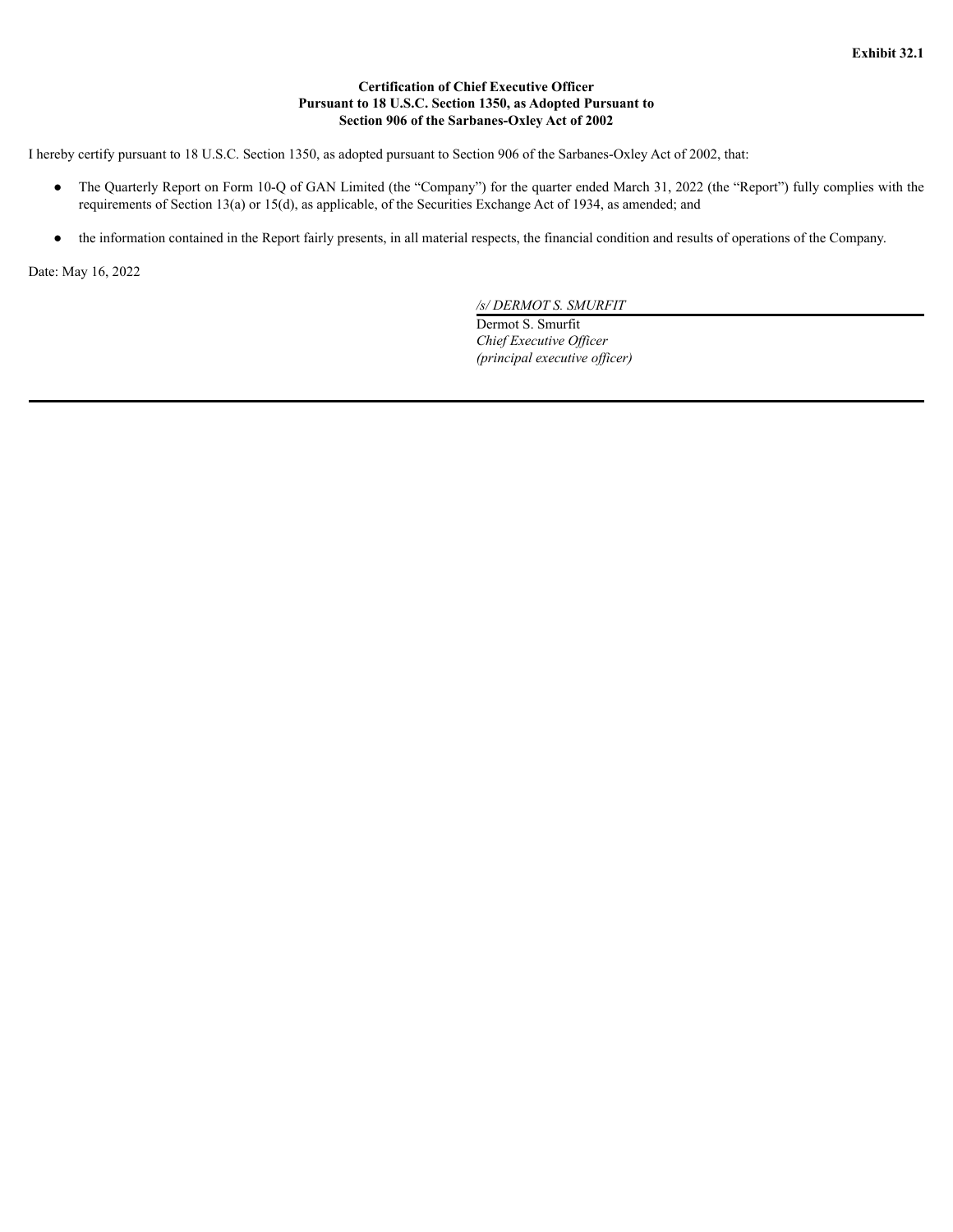**Exhibit 32.1**

**Certification of Chief Executive Officer
Pursuant to 18 U.S.C. Section 1350, as Adopted Pursuant to
Section 906 of the Sarbanes-Oxley Act of 2002**

I hereby certify pursuant to 18 U.S.C. Section 1350, as adopted pursuant to Section 906 of the Sarbanes-Oxley Act of 2002, that:

- The Quarterly Report on Form 10-Q of GAN Limited (the "Company") for the quarter ended March 31, 2022 (the "Report") fully complies with the requirements of Section 13(a) or 15(d), as applicable, of the Securities Exchange Act of 1934, as amended; and
- the information contained in the Report fairly presents, in all material respects, the financial condition and results of operations of the Company.

Date: May 16, 2022

*/s/ DERMOT S. SMURFIT*
Dermot S. Smurfit
*Chief Executive Officer*
*(principal executive officer)*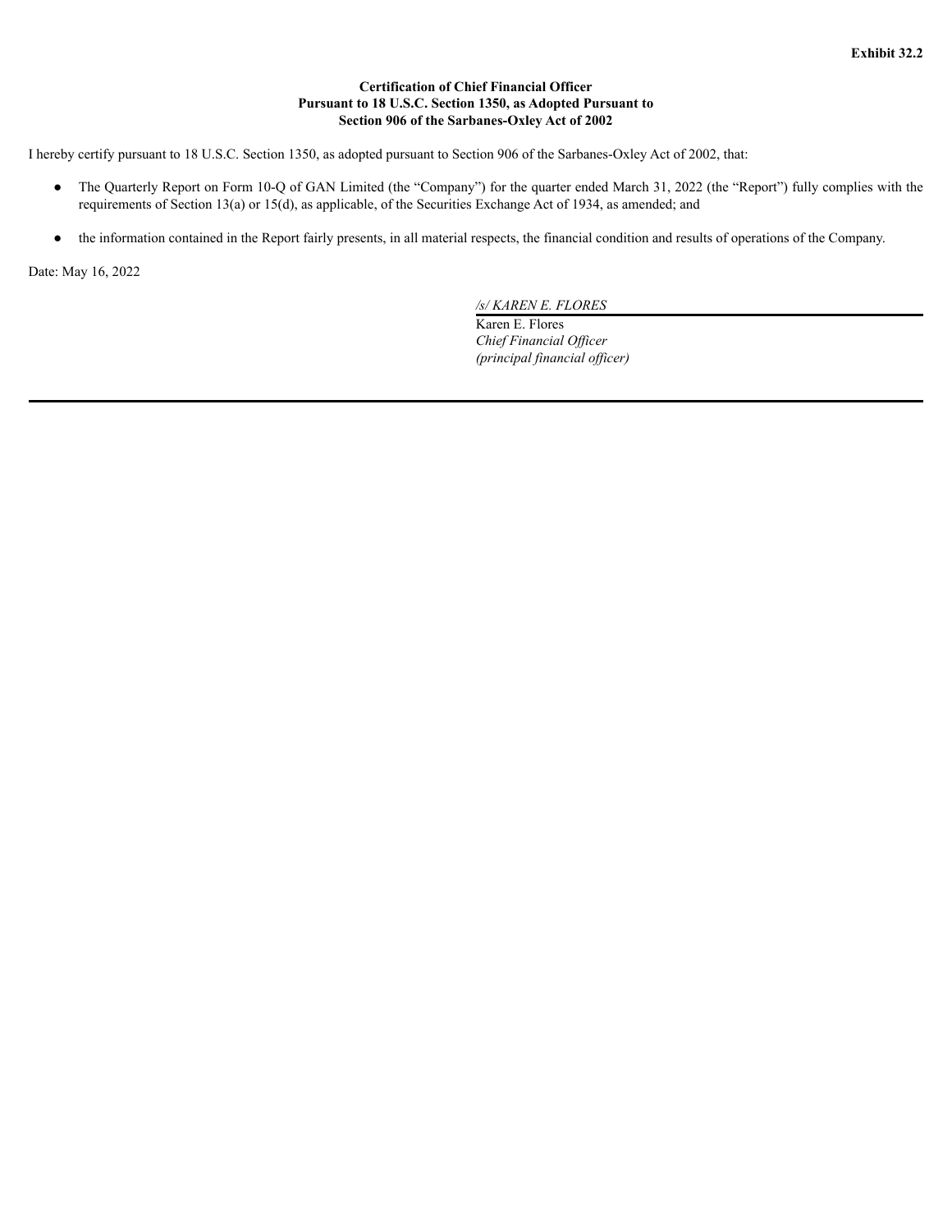**Exhibit 32.2**

**Certification of Chief Financial Officer**
**Pursuant to 18 U.S.C. Section 1350, as Adopted Pursuant to**
**Section 906 of the Sarbanes-Oxley Act of 2002**

I hereby certify pursuant to 18 U.S.C. Section 1350, as adopted pursuant to Section 906 of the Sarbanes-Oxley Act of 2002, that:

- The Quarterly Report on Form 10-Q of GAN Limited (the "Company") for the quarter ended March 31, 2022 (the "Report") fully complies with the requirements of Section 13(a) or 15(d), as applicable, of the Securities Exchange Act of 1934, as amended; and
- the information contained in the Report fairly presents, in all material respects, the financial condition and results of operations of the Company.

Date: May 16, 2022

*/s/ KAREN E. FLORES*
Karen E. Flores
*Chief Financial Officer*
*(principal financial officer)*